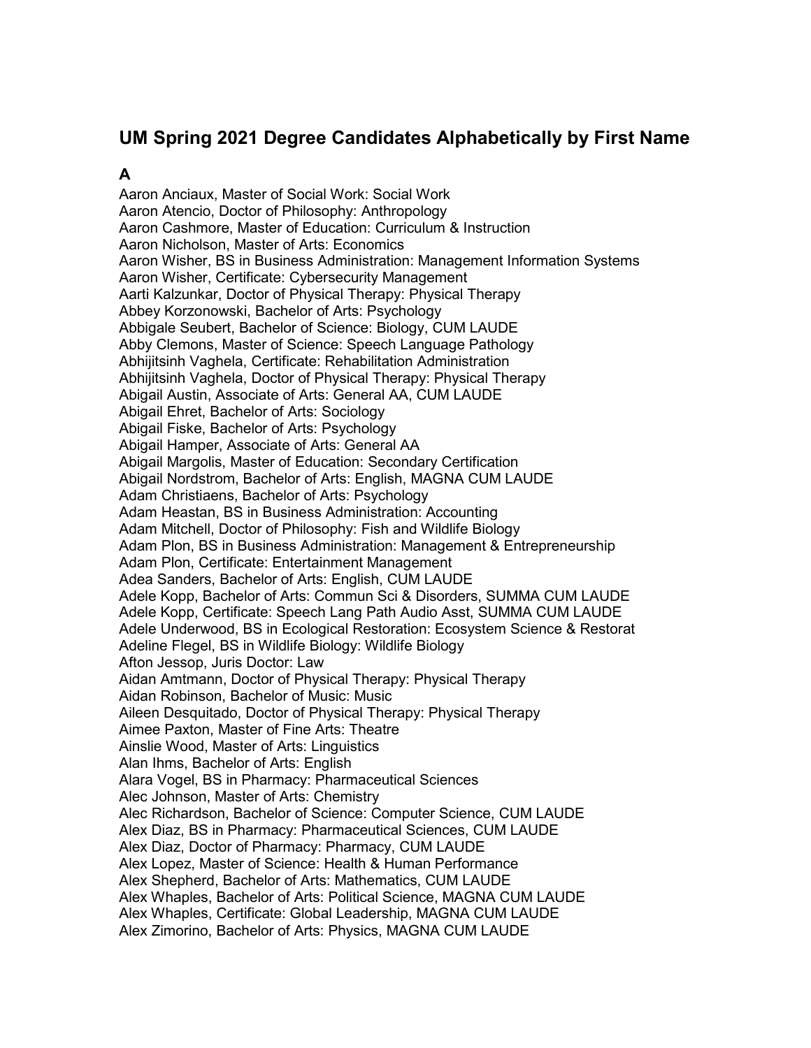## UM Spring 2021 Degree Candidates Alphabetically by First Name

### A

Aaron Anciaux, Master of Social Work: Social Work
Aaron Atencio, Doctor of Philosophy: Anthropology
Aaron Cashmore, Master of Education: Curriculum & Instruction
Aaron Nicholson, Master of Arts: Economics
Aaron Wisher, BS in Business Administration: Management Information Systems
Aaron Wisher, Certificate: Cybersecurity Management
Aarti Kalzunkar, Doctor of Physical Therapy: Physical Therapy
Abbey Korzonowski, Bachelor of Arts: Psychology
Abbigale Seubert, Bachelor of Science: Biology, CUM LAUDE
Abby Clemons, Master of Science: Speech Language Pathology
Abhijitsinh Vaghela, Certificate: Rehabilitation Administration
Abhijitsinh Vaghela, Doctor of Physical Therapy: Physical Therapy
Abigail Austin, Associate of Arts: General AA, CUM LAUDE
Abigail Ehret, Bachelor of Arts: Sociology
Abigail Fiske, Bachelor of Arts: Psychology
Abigail Hamper, Associate of Arts: General AA
Abigail Margolis, Master of Education: Secondary Certification
Abigail Nordstrom, Bachelor of Arts: English, MAGNA CUM LAUDE
Adam Christiaens, Bachelor of Arts: Psychology
Adam Heastan, BS in Business Administration: Accounting
Adam Mitchell, Doctor of Philosophy: Fish and Wildlife Biology
Adam Plon, BS in Business Administration: Management & Entrepreneurship
Adam Plon, Certificate: Entertainment Management
Adea Sanders, Bachelor of Arts: English, CUM LAUDE
Adele Kopp, Bachelor of Arts: Commun Sci & Disorders, SUMMA CUM LAUDE
Adele Kopp, Certificate: Speech Lang Path Audio Asst, SUMMA CUM LAUDE
Adele Underwood, BS in Ecological Restoration: Ecosystem Science & Restorat
Adeline Flegel, BS in Wildlife Biology: Wildlife Biology
Afton Jessop, Juris Doctor: Law
Aidan Amtmann, Doctor of Physical Therapy: Physical Therapy
Aidan Robinson, Bachelor of Music: Music
Aileen Desquitado, Doctor of Physical Therapy: Physical Therapy
Aimee Paxton, Master of Fine Arts: Theatre
Ainslie Wood, Master of Arts: Linguistics
Alan Ihms, Bachelor of Arts: English
Alara Vogel, BS in Pharmacy: Pharmaceutical Sciences
Alec Johnson, Master of Arts: Chemistry
Alec Richardson, Bachelor of Science: Computer Science, CUM LAUDE
Alex Diaz, BS in Pharmacy: Pharmaceutical Sciences, CUM LAUDE
Alex Diaz, Doctor of Pharmacy: Pharmacy, CUM LAUDE
Alex Lopez, Master of Science: Health & Human Performance
Alex Shepherd, Bachelor of Arts: Mathematics, CUM LAUDE
Alex Whaples, Bachelor of Arts: Political Science, MAGNA CUM LAUDE
Alex Whaples, Certificate: Global Leadership, MAGNA CUM LAUDE
Alex Zimorino, Bachelor of Arts: Physics, MAGNA CUM LAUDE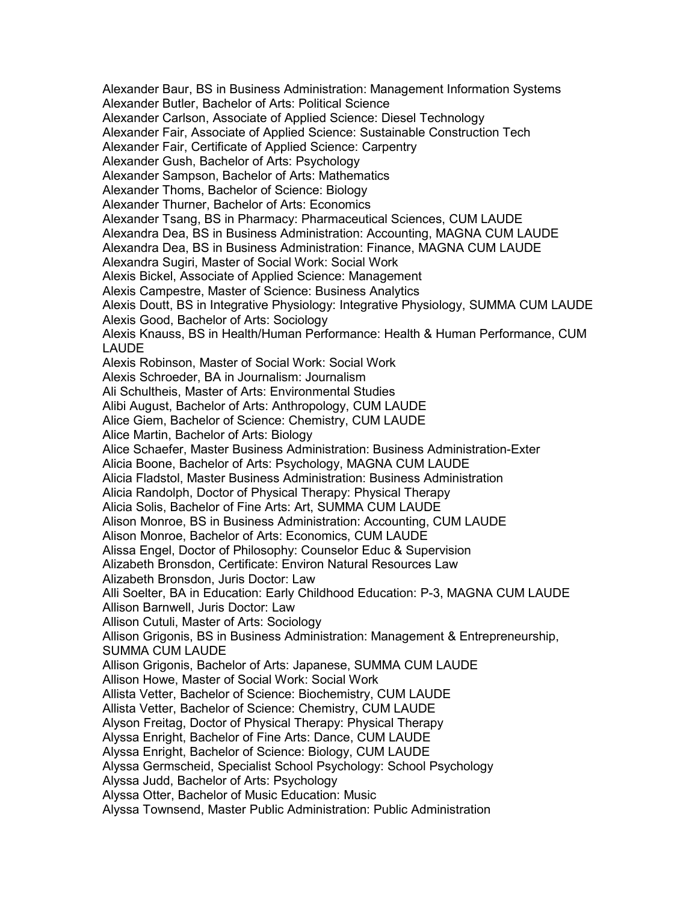Alexander Baur, BS in Business Administration: Management Information Systems
Alexander Butler, Bachelor of Arts: Political Science
Alexander Carlson, Associate of Applied Science: Diesel Technology
Alexander Fair, Associate of Applied Science: Sustainable Construction Tech
Alexander Fair, Certificate of Applied Science: Carpentry
Alexander Gush, Bachelor of Arts: Psychology
Alexander Sampson, Bachelor of Arts: Mathematics
Alexander Thoms, Bachelor of Science: Biology
Alexander Thurner, Bachelor of Arts: Economics
Alexander Tsang, BS in Pharmacy: Pharmaceutical Sciences, CUM LAUDE
Alexandra Dea, BS in Business Administration: Accounting, MAGNA CUM LAUDE
Alexandra Dea, BS in Business Administration: Finance, MAGNA CUM LAUDE
Alexandra Sugiri, Master of Social Work: Social Work
Alexis Bickel, Associate of Applied Science: Management
Alexis Campestre, Master of Science: Business Analytics
Alexis Doutt, BS in Integrative Physiology: Integrative Physiology, SUMMA CUM LAUDE
Alexis Good, Bachelor of Arts: Sociology
Alexis Knauss, BS in Health/Human Performance: Health & Human Performance, CUM LAUDE
Alexis Robinson, Master of Social Work: Social Work
Alexis Schroeder, BA in Journalism: Journalism
Ali Schultheis, Master of Arts: Environmental Studies
Alibi August, Bachelor of Arts: Anthropology, CUM LAUDE
Alice Giem, Bachelor of Science: Chemistry, CUM LAUDE
Alice Martin, Bachelor of Arts: Biology
Alice Schaefer, Master Business Administration: Business Administration-Exter
Alicia Boone, Bachelor of Arts: Psychology, MAGNA CUM LAUDE
Alicia Fladstol, Master Business Administration: Business Administration
Alicia Randolph, Doctor of Physical Therapy: Physical Therapy
Alicia Solis, Bachelor of Fine Arts: Art, SUMMA CUM LAUDE
Alison Monroe, BS in Business Administration: Accounting, CUM LAUDE
Alison Monroe, Bachelor of Arts: Economics, CUM LAUDE
Alissa Engel, Doctor of Philosophy: Counselor Educ & Supervision
Alizabeth Bronsdon, Certificate: Environ Natural Resources Law
Alizabeth Bronsdon, Juris Doctor: Law
Alli Soelter, BA in Education: Early Childhood Education: P-3, MAGNA CUM LAUDE
Allison Barnwell, Juris Doctor: Law
Allison Cutuli, Master of Arts: Sociology
Allison Grigonis, BS in Business Administration: Management & Entrepreneurship, SUMMA CUM LAUDE
Allison Grigonis, Bachelor of Arts: Japanese, SUMMA CUM LAUDE
Allison Howe, Master of Social Work: Social Work
Allista Vetter, Bachelor of Science: Biochemistry, CUM LAUDE
Allista Vetter, Bachelor of Science: Chemistry, CUM LAUDE
Alyson Freitag, Doctor of Physical Therapy: Physical Therapy
Alyssa Enright, Bachelor of Fine Arts: Dance, CUM LAUDE
Alyssa Enright, Bachelor of Science: Biology, CUM LAUDE
Alyssa Germscheid, Specialist School Psychology: School Psychology
Alyssa Judd, Bachelor of Arts: Psychology
Alyssa Otter, Bachelor of Music Education: Music
Alyssa Townsend, Master Public Administration: Public Administration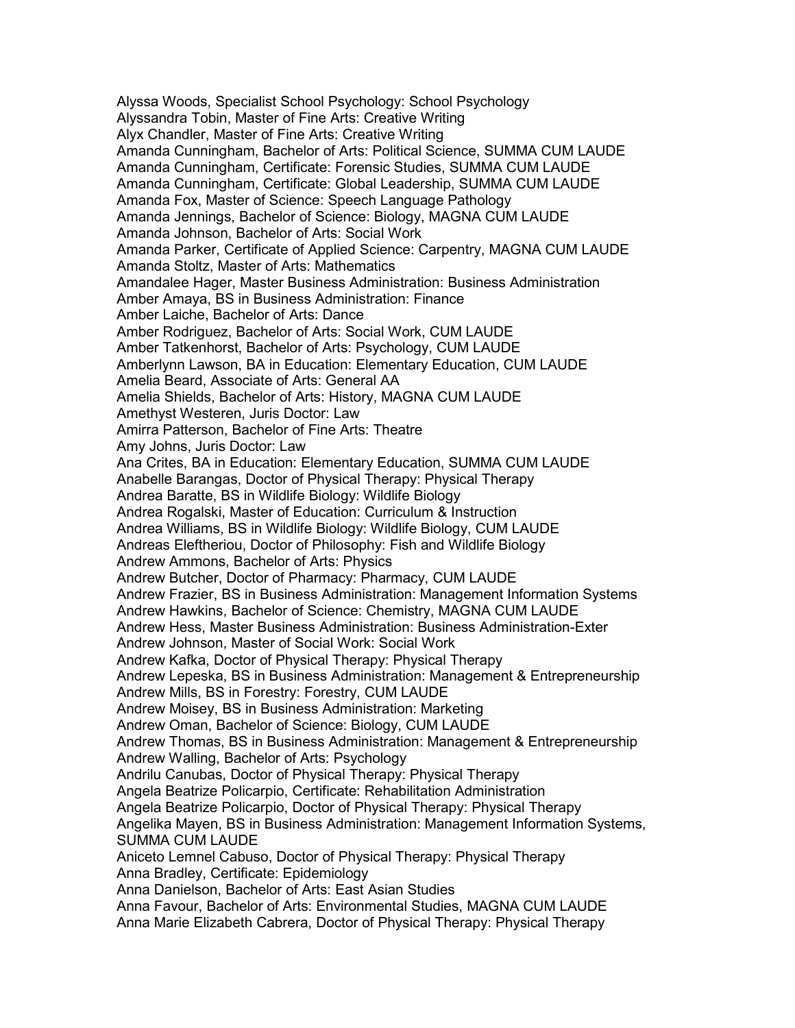Alyssa Woods, Specialist School Psychology: School Psychology
Alyssandra Tobin, Master of Fine Arts: Creative Writing
Alyx Chandler, Master of Fine Arts: Creative Writing
Amanda Cunningham, Bachelor of Arts: Political Science, SUMMA CUM LAUDE
Amanda Cunningham, Certificate: Forensic Studies, SUMMA CUM LAUDE
Amanda Cunningham, Certificate: Global Leadership, SUMMA CUM LAUDE
Amanda Fox, Master of Science: Speech Language Pathology
Amanda Jennings, Bachelor of Science: Biology, MAGNA CUM LAUDE
Amanda Johnson, Bachelor of Arts: Social Work
Amanda Parker, Certificate of Applied Science: Carpentry, MAGNA CUM LAUDE
Amanda Stoltz, Master of Arts: Mathematics
Amandalee Hager, Master Business Administration: Business Administration
Amber Amaya, BS in Business Administration: Finance
Amber Laiche, Bachelor of Arts: Dance
Amber Rodriguez, Bachelor of Arts: Social Work, CUM LAUDE
Amber Tatkenhorst, Bachelor of Arts: Psychology, CUM LAUDE
Amberlynn Lawson, BA in Education: Elementary Education, CUM LAUDE
Amelia Beard, Associate of Arts: General AA
Amelia Shields, Bachelor of Arts: History, MAGNA CUM LAUDE
Amethyst Westeren, Juris Doctor: Law
Amirra Patterson, Bachelor of Fine Arts: Theatre
Amy Johns, Juris Doctor: Law
Ana Crites, BA in Education: Elementary Education, SUMMA CUM LAUDE
Anabelle Barangas, Doctor of Physical Therapy: Physical Therapy
Andrea Baratte, BS in Wildlife Biology: Wildlife Biology
Andrea Rogalski, Master of Education: Curriculum & Instruction
Andrea Williams, BS in Wildlife Biology: Wildlife Biology, CUM LAUDE
Andreas Eleftheriou, Doctor of Philosophy: Fish and Wildlife Biology
Andrew Ammons, Bachelor of Arts: Physics
Andrew Butcher, Doctor of Pharmacy: Pharmacy, CUM LAUDE
Andrew Frazier, BS in Business Administration: Management Information Systems
Andrew Hawkins, Bachelor of Science: Chemistry, MAGNA CUM LAUDE
Andrew Hess, Master Business Administration: Business Administration-Exter
Andrew Johnson, Master of Social Work: Social Work
Andrew Kafka, Doctor of Physical Therapy: Physical Therapy
Andrew Lepeska, BS in Business Administration: Management & Entrepreneurship
Andrew Mills, BS in Forestry: Forestry, CUM LAUDE
Andrew Moisey, BS in Business Administration: Marketing
Andrew Oman, Bachelor of Science: Biology, CUM LAUDE
Andrew Thomas, BS in Business Administration: Management & Entrepreneurship
Andrew Walling, Bachelor of Arts: Psychology
Andrilu Canubas, Doctor of Physical Therapy: Physical Therapy
Angela Beatrize Policarpio, Certificate: Rehabilitation Administration
Angela Beatrize Policarpio, Doctor of Physical Therapy: Physical Therapy
Angelika Mayen, BS in Business Administration: Management Information Systems, SUMMA CUM LAUDE
Aniceto Lemnel Cabuso, Doctor of Physical Therapy: Physical Therapy
Anna Bradley, Certificate: Epidemiology
Anna Danielson, Bachelor of Arts: East Asian Studies
Anna Favour, Bachelor of Arts: Environmental Studies, MAGNA CUM LAUDE
Anna Marie Elizabeth Cabrera, Doctor of Physical Therapy: Physical Therapy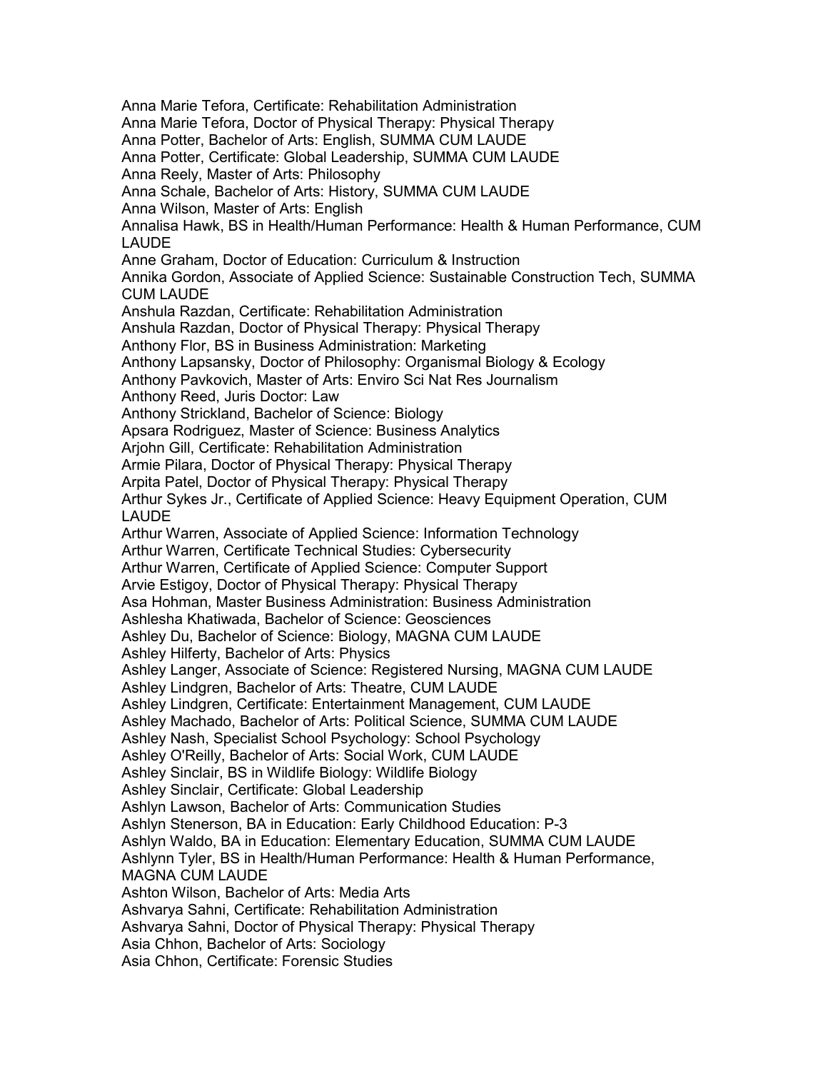Anna Marie Tefora, Certificate: Rehabilitation Administration
Anna Marie Tefora, Doctor of Physical Therapy: Physical Therapy
Anna Potter, Bachelor of Arts: English, SUMMA CUM LAUDE
Anna Potter, Certificate: Global Leadership, SUMMA CUM LAUDE
Anna Reely, Master of Arts: Philosophy
Anna Schale, Bachelor of Arts: History, SUMMA CUM LAUDE
Anna Wilson, Master of Arts: English
Annalisa Hawk, BS in Health/Human Performance: Health & Human Performance, CUM LAUDE
Anne Graham, Doctor of Education: Curriculum & Instruction
Annika Gordon, Associate of Applied Science: Sustainable Construction Tech, SUMMA CUM LAUDE
Anshula Razdan, Certificate: Rehabilitation Administration
Anshula Razdan, Doctor of Physical Therapy: Physical Therapy
Anthony Flor, BS in Business Administration: Marketing
Anthony Lapsansky, Doctor of Philosophy: Organismal Biology & Ecology
Anthony Pavkovich, Master of Arts: Enviro Sci Nat Res Journalism
Anthony Reed, Juris Doctor: Law
Anthony Strickland, Bachelor of Science: Biology
Apsara Rodriguez, Master of Science: Business Analytics
Arjohn Gill, Certificate: Rehabilitation Administration
Armie Pilara, Doctor of Physical Therapy: Physical Therapy
Arpita Patel, Doctor of Physical Therapy: Physical Therapy
Arthur Sykes Jr., Certificate of Applied Science: Heavy Equipment Operation, CUM LAUDE
Arthur Warren, Associate of Applied Science: Information Technology
Arthur Warren, Certificate Technical Studies: Cybersecurity
Arthur Warren, Certificate of Applied Science: Computer Support
Arvie Estigoy, Doctor of Physical Therapy: Physical Therapy
Asa Hohman, Master Business Administration: Business Administration
Ashlesha Khatiwada, Bachelor of Science: Geosciences
Ashley Du, Bachelor of Science: Biology, MAGNA CUM LAUDE
Ashley Hilferty, Bachelor of Arts: Physics
Ashley Langer, Associate of Science: Registered Nursing, MAGNA CUM LAUDE
Ashley Lindgren, Bachelor of Arts: Theatre, CUM LAUDE
Ashley Lindgren, Certificate: Entertainment Management, CUM LAUDE
Ashley Machado, Bachelor of Arts: Political Science, SUMMA CUM LAUDE
Ashley Nash, Specialist School Psychology: School Psychology
Ashley O'Reilly, Bachelor of Arts: Social Work, CUM LAUDE
Ashley Sinclair, BS in Wildlife Biology: Wildlife Biology
Ashley Sinclair, Certificate: Global Leadership
Ashlyn Lawson, Bachelor of Arts: Communication Studies
Ashlyn Stenerson, BA in Education: Early Childhood Education: P-3
Ashlyn Waldo, BA in Education: Elementary Education, SUMMA CUM LAUDE
Ashlynn Tyler, BS in Health/Human Performance: Health & Human Performance, MAGNA CUM LAUDE
Ashton Wilson, Bachelor of Arts: Media Arts
Ashvarya Sahni, Certificate: Rehabilitation Administration
Ashvarya Sahni, Doctor of Physical Therapy: Physical Therapy
Asia Chhon, Bachelor of Arts: Sociology
Asia Chhon, Certificate: Forensic Studies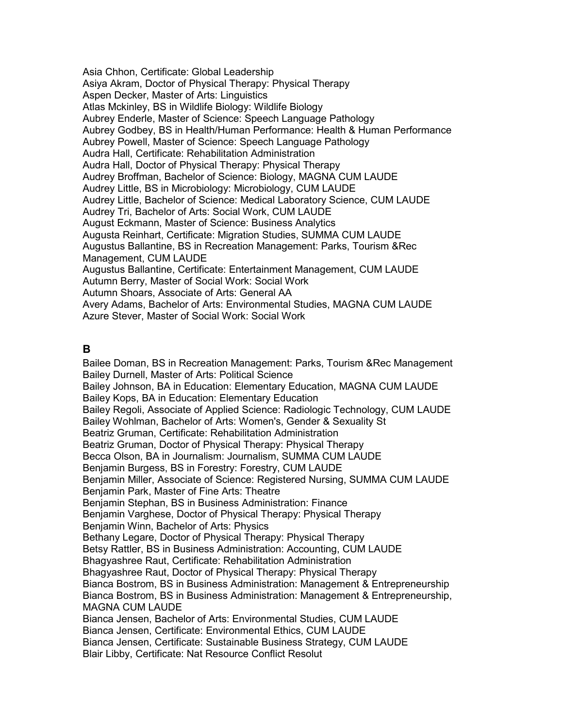Asia Chhon, Certificate: Global Leadership
Asiya Akram, Doctor of Physical Therapy: Physical Therapy
Aspen Decker, Master of Arts: Linguistics
Atlas Mckinley, BS in Wildlife Biology: Wildlife Biology
Aubrey Enderle, Master of Science: Speech Language Pathology
Aubrey Godbey, BS in Health/Human Performance: Health & Human Performance
Aubrey Powell, Master of Science: Speech Language Pathology
Audra Hall, Certificate: Rehabilitation Administration
Audra Hall, Doctor of Physical Therapy: Physical Therapy
Audrey Broffman, Bachelor of Science: Biology, MAGNA CUM LAUDE
Audrey Little, BS in Microbiology: Microbiology, CUM LAUDE
Audrey Little, Bachelor of Science: Medical Laboratory Science, CUM LAUDE
Audrey Tri, Bachelor of Arts: Social Work, CUM LAUDE
August Eckmann, Master of Science: Business Analytics
Augusta Reinhart, Certificate: Migration Studies, SUMMA CUM LAUDE
Augustus Ballantine, BS in Recreation Management: Parks, Tourism &Rec Management, CUM LAUDE
Augustus Ballantine, Certificate: Entertainment Management, CUM LAUDE
Autumn Berry, Master of Social Work: Social Work
Autumn Shoars, Associate of Arts: General AA
Avery Adams, Bachelor of Arts: Environmental Studies, MAGNA CUM LAUDE
Azure Stever, Master of Social Work: Social Work

## B

Bailee Doman, BS in Recreation Management: Parks, Tourism &Rec Management
Bailey Durnell, Master of Arts: Political Science
Bailey Johnson, BA in Education: Elementary Education, MAGNA CUM LAUDE
Bailey Kops, BA in Education: Elementary Education
Bailey Regoli, Associate of Applied Science: Radiologic Technology, CUM LAUDE
Bailey Wohlman, Bachelor of Arts: Women's, Gender & Sexuality St
Beatriz Gruman, Certificate: Rehabilitation Administration
Beatriz Gruman, Doctor of Physical Therapy: Physical Therapy
Becca Olson, BA in Journalism: Journalism, SUMMA CUM LAUDE
Benjamin Burgess, BS in Forestry: Forestry, CUM LAUDE
Benjamin Miller, Associate of Science: Registered Nursing, SUMMA CUM LAUDE
Benjamin Park, Master of Fine Arts: Theatre
Benjamin Stephan, BS in Business Administration: Finance
Benjamin Varghese, Doctor of Physical Therapy: Physical Therapy
Benjamin Winn, Bachelor of Arts: Physics
Bethany Legare, Doctor of Physical Therapy: Physical Therapy
Betsy Rattler, BS in Business Administration: Accounting, CUM LAUDE
Bhagyashree Raut, Certificate: Rehabilitation Administration
Bhagyashree Raut, Doctor of Physical Therapy: Physical Therapy
Bianca Bostrom, BS in Business Administration: Management & Entrepreneurship
Bianca Bostrom, BS in Business Administration: Management & Entrepreneurship, MAGNA CUM LAUDE
Bianca Jensen, Bachelor of Arts: Environmental Studies, CUM LAUDE
Bianca Jensen, Certificate: Environmental Ethics, CUM LAUDE
Bianca Jensen, Certificate: Sustainable Business Strategy, CUM LAUDE
Blair Libby, Certificate: Nat Resource Conflict Resolut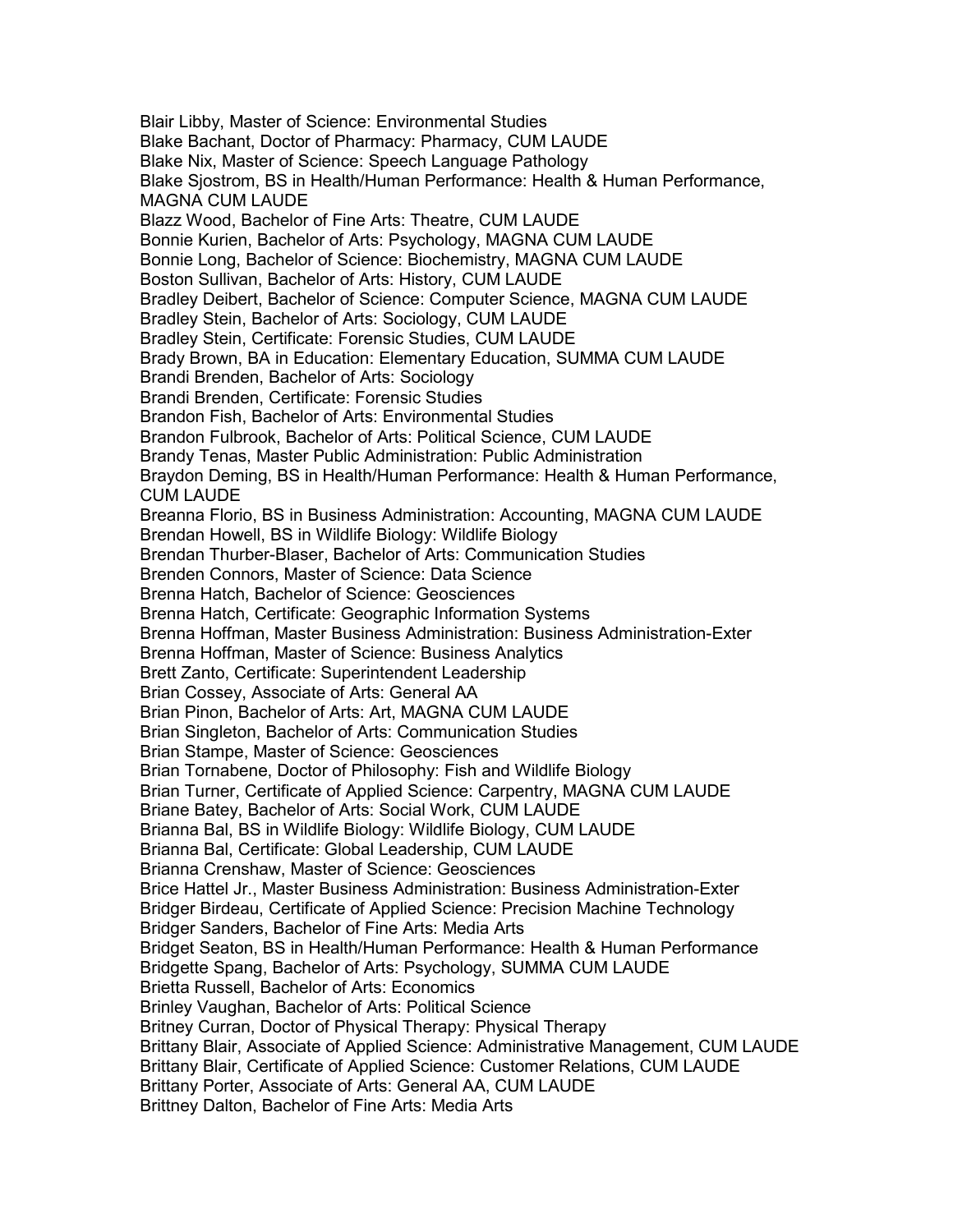Blair Libby, Master of Science: Environmental Studies
Blake Bachant, Doctor of Pharmacy: Pharmacy, CUM LAUDE
Blake Nix, Master of Science: Speech Language Pathology
Blake Sjostrom, BS in Health/Human Performance: Health & Human Performance, MAGNA CUM LAUDE
Blazz Wood, Bachelor of Fine Arts: Theatre, CUM LAUDE
Bonnie Kurien, Bachelor of Arts: Psychology, MAGNA CUM LAUDE
Bonnie Long, Bachelor of Science: Biochemistry, MAGNA CUM LAUDE
Boston Sullivan, Bachelor of Arts: History, CUM LAUDE
Bradley Deibert, Bachelor of Science: Computer Science, MAGNA CUM LAUDE
Bradley Stein, Bachelor of Arts: Sociology, CUM LAUDE
Bradley Stein, Certificate: Forensic Studies, CUM LAUDE
Brady Brown, BA in Education: Elementary Education, SUMMA CUM LAUDE
Brandi Brenden, Bachelor of Arts: Sociology
Brandi Brenden, Certificate: Forensic Studies
Brandon Fish, Bachelor of Arts: Environmental Studies
Brandon Fulbrook, Bachelor of Arts: Political Science, CUM LAUDE
Brandy Tenas, Master Public Administration: Public Administration
Braydon Deming, BS in Health/Human Performance: Health & Human Performance, CUM LAUDE
Breanna Florio, BS in Business Administration: Accounting, MAGNA CUM LAUDE
Brendan Howell, BS in Wildlife Biology: Wildlife Biology
Brendan Thurber-Blaser, Bachelor of Arts: Communication Studies
Brenden Connors, Master of Science: Data Science
Brenna Hatch, Bachelor of Science: Geosciences
Brenna Hatch, Certificate: Geographic Information Systems
Brenna Hoffman, Master Business Administration: Business Administration-Exter
Brenna Hoffman, Master of Science: Business Analytics
Brett Zanto, Certificate: Superintendent Leadership
Brian Cossey, Associate of Arts: General AA
Brian Pinon, Bachelor of Arts: Art, MAGNA CUM LAUDE
Brian Singleton, Bachelor of Arts: Communication Studies
Brian Stampe, Master of Science: Geosciences
Brian Tornabene, Doctor of Philosophy: Fish and Wildlife Biology
Brian Turner, Certificate of Applied Science: Carpentry, MAGNA CUM LAUDE
Briane Batey, Bachelor of Arts: Social Work, CUM LAUDE
Brianna Bal, BS in Wildlife Biology: Wildlife Biology, CUM LAUDE
Brianna Bal, Certificate: Global Leadership, CUM LAUDE
Brianna Crenshaw, Master of Science: Geosciences
Brice Hattel Jr., Master Business Administration: Business Administration-Exter
Bridger Birdeau, Certificate of Applied Science: Precision Machine Technology
Bridger Sanders, Bachelor of Fine Arts: Media Arts
Bridget Seaton, BS in Health/Human Performance: Health & Human Performance
Bridgette Spang, Bachelor of Arts: Psychology, SUMMA CUM LAUDE
Brietta Russell, Bachelor of Arts: Economics
Brinley Vaughan, Bachelor of Arts: Political Science
Britney Curran, Doctor of Physical Therapy: Physical Therapy
Brittany Blair, Associate of Applied Science: Administrative Management, CUM LAUDE
Brittany Blair, Certificate of Applied Science: Customer Relations, CUM LAUDE
Brittany Porter, Associate of Arts: General AA, CUM LAUDE
Brittney Dalton, Bachelor of Fine Arts: Media Arts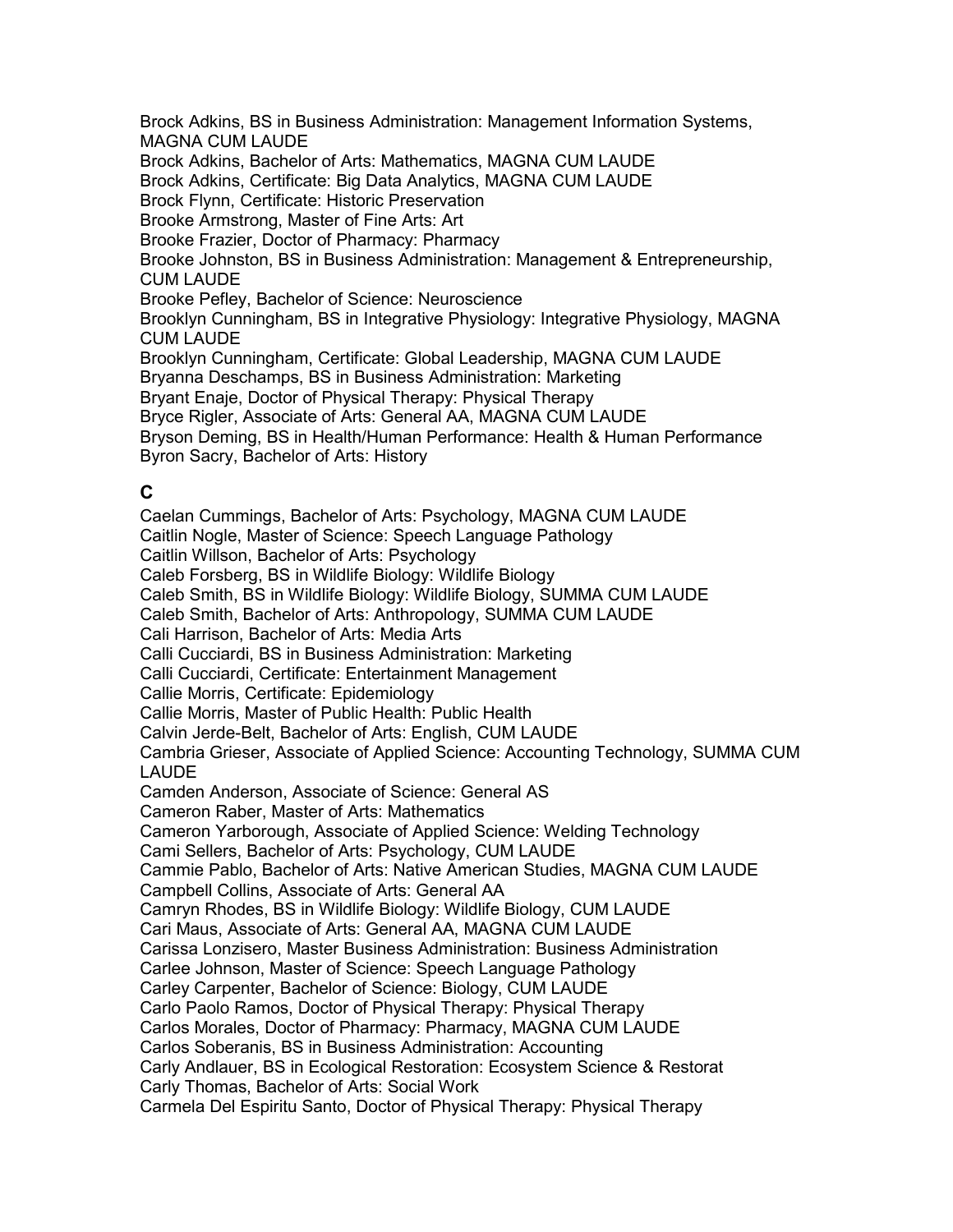Brock Adkins, BS in Business Administration: Management Information Systems, MAGNA CUM LAUDE
Brock Adkins, Bachelor of Arts: Mathematics, MAGNA CUM LAUDE
Brock Adkins, Certificate: Big Data Analytics, MAGNA CUM LAUDE
Brock Flynn, Certificate: Historic Preservation
Brooke Armstrong, Master of Fine Arts: Art
Brooke Frazier, Doctor of Pharmacy: Pharmacy
Brooke Johnston, BS in Business Administration: Management & Entrepreneurship, CUM LAUDE
Brooke Pefley, Bachelor of Science: Neuroscience
Brooklyn Cunningham, BS in Integrative Physiology: Integrative Physiology, MAGNA CUM LAUDE
Brooklyn Cunningham, Certificate: Global Leadership, MAGNA CUM LAUDE
Bryanna Deschamps, BS in Business Administration: Marketing
Bryant Enaje, Doctor of Physical Therapy: Physical Therapy
Bryce Rigler, Associate of Arts: General AA, MAGNA CUM LAUDE
Bryson Deming, BS in Health/Human Performance: Health & Human Performance
Byron Sacry, Bachelor of Arts: History

## C

Caelan Cummings, Bachelor of Arts: Psychology, MAGNA CUM LAUDE
Caitlin Nogle, Master of Science: Speech Language Pathology
Caitlin Willson, Bachelor of Arts: Psychology
Caleb Forsberg, BS in Wildlife Biology: Wildlife Biology
Caleb Smith, BS in Wildlife Biology: Wildlife Biology, SUMMA CUM LAUDE
Caleb Smith, Bachelor of Arts: Anthropology, SUMMA CUM LAUDE
Cali Harrison, Bachelor of Arts: Media Arts
Calli Cucciardi, BS in Business Administration: Marketing
Calli Cucciardi, Certificate: Entertainment Management
Callie Morris, Certificate: Epidemiology
Callie Morris, Master of Public Health: Public Health
Calvin Jerde-Belt, Bachelor of Arts: English, CUM LAUDE
Cambria Grieser, Associate of Applied Science: Accounting Technology, SUMMA CUM LAUDE
Camden Anderson, Associate of Science: General AS
Cameron Raber, Master of Arts: Mathematics
Cameron Yarborough, Associate of Applied Science: Welding Technology
Cami Sellers, Bachelor of Arts: Psychology, CUM LAUDE
Cammie Pablo, Bachelor of Arts: Native American Studies, MAGNA CUM LAUDE
Campbell Collins, Associate of Arts: General AA
Camryn Rhodes, BS in Wildlife Biology: Wildlife Biology, CUM LAUDE
Cari Maus, Associate of Arts: General AA, MAGNA CUM LAUDE
Carissa Lonzisero, Master Business Administration: Business Administration
Carlee Johnson, Master of Science: Speech Language Pathology
Carley Carpenter, Bachelor of Science: Biology, CUM LAUDE
Carlo Paolo Ramos, Doctor of Physical Therapy: Physical Therapy
Carlos Morales, Doctor of Pharmacy: Pharmacy, MAGNA CUM LAUDE
Carlos Soberanis, BS in Business Administration: Accounting
Carly Andlauer, BS in Ecological Restoration: Ecosystem Science & Restorat
Carly Thomas, Bachelor of Arts: Social Work
Carmela Del Espiritu Santo, Doctor of Physical Therapy: Physical Therapy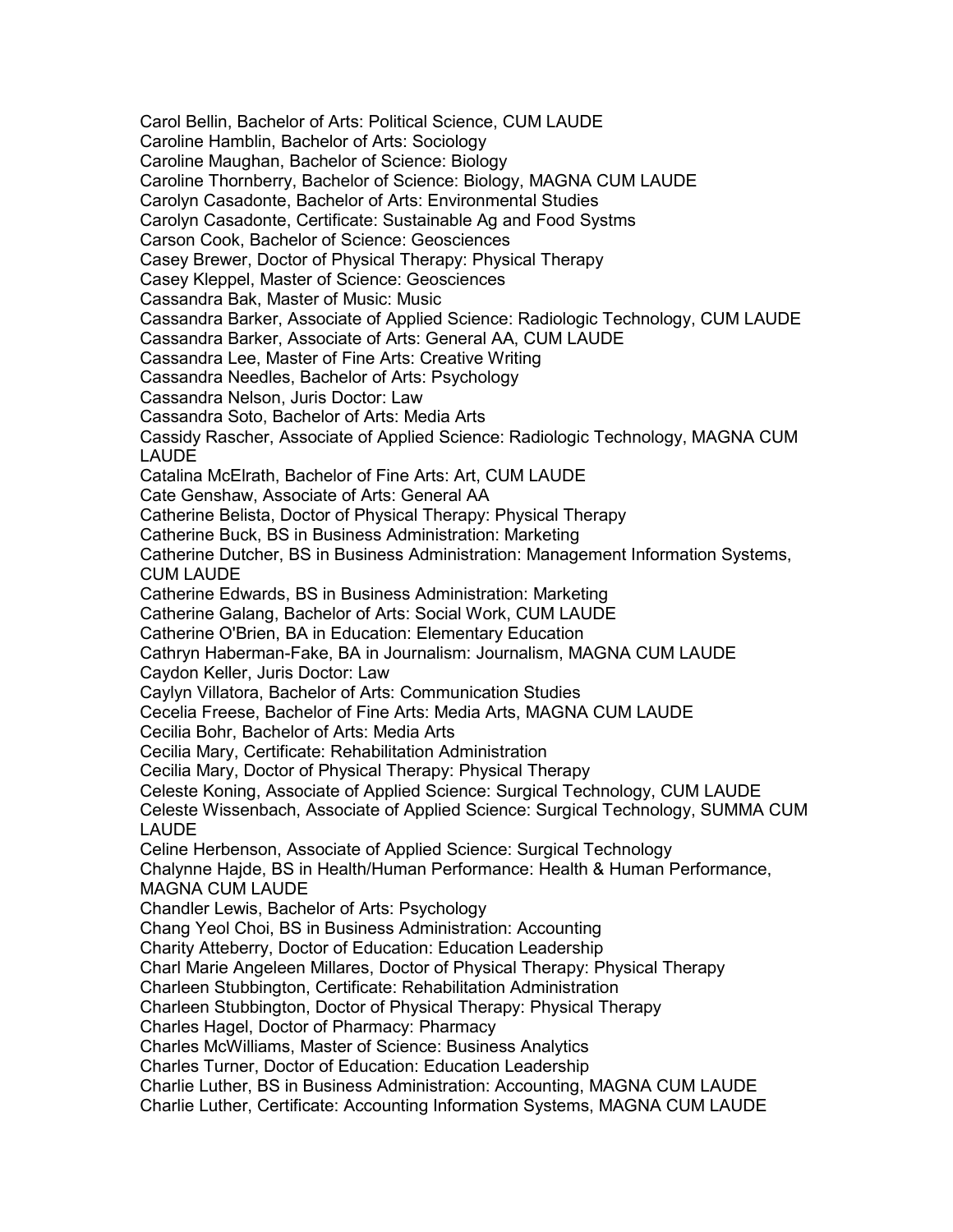Carol Bellin, Bachelor of Arts: Political Science, CUM LAUDE
Caroline Hamblin, Bachelor of Arts: Sociology
Caroline Maughan, Bachelor of Science: Biology
Caroline Thornberry, Bachelor of Science: Biology, MAGNA CUM LAUDE
Carolyn Casadonte, Bachelor of Arts: Environmental Studies
Carolyn Casadonte, Certificate: Sustainable Ag and Food Systms
Carson Cook, Bachelor of Science: Geosciences
Casey Brewer, Doctor of Physical Therapy: Physical Therapy
Casey Kleppel, Master of Science: Geosciences
Cassandra Bak, Master of Music: Music
Cassandra Barker, Associate of Applied Science: Radiologic Technology, CUM LAUDE
Cassandra Barker, Associate of Arts: General AA, CUM LAUDE
Cassandra Lee, Master of Fine Arts: Creative Writing
Cassandra Needles, Bachelor of Arts: Psychology
Cassandra Nelson, Juris Doctor: Law
Cassandra Soto, Bachelor of Arts: Media Arts
Cassidy Rascher, Associate of Applied Science: Radiologic Technology, MAGNA CUM LAUDE
Catalina McElrath, Bachelor of Fine Arts: Art, CUM LAUDE
Cate Genshaw, Associate of Arts: General AA
Catherine Belista, Doctor of Physical Therapy: Physical Therapy
Catherine Buck, BS in Business Administration: Marketing
Catherine Dutcher, BS in Business Administration: Management Information Systems, CUM LAUDE
Catherine Edwards, BS in Business Administration: Marketing
Catherine Galang, Bachelor of Arts: Social Work, CUM LAUDE
Catherine O'Brien, BA in Education: Elementary Education
Cathryn Haberman-Fake, BA in Journalism: Journalism, MAGNA CUM LAUDE
Caydon Keller, Juris Doctor: Law
Caylyn Villatora, Bachelor of Arts: Communication Studies
Cecelia Freese, Bachelor of Fine Arts: Media Arts, MAGNA CUM LAUDE
Cecilia Bohr, Bachelor of Arts: Media Arts
Cecilia Mary, Certificate: Rehabilitation Administration
Cecilia Mary, Doctor of Physical Therapy: Physical Therapy
Celeste Koning, Associate of Applied Science: Surgical Technology, CUM LAUDE
Celeste Wissenbach, Associate of Applied Science: Surgical Technology, SUMMA CUM LAUDE
Celine Herbenson, Associate of Applied Science: Surgical Technology
Chalynne Hajde, BS in Health/Human Performance: Health & Human Performance, MAGNA CUM LAUDE
Chandler Lewis, Bachelor of Arts: Psychology
Chang Yeol Choi, BS in Business Administration: Accounting
Charity Atteberry, Doctor of Education: Education Leadership
Charl Marie Angeleen Millares, Doctor of Physical Therapy: Physical Therapy
Charleen Stubbington, Certificate: Rehabilitation Administration
Charleen Stubbington, Doctor of Physical Therapy: Physical Therapy
Charles Hagel, Doctor of Pharmacy: Pharmacy
Charles McWilliams, Master of Science: Business Analytics
Charles Turner, Doctor of Education: Education Leadership
Charlie Luther, BS in Business Administration: Accounting, MAGNA CUM LAUDE
Charlie Luther, Certificate: Accounting Information Systems, MAGNA CUM LAUDE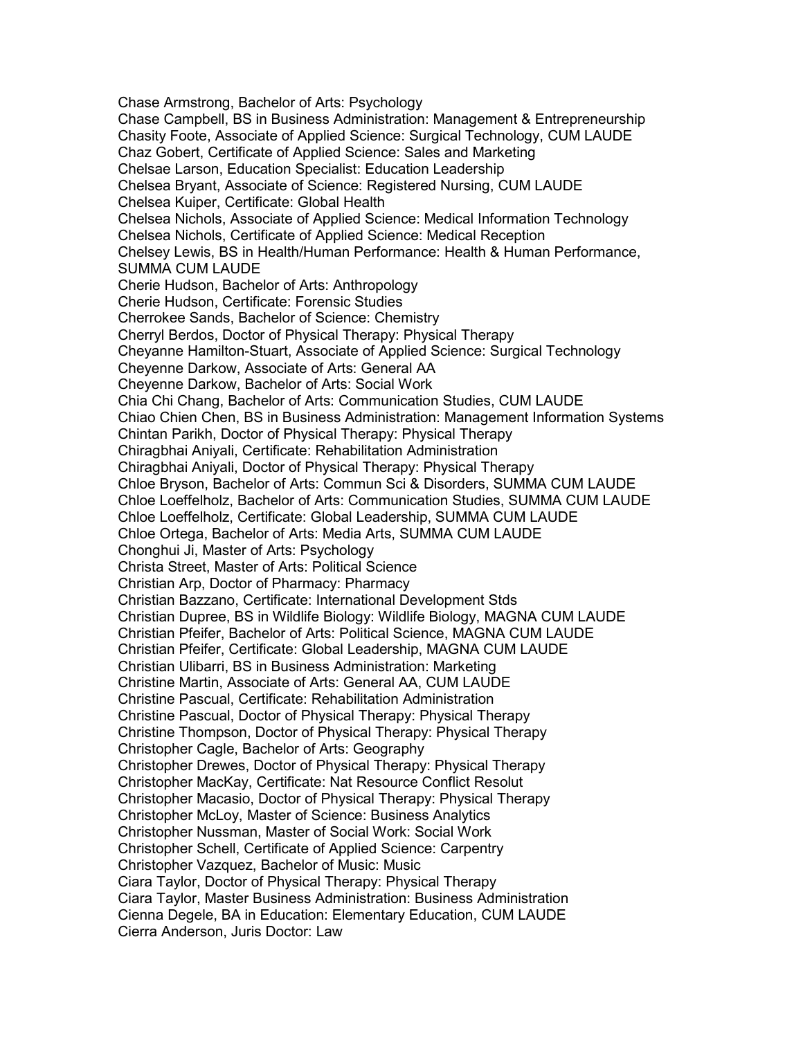Chase Armstrong, Bachelor of Arts: Psychology
Chase Campbell, BS in Business Administration: Management & Entrepreneurship
Chasity Foote, Associate of Applied Science: Surgical Technology, CUM LAUDE
Chaz Gobert, Certificate of Applied Science: Sales and Marketing
Chelsae Larson, Education Specialist: Education Leadership
Chelsea Bryant, Associate of Science: Registered Nursing, CUM LAUDE
Chelsea Kuiper, Certificate: Global Health
Chelsea Nichols, Associate of Applied Science: Medical Information Technology
Chelsea Nichols, Certificate of Applied Science: Medical Reception
Chelsey Lewis, BS in Health/Human Performance: Health & Human Performance, SUMMA CUM LAUDE
Cherie Hudson, Bachelor of Arts: Anthropology
Cherie Hudson, Certificate: Forensic Studies
Cherrokee Sands, Bachelor of Science: Chemistry
Cherryl Berdos, Doctor of Physical Therapy: Physical Therapy
Cheyanne Hamilton-Stuart, Associate of Applied Science: Surgical Technology
Cheyenne Darkow, Associate of Arts: General AA
Cheyenne Darkow, Bachelor of Arts: Social Work
Chia Chi Chang, Bachelor of Arts: Communication Studies, CUM LAUDE
Chiao Chien Chen, BS in Business Administration: Management Information Systems
Chintan Parikh, Doctor of Physical Therapy: Physical Therapy
Chiragbhai Aniyali, Certificate: Rehabilitation Administration
Chiragbhai Aniyali, Doctor of Physical Therapy: Physical Therapy
Chloe Bryson, Bachelor of Arts: Commun Sci & Disorders, SUMMA CUM LAUDE
Chloe Loeffelholz, Bachelor of Arts: Communication Studies, SUMMA CUM LAUDE
Chloe Loeffelholz, Certificate: Global Leadership, SUMMA CUM LAUDE
Chloe Ortega, Bachelor of Arts: Media Arts, SUMMA CUM LAUDE
Chonghui Ji, Master of Arts: Psychology
Christa Street, Master of Arts: Political Science
Christian Arp, Doctor of Pharmacy: Pharmacy
Christian Bazzano, Certificate: International Development Stds
Christian Dupree, BS in Wildlife Biology: Wildlife Biology, MAGNA CUM LAUDE
Christian Pfeifer, Bachelor of Arts: Political Science, MAGNA CUM LAUDE
Christian Pfeifer, Certificate: Global Leadership, MAGNA CUM LAUDE
Christian Ulibarri, BS in Business Administration: Marketing
Christine Martin, Associate of Arts: General AA, CUM LAUDE
Christine Pascual, Certificate: Rehabilitation Administration
Christine Pascual, Doctor of Physical Therapy: Physical Therapy
Christine Thompson, Doctor of Physical Therapy: Physical Therapy
Christopher Cagle, Bachelor of Arts: Geography
Christopher Drewes, Doctor of Physical Therapy: Physical Therapy
Christopher MacKay, Certificate: Nat Resource Conflict Resolut
Christopher Macasio, Doctor of Physical Therapy: Physical Therapy
Christopher McLoy, Master of Science: Business Analytics
Christopher Nussman, Master of Social Work: Social Work
Christopher Schell, Certificate of Applied Science: Carpentry
Christopher Vazquez, Bachelor of Music: Music
Ciara Taylor, Doctor of Physical Therapy: Physical Therapy
Ciara Taylor, Master Business Administration: Business Administration
Cienna Degele, BA in Education: Elementary Education, CUM LAUDE
Cierra Anderson, Juris Doctor: Law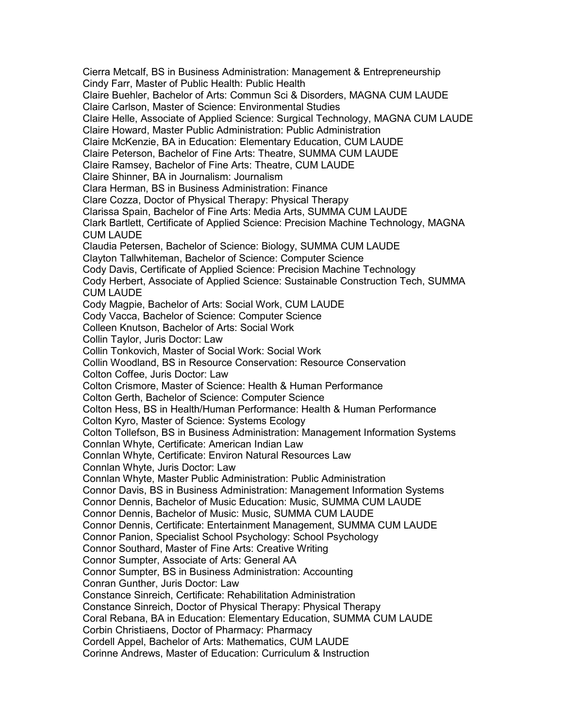Cierra Metcalf, BS in Business Administration: Management & Entrepreneurship
Cindy Farr, Master of Public Health: Public Health
Claire Buehler, Bachelor of Arts: Commun Sci & Disorders, MAGNA CUM LAUDE
Claire Carlson, Master of Science: Environmental Studies
Claire Helle, Associate of Applied Science: Surgical Technology, MAGNA CUM LAUDE
Claire Howard, Master Public Administration: Public Administration
Claire McKenzie, BA in Education: Elementary Education, CUM LAUDE
Claire Peterson, Bachelor of Fine Arts: Theatre, SUMMA CUM LAUDE
Claire Ramsey, Bachelor of Fine Arts: Theatre, CUM LAUDE
Claire Shinner, BA in Journalism: Journalism
Clara Herman, BS in Business Administration: Finance
Clare Cozza, Doctor of Physical Therapy: Physical Therapy
Clarissa Spain, Bachelor of Fine Arts: Media Arts, SUMMA CUM LAUDE
Clark Bartlett, Certificate of Applied Science: Precision Machine Technology, MAGNA CUM LAUDE
Claudia Petersen, Bachelor of Science: Biology, SUMMA CUM LAUDE
Clayton Tallwhiteman, Bachelor of Science: Computer Science
Cody Davis, Certificate of Applied Science: Precision Machine Technology
Cody Herbert, Associate of Applied Science: Sustainable Construction Tech, SUMMA CUM LAUDE
Cody Magpie, Bachelor of Arts: Social Work, CUM LAUDE
Cody Vacca, Bachelor of Science: Computer Science
Colleen Knutson, Bachelor of Arts: Social Work
Collin Taylor, Juris Doctor: Law
Collin Tonkovich, Master of Social Work: Social Work
Collin Woodland, BS in Resource Conservation: Resource Conservation
Colton Coffee, Juris Doctor: Law
Colton Crismore, Master of Science: Health & Human Performance
Colton Gerth, Bachelor of Science: Computer Science
Colton Hess, BS in Health/Human Performance: Health & Human Performance
Colton Kyro, Master of Science: Systems Ecology
Colton Tollefson, BS in Business Administration: Management Information Systems
Connlan Whyte, Certificate: American Indian Law
Connlan Whyte, Certificate: Environ Natural Resources Law
Connlan Whyte, Juris Doctor: Law
Connlan Whyte, Master Public Administration: Public Administration
Connor Davis, BS in Business Administration: Management Information Systems
Connor Dennis, Bachelor of Music Education: Music, SUMMA CUM LAUDE
Connor Dennis, Bachelor of Music: Music, SUMMA CUM LAUDE
Connor Dennis, Certificate: Entertainment Management, SUMMA CUM LAUDE
Connor Panion, Specialist School Psychology: School Psychology
Connor Southard, Master of Fine Arts: Creative Writing
Connor Sumpter, Associate of Arts: General AA
Connor Sumpter, BS in Business Administration: Accounting
Conran Gunther, Juris Doctor: Law
Constance Sinreich, Certificate: Rehabilitation Administration
Constance Sinreich, Doctor of Physical Therapy: Physical Therapy
Coral Rebana, BA in Education: Elementary Education, SUMMA CUM LAUDE
Corbin Christiaens, Doctor of Pharmacy: Pharmacy
Cordell Appel, Bachelor of Arts: Mathematics, CUM LAUDE
Corinne Andrews, Master of Education: Curriculum & Instruction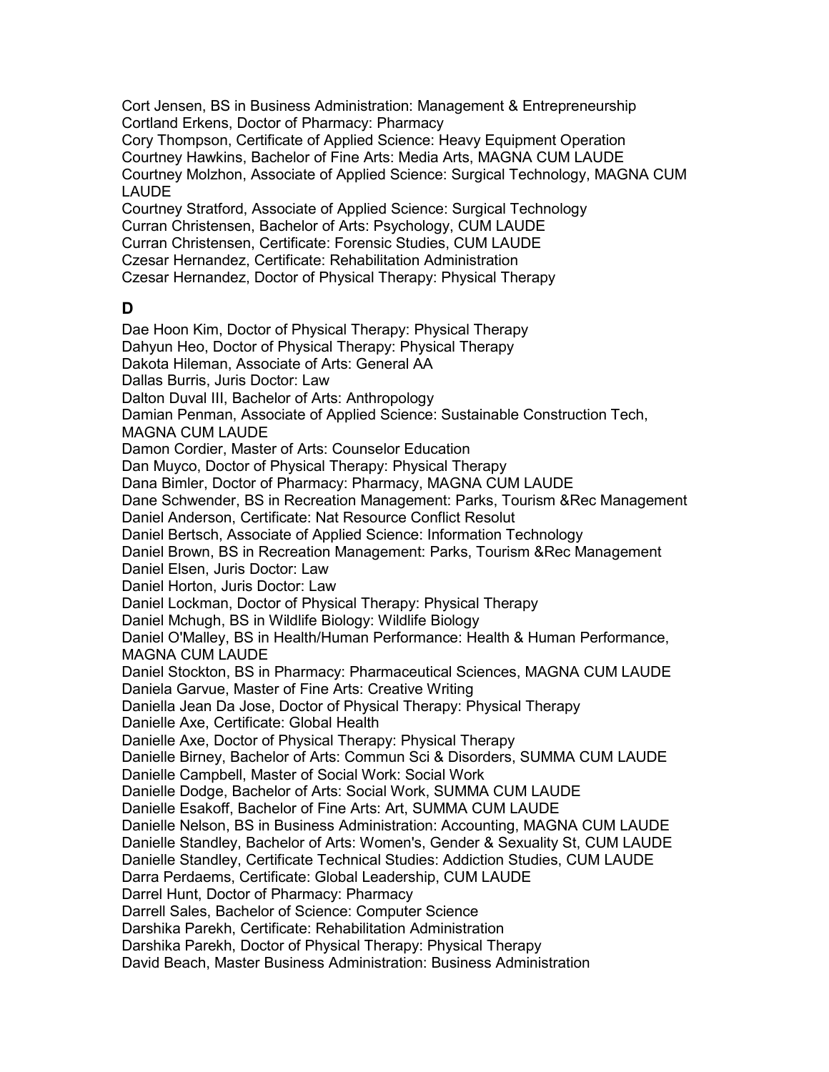Cort Jensen, BS in Business Administration: Management & Entrepreneurship
Cortland Erkens, Doctor of Pharmacy: Pharmacy
Cory Thompson, Certificate of Applied Science: Heavy Equipment Operation
Courtney Hawkins, Bachelor of Fine Arts: Media Arts, MAGNA CUM LAUDE
Courtney Molzhon, Associate of Applied Science: Surgical Technology, MAGNA CUM LAUDE
Courtney Stratford, Associate of Applied Science: Surgical Technology
Curran Christensen, Bachelor of Arts: Psychology, CUM LAUDE
Curran Christensen, Certificate: Forensic Studies, CUM LAUDE
Czesar Hernandez, Certificate: Rehabilitation Administration
Czesar Hernandez, Doctor of Physical Therapy: Physical Therapy

## D

Dae Hoon Kim, Doctor of Physical Therapy: Physical Therapy
Dahyun Heo, Doctor of Physical Therapy: Physical Therapy
Dakota Hileman, Associate of Arts: General AA
Dallas Burris, Juris Doctor: Law
Dalton Duval III, Bachelor of Arts: Anthropology
Damian Penman, Associate of Applied Science: Sustainable Construction Tech, MAGNA CUM LAUDE
Damon Cordier, Master of Arts: Counselor Education
Dan Muyco, Doctor of Physical Therapy: Physical Therapy
Dana Bimler, Doctor of Pharmacy: Pharmacy, MAGNA CUM LAUDE
Dane Schwender, BS in Recreation Management: Parks, Tourism &Rec Management
Daniel Anderson, Certificate: Nat Resource Conflict Resolut
Daniel Bertsch, Associate of Applied Science: Information Technology
Daniel Brown, BS in Recreation Management: Parks, Tourism &Rec Management
Daniel Elsen, Juris Doctor: Law
Daniel Horton, Juris Doctor: Law
Daniel Lockman, Doctor of Physical Therapy: Physical Therapy
Daniel Mchugh, BS in Wildlife Biology: Wildlife Biology
Daniel O'Malley, BS in Health/Human Performance: Health & Human Performance, MAGNA CUM LAUDE
Daniel Stockton, BS in Pharmacy: Pharmaceutical Sciences, MAGNA CUM LAUDE
Daniela Garvue, Master of Fine Arts: Creative Writing
Daniella Jean Da Jose, Doctor of Physical Therapy: Physical Therapy
Danielle Axe, Certificate: Global Health
Danielle Axe, Doctor of Physical Therapy: Physical Therapy
Danielle Birney, Bachelor of Arts: Commun Sci & Disorders, SUMMA CUM LAUDE
Danielle Campbell, Master of Social Work: Social Work
Danielle Dodge, Bachelor of Arts: Social Work, SUMMA CUM LAUDE
Danielle Esakoff, Bachelor of Fine Arts: Art, SUMMA CUM LAUDE
Danielle Nelson, BS in Business Administration: Accounting, MAGNA CUM LAUDE
Danielle Standley, Bachelor of Arts: Women's, Gender & Sexuality St, CUM LAUDE
Danielle Standley, Certificate Technical Studies: Addiction Studies, CUM LAUDE
Darra Perdaems, Certificate: Global Leadership, CUM LAUDE
Darrel Hunt, Doctor of Pharmacy: Pharmacy
Darrell Sales, Bachelor of Science: Computer Science
Darshika Parekh, Certificate: Rehabilitation Administration
Darshika Parekh, Doctor of Physical Therapy: Physical Therapy
David Beach, Master Business Administration: Business Administration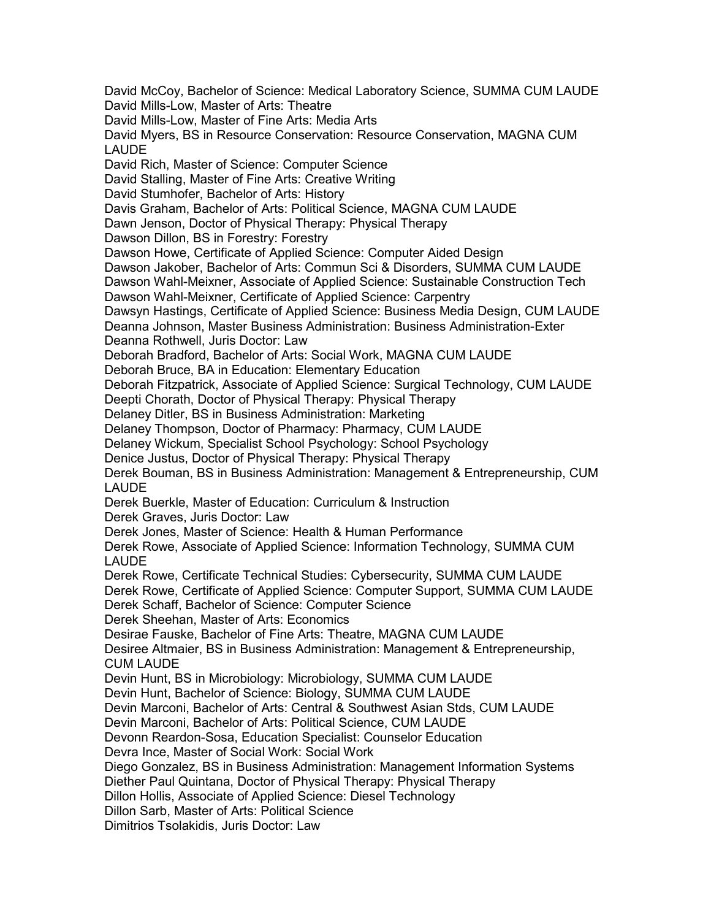David McCoy, Bachelor of Science: Medical Laboratory Science, SUMMA CUM LAUDE
David Mills-Low, Master of Arts: Theatre
David Mills-Low, Master of Fine Arts: Media Arts
David Myers, BS in Resource Conservation: Resource Conservation, MAGNA CUM LAUDE
David Rich, Master of Science: Computer Science
David Stalling, Master of Fine Arts: Creative Writing
David Stumhofer, Bachelor of Arts: History
Davis Graham, Bachelor of Arts: Political Science, MAGNA CUM LAUDE
Dawn Jenson, Doctor of Physical Therapy: Physical Therapy
Dawson Dillon, BS in Forestry: Forestry
Dawson Howe, Certificate of Applied Science: Computer Aided Design
Dawson Jakober, Bachelor of Arts: Commun Sci & Disorders, SUMMA CUM LAUDE
Dawson Wahl-Meixner, Associate of Applied Science: Sustainable Construction Tech
Dawson Wahl-Meixner, Certificate of Applied Science: Carpentry
Dawsyn Hastings, Certificate of Applied Science: Business Media Design, CUM LAUDE
Deanna Johnson, Master Business Administration: Business Administration-Exter
Deanna Rothwell, Juris Doctor: Law
Deborah Bradford, Bachelor of Arts: Social Work, MAGNA CUM LAUDE
Deborah Bruce, BA in Education: Elementary Education
Deborah Fitzpatrick, Associate of Applied Science: Surgical Technology, CUM LAUDE
Deepti Chorath, Doctor of Physical Therapy: Physical Therapy
Delaney Ditler, BS in Business Administration: Marketing
Delaney Thompson, Doctor of Pharmacy: Pharmacy, CUM LAUDE
Delaney Wickum, Specialist School Psychology: School Psychology
Denice Justus, Doctor of Physical Therapy: Physical Therapy
Derek Bouman, BS in Business Administration: Management & Entrepreneurship, CUM LAUDE
Derek Buerkle, Master of Education: Curriculum & Instruction
Derek Graves, Juris Doctor: Law
Derek Jones, Master of Science: Health & Human Performance
Derek Rowe, Associate of Applied Science: Information Technology, SUMMA CUM LAUDE
Derek Rowe, Certificate Technical Studies: Cybersecurity, SUMMA CUM LAUDE
Derek Rowe, Certificate of Applied Science: Computer Support, SUMMA CUM LAUDE
Derek Schaff, Bachelor of Science: Computer Science
Derek Sheehan, Master of Arts: Economics
Desirae Fauske, Bachelor of Fine Arts: Theatre, MAGNA CUM LAUDE
Desiree Altmaier, BS in Business Administration: Management & Entrepreneurship, CUM LAUDE
Devin Hunt, BS in Microbiology: Microbiology, SUMMA CUM LAUDE
Devin Hunt, Bachelor of Science: Biology, SUMMA CUM LAUDE
Devin Marconi, Bachelor of Arts: Central & Southwest Asian Stds, CUM LAUDE
Devin Marconi, Bachelor of Arts: Political Science, CUM LAUDE
Devonn Reardon-Sosa, Education Specialist: Counselor Education
Devra Ince, Master of Social Work: Social Work
Diego Gonzalez, BS in Business Administration: Management Information Systems
Diether Paul Quintana, Doctor of Physical Therapy: Physical Therapy
Dillon Hollis, Associate of Applied Science: Diesel Technology
Dillon Sarb, Master of Arts: Political Science
Dimitrios Tsolakidis, Juris Doctor: Law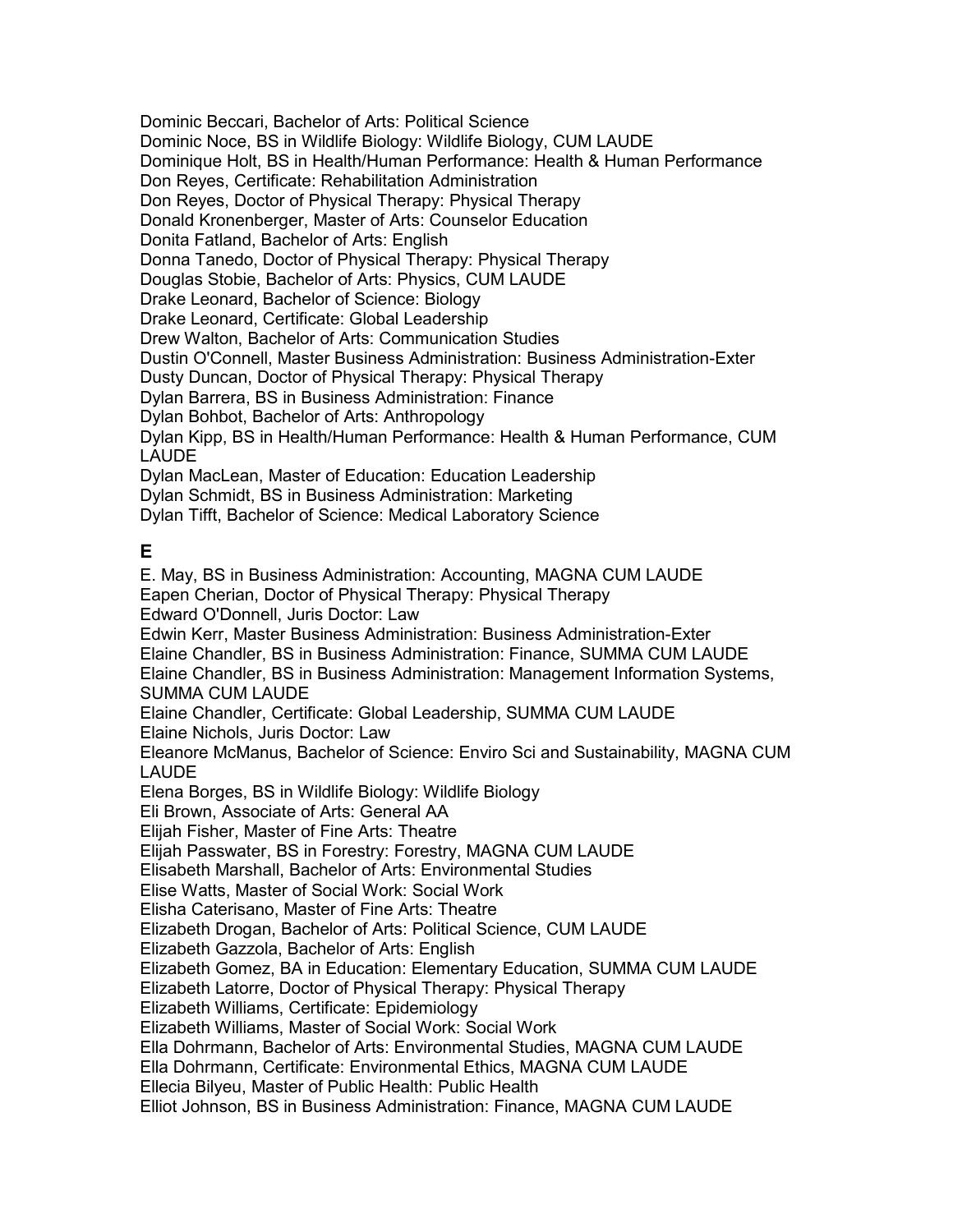Dominic Beccari, Bachelor of Arts: Political Science
Dominic Noce, BS in Wildlife Biology: Wildlife Biology, CUM LAUDE
Dominique Holt, BS in Health/Human Performance: Health & Human Performance
Don Reyes, Certificate: Rehabilitation Administration
Don Reyes, Doctor of Physical Therapy: Physical Therapy
Donald Kronenberger, Master of Arts: Counselor Education
Donita Fatland, Bachelor of Arts: English
Donna Tanedo, Doctor of Physical Therapy: Physical Therapy
Douglas Stobie, Bachelor of Arts: Physics, CUM LAUDE
Drake Leonard, Bachelor of Science: Biology
Drake Leonard, Certificate: Global Leadership
Drew Walton, Bachelor of Arts: Communication Studies
Dustin O'Connell, Master Business Administration: Business Administration-Exter
Dusty Duncan, Doctor of Physical Therapy: Physical Therapy
Dylan Barrera, BS in Business Administration: Finance
Dylan Bohbot, Bachelor of Arts: Anthropology
Dylan Kipp, BS in Health/Human Performance: Health & Human Performance, CUM LAUDE
Dylan MacLean, Master of Education: Education Leadership
Dylan Schmidt, BS in Business Administration: Marketing
Dylan Tifft, Bachelor of Science: Medical Laboratory Science

## E

E. May, BS in Business Administration: Accounting, MAGNA CUM LAUDE
Eapen Cherian, Doctor of Physical Therapy: Physical Therapy
Edward O'Donnell, Juris Doctor: Law
Edwin Kerr, Master Business Administration: Business Administration-Exter
Elaine Chandler, BS in Business Administration: Finance, SUMMA CUM LAUDE
Elaine Chandler, BS in Business Administration: Management Information Systems, SUMMA CUM LAUDE
Elaine Chandler, Certificate: Global Leadership, SUMMA CUM LAUDE
Elaine Nichols, Juris Doctor: Law
Eleanore McManus, Bachelor of Science: Enviro Sci and Sustainability, MAGNA CUM LAUDE
Elena Borges, BS in Wildlife Biology: Wildlife Biology
Eli Brown, Associate of Arts: General AA
Elijah Fisher, Master of Fine Arts: Theatre
Elijah Passwater, BS in Forestry: Forestry, MAGNA CUM LAUDE
Elisabeth Marshall, Bachelor of Arts: Environmental Studies
Elise Watts, Master of Social Work: Social Work
Elisha Caterisano, Master of Fine Arts: Theatre
Elizabeth Drogan, Bachelor of Arts: Political Science, CUM LAUDE
Elizabeth Gazzola, Bachelor of Arts: English
Elizabeth Gomez, BA in Education: Elementary Education, SUMMA CUM LAUDE
Elizabeth Latorre, Doctor of Physical Therapy: Physical Therapy
Elizabeth Williams, Certificate: Epidemiology
Elizabeth Williams, Master of Social Work: Social Work
Ella Dohrmann, Bachelor of Arts: Environmental Studies, MAGNA CUM LAUDE
Ella Dohrmann, Certificate: Environmental Ethics, MAGNA CUM LAUDE
Ellecia Bilyeu, Master of Public Health: Public Health
Elliot Johnson, BS in Business Administration: Finance, MAGNA CUM LAUDE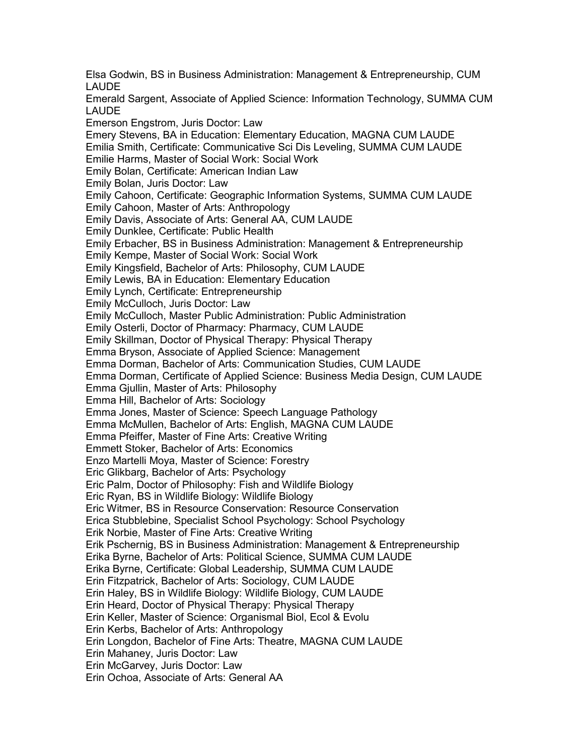Elsa Godwin, BS in Business Administration: Management & Entrepreneurship, CUM LAUDE
Emerald Sargent, Associate of Applied Science: Information Technology, SUMMA CUM LAUDE
Emerson Engstrom, Juris Doctor: Law
Emery Stevens, BA in Education: Elementary Education, MAGNA CUM LAUDE
Emilia Smith, Certificate: Communicative Sci Dis Leveling, SUMMA CUM LAUDE
Emilie Harms, Master of Social Work: Social Work
Emily Bolan, Certificate: American Indian Law
Emily Bolan, Juris Doctor: Law
Emily Cahoon, Certificate: Geographic Information Systems, SUMMA CUM LAUDE
Emily Cahoon, Master of Arts: Anthropology
Emily Davis, Associate of Arts: General AA, CUM LAUDE
Emily Dunklee, Certificate: Public Health
Emily Erbacher, BS in Business Administration: Management & Entrepreneurship
Emily Kempe, Master of Social Work: Social Work
Emily Kingsfield, Bachelor of Arts: Philosophy, CUM LAUDE
Emily Lewis, BA in Education: Elementary Education
Emily Lynch, Certificate: Entrepreneurship
Emily McCulloch, Juris Doctor: Law
Emily McCulloch, Master Public Administration: Public Administration
Emily Osterli, Doctor of Pharmacy: Pharmacy, CUM LAUDE
Emily Skillman, Doctor of Physical Therapy: Physical Therapy
Emma Bryson, Associate of Applied Science: Management
Emma Dorman, Bachelor of Arts: Communication Studies, CUM LAUDE
Emma Dorman, Certificate of Applied Science: Business Media Design, CUM LAUDE
Emma Gjullin, Master of Arts: Philosophy
Emma Hill, Bachelor of Arts: Sociology
Emma Jones, Master of Science: Speech Language Pathology
Emma McMullen, Bachelor of Arts: English, MAGNA CUM LAUDE
Emma Pfeiffer, Master of Fine Arts: Creative Writing
Emmett Stoker, Bachelor of Arts: Economics
Enzo Martelli Moya, Master of Science: Forestry
Eric Glikbarg, Bachelor of Arts: Psychology
Eric Palm, Doctor of Philosophy: Fish and Wildlife Biology
Eric Ryan, BS in Wildlife Biology: Wildlife Biology
Eric Witmer, BS in Resource Conservation: Resource Conservation
Erica Stubblebine, Specialist School Psychology: School Psychology
Erik Norbie, Master of Fine Arts: Creative Writing
Erik Pschernig, BS in Business Administration: Management & Entrepreneurship
Erika Byrne, Bachelor of Arts: Political Science, SUMMA CUM LAUDE
Erika Byrne, Certificate: Global Leadership, SUMMA CUM LAUDE
Erin Fitzpatrick, Bachelor of Arts: Sociology, CUM LAUDE
Erin Haley, BS in Wildlife Biology: Wildlife Biology, CUM LAUDE
Erin Heard, Doctor of Physical Therapy: Physical Therapy
Erin Keller, Master of Science: Organismal Biol, Ecol & Evolu
Erin Kerbs, Bachelor of Arts: Anthropology
Erin Longdon, Bachelor of Fine Arts: Theatre, MAGNA CUM LAUDE
Erin Mahaney, Juris Doctor: Law
Erin McGarvey, Juris Doctor: Law
Erin Ochoa, Associate of Arts: General AA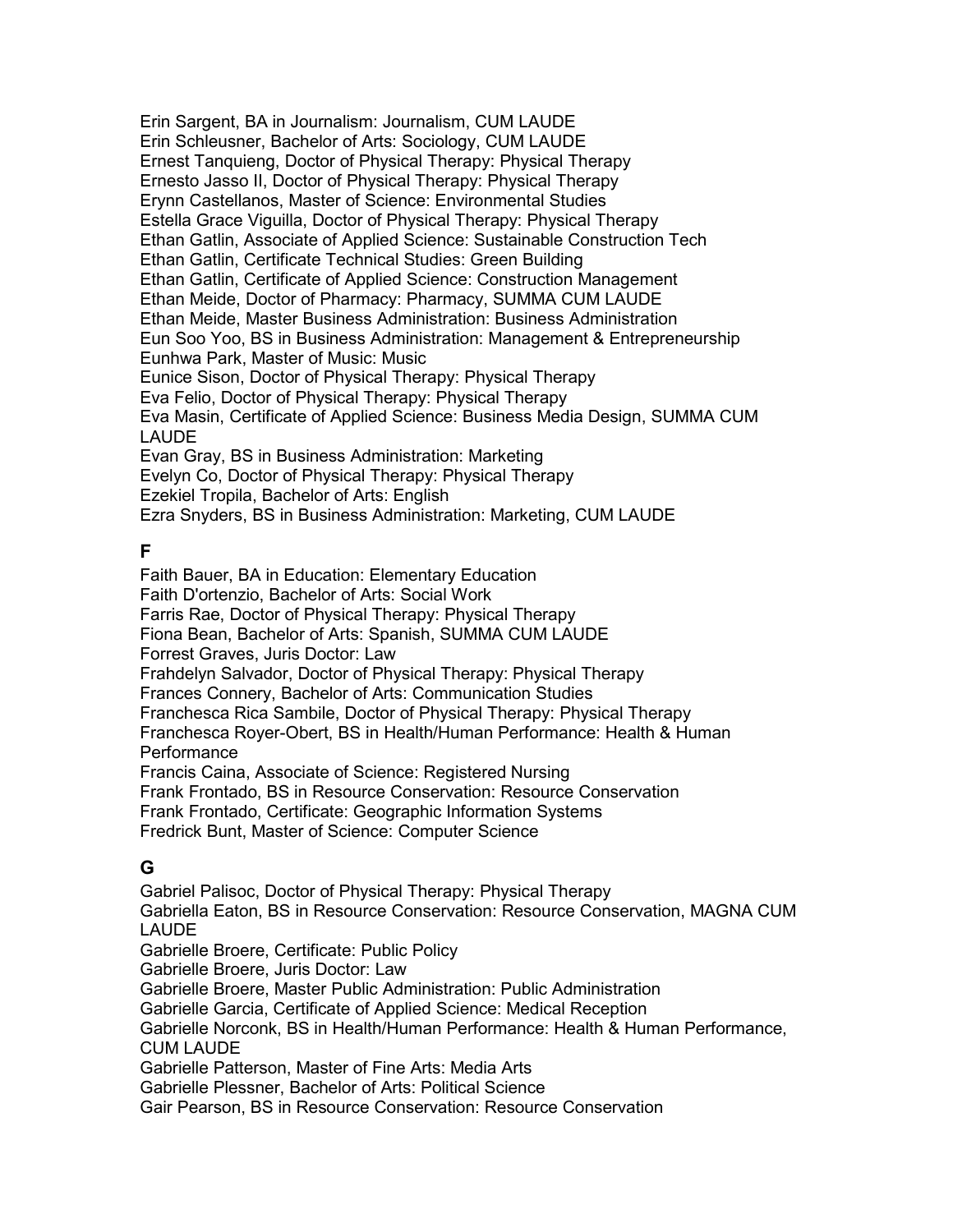Erin Sargent, BA in Journalism: Journalism, CUM LAUDE
Erin Schleusner, Bachelor of Arts: Sociology, CUM LAUDE
Ernest Tanquieng, Doctor of Physical Therapy: Physical Therapy
Ernesto Jasso II, Doctor of Physical Therapy: Physical Therapy
Erynn Castellanos, Master of Science: Environmental Studies
Estella Grace Viguilla, Doctor of Physical Therapy: Physical Therapy
Ethan Gatlin, Associate of Applied Science: Sustainable Construction Tech
Ethan Gatlin, Certificate Technical Studies: Green Building
Ethan Gatlin, Certificate of Applied Science: Construction Management
Ethan Meide, Doctor of Pharmacy: Pharmacy, SUMMA CUM LAUDE
Ethan Meide, Master Business Administration: Business Administration
Eun Soo Yoo, BS in Business Administration: Management & Entrepreneurship
Eunhwa Park, Master of Music: Music
Eunice Sison, Doctor of Physical Therapy: Physical Therapy
Eva Felio, Doctor of Physical Therapy: Physical Therapy
Eva Masin, Certificate of Applied Science: Business Media Design, SUMMA CUM LAUDE
Evan Gray, BS in Business Administration: Marketing
Evelyn Co, Doctor of Physical Therapy: Physical Therapy
Ezekiel Tropila, Bachelor of Arts: English
Ezra Snyders, BS in Business Administration: Marketing, CUM LAUDE

## F

Faith Bauer, BA in Education: Elementary Education
Faith D'ortenzio, Bachelor of Arts: Social Work
Farris Rae, Doctor of Physical Therapy: Physical Therapy
Fiona Bean, Bachelor of Arts: Spanish, SUMMA CUM LAUDE
Forrest Graves, Juris Doctor: Law
Frahdelyn Salvador, Doctor of Physical Therapy: Physical Therapy
Frances Connery, Bachelor of Arts: Communication Studies
Franchesca Rica Sambile, Doctor of Physical Therapy: Physical Therapy
Franchesca Royer-Obert, BS in Health/Human Performance: Health & Human Performance
Francis Caina, Associate of Science: Registered Nursing
Frank Frontado, BS in Resource Conservation: Resource Conservation
Frank Frontado, Certificate: Geographic Information Systems
Fredrick Bunt, Master of Science: Computer Science

## G

Gabriel Palisoc, Doctor of Physical Therapy: Physical Therapy
Gabriella Eaton, BS in Resource Conservation: Resource Conservation, MAGNA CUM LAUDE
Gabrielle Broere, Certificate: Public Policy
Gabrielle Broere, Juris Doctor: Law
Gabrielle Broere, Master Public Administration: Public Administration
Gabrielle Garcia, Certificate of Applied Science: Medical Reception
Gabrielle Norconk, BS in Health/Human Performance: Health & Human Performance, CUM LAUDE
Gabrielle Patterson, Master of Fine Arts: Media Arts
Gabrielle Plessner, Bachelor of Arts: Political Science
Gair Pearson, BS in Resource Conservation: Resource Conservation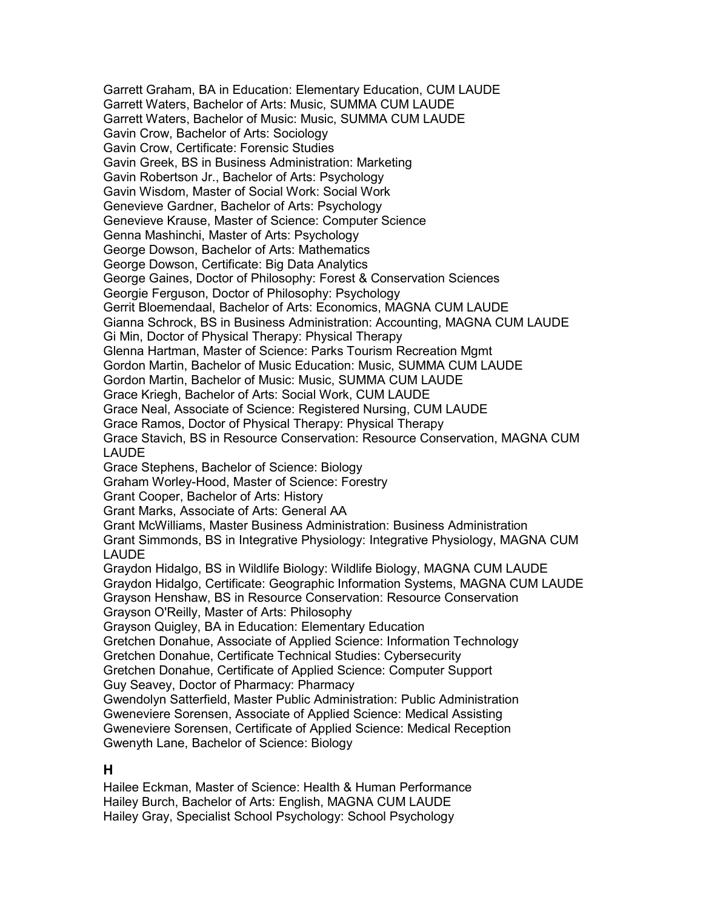Garrett Graham, BA in Education: Elementary Education, CUM LAUDE
Garrett Waters, Bachelor of Arts: Music, SUMMA CUM LAUDE
Garrett Waters, Bachelor of Music: Music, SUMMA CUM LAUDE
Gavin Crow, Bachelor of Arts: Sociology
Gavin Crow, Certificate: Forensic Studies
Gavin Greek, BS in Business Administration: Marketing
Gavin Robertson Jr., Bachelor of Arts: Psychology
Gavin Wisdom, Master of Social Work: Social Work
Genevieve Gardner, Bachelor of Arts: Psychology
Genevieve Krause, Master of Science: Computer Science
Genna Mashinchi, Master of Arts: Psychology
George Dowson, Bachelor of Arts: Mathematics
George Dowson, Certificate: Big Data Analytics
George Gaines, Doctor of Philosophy: Forest & Conservation Sciences
Georgie Ferguson, Doctor of Philosophy: Psychology
Gerrit Bloemendaal, Bachelor of Arts: Economics, MAGNA CUM LAUDE
Gianna Schrock, BS in Business Administration: Accounting, MAGNA CUM LAUDE
Gi Min, Doctor of Physical Therapy: Physical Therapy
Glenna Hartman, Master of Science: Parks Tourism Recreation Mgmt
Gordon Martin, Bachelor of Music Education: Music, SUMMA CUM LAUDE
Gordon Martin, Bachelor of Music: Music, SUMMA CUM LAUDE
Grace Kriegh, Bachelor of Arts: Social Work, CUM LAUDE
Grace Neal, Associate of Science: Registered Nursing, CUM LAUDE
Grace Ramos, Doctor of Physical Therapy: Physical Therapy
Grace Stavich, BS in Resource Conservation: Resource Conservation, MAGNA CUM LAUDE
Grace Stephens, Bachelor of Science: Biology
Graham Worley-Hood, Master of Science: Forestry
Grant Cooper, Bachelor of Arts: History
Grant Marks, Associate of Arts: General AA
Grant McWilliams, Master Business Administration: Business Administration
Grant Simmonds, BS in Integrative Physiology: Integrative Physiology, MAGNA CUM LAUDE
Graydon Hidalgo, BS in Wildlife Biology: Wildlife Biology, MAGNA CUM LAUDE
Graydon Hidalgo, Certificate: Geographic Information Systems, MAGNA CUM LAUDE
Grayson Henshaw, BS in Resource Conservation: Resource Conservation
Grayson O'Reilly, Master of Arts: Philosophy
Grayson Quigley, BA in Education: Elementary Education
Gretchen Donahue, Associate of Applied Science: Information Technology
Gretchen Donahue, Certificate Technical Studies: Cybersecurity
Gretchen Donahue, Certificate of Applied Science: Computer Support
Guy Seavey, Doctor of Pharmacy: Pharmacy
Gwendolyn Satterfield, Master Public Administration: Public Administration
Gweneviere Sorensen, Associate of Applied Science: Medical Assisting
Gweneviere Sorensen, Certificate of Applied Science: Medical Reception
Gwenyth Lane, Bachelor of Science: Biology

## H

Hailee Eckman, Master of Science: Health & Human Performance
Hailey Burch, Bachelor of Arts: English, MAGNA CUM LAUDE
Hailey Gray, Specialist School Psychology: School Psychology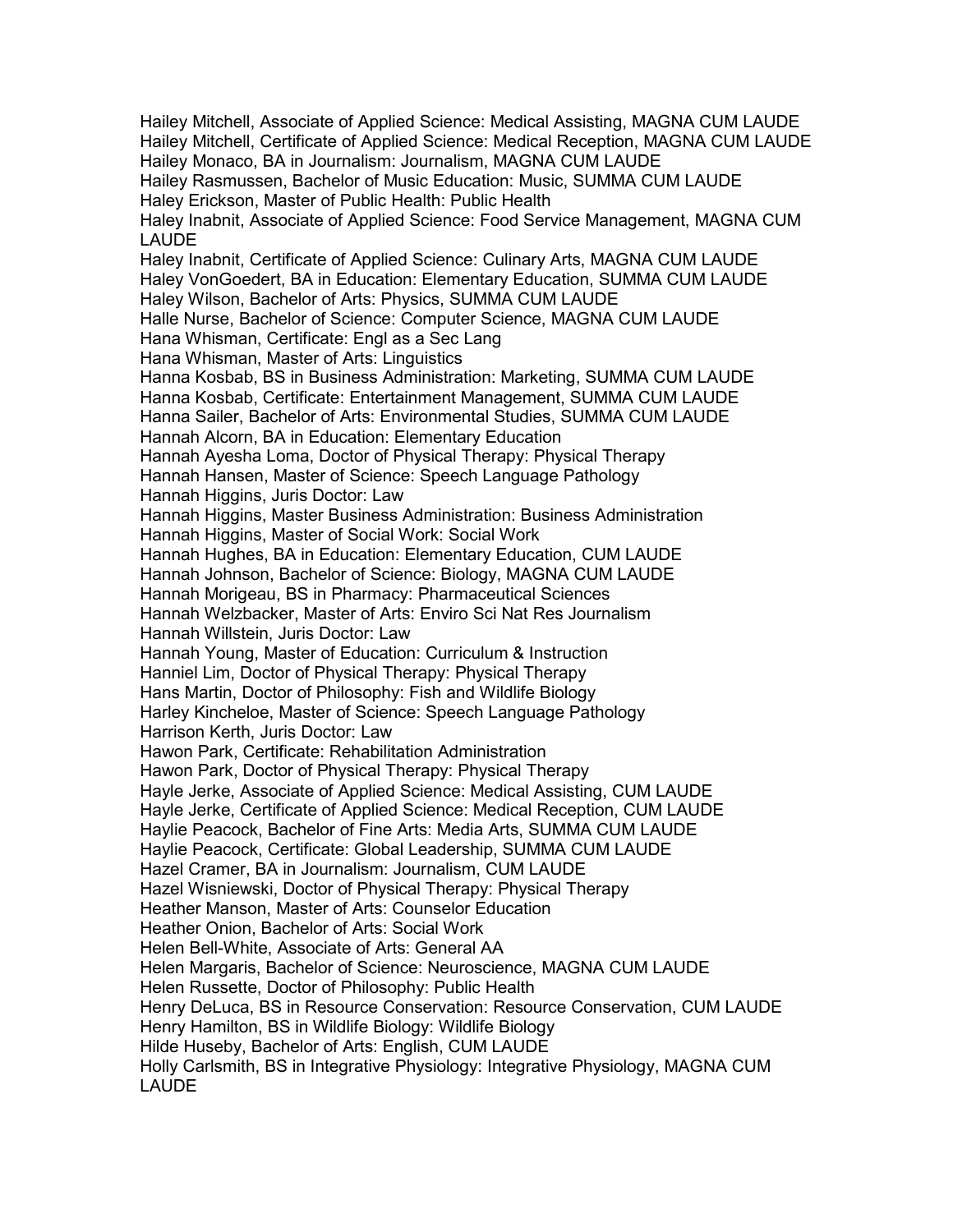Hailey Mitchell, Associate of Applied Science: Medical Assisting, MAGNA CUM LAUDE
Hailey Mitchell, Certificate of Applied Science: Medical Reception, MAGNA CUM LAUDE
Hailey Monaco, BA in Journalism: Journalism, MAGNA CUM LAUDE
Hailey Rasmussen, Bachelor of Music Education: Music, SUMMA CUM LAUDE
Haley Erickson, Master of Public Health: Public Health
Haley Inabnit, Associate of Applied Science: Food Service Management, MAGNA CUM LAUDE
Haley Inabnit, Certificate of Applied Science: Culinary Arts, MAGNA CUM LAUDE
Haley VonGoedert, BA in Education: Elementary Education, SUMMA CUM LAUDE
Haley Wilson, Bachelor of Arts: Physics, SUMMA CUM LAUDE
Halle Nurse, Bachelor of Science: Computer Science, MAGNA CUM LAUDE
Hana Whisman, Certificate: Engl as a Sec Lang
Hana Whisman, Master of Arts: Linguistics
Hanna Kosbab, BS in Business Administration: Marketing, SUMMA CUM LAUDE
Hanna Kosbab, Certificate: Entertainment Management, SUMMA CUM LAUDE
Hanna Sailer, Bachelor of Arts: Environmental Studies, SUMMA CUM LAUDE
Hannah Alcorn, BA in Education: Elementary Education
Hannah Ayesha Loma, Doctor of Physical Therapy: Physical Therapy
Hannah Hansen, Master of Science: Speech Language Pathology
Hannah Higgins, Juris Doctor: Law
Hannah Higgins, Master Business Administration: Business Administration
Hannah Higgins, Master of Social Work: Social Work
Hannah Hughes, BA in Education: Elementary Education, CUM LAUDE
Hannah Johnson, Bachelor of Science: Biology, MAGNA CUM LAUDE
Hannah Morigeau, BS in Pharmacy: Pharmaceutical Sciences
Hannah Welzbacker, Master of Arts: Enviro Sci Nat Res Journalism
Hannah Willstein, Juris Doctor: Law
Hannah Young, Master of Education: Curriculum & Instruction
Hanniel Lim, Doctor of Physical Therapy: Physical Therapy
Hans Martin, Doctor of Philosophy: Fish and Wildlife Biology
Harley Kincheloe, Master of Science: Speech Language Pathology
Harrison Kerth, Juris Doctor: Law
Hawon Park, Certificate: Rehabilitation Administration
Hawon Park, Doctor of Physical Therapy: Physical Therapy
Hayle Jerke, Associate of Applied Science: Medical Assisting, CUM LAUDE
Hayle Jerke, Certificate of Applied Science: Medical Reception, CUM LAUDE
Haylie Peacock, Bachelor of Fine Arts: Media Arts, SUMMA CUM LAUDE
Haylie Peacock, Certificate: Global Leadership, SUMMA CUM LAUDE
Hazel Cramer, BA in Journalism: Journalism, CUM LAUDE
Hazel Wisniewski, Doctor of Physical Therapy: Physical Therapy
Heather Manson, Master of Arts: Counselor Education
Heather Onion, Bachelor of Arts: Social Work
Helen Bell-White, Associate of Arts: General AA
Helen Margaris, Bachelor of Science: Neuroscience, MAGNA CUM LAUDE
Helen Russette, Doctor of Philosophy: Public Health
Henry DeLuca, BS in Resource Conservation: Resource Conservation, CUM LAUDE
Henry Hamilton, BS in Wildlife Biology: Wildlife Biology
Hilde Huseby, Bachelor of Arts: English, CUM LAUDE
Holly Carlsmith, BS in Integrative Physiology: Integrative Physiology, MAGNA CUM LAUDE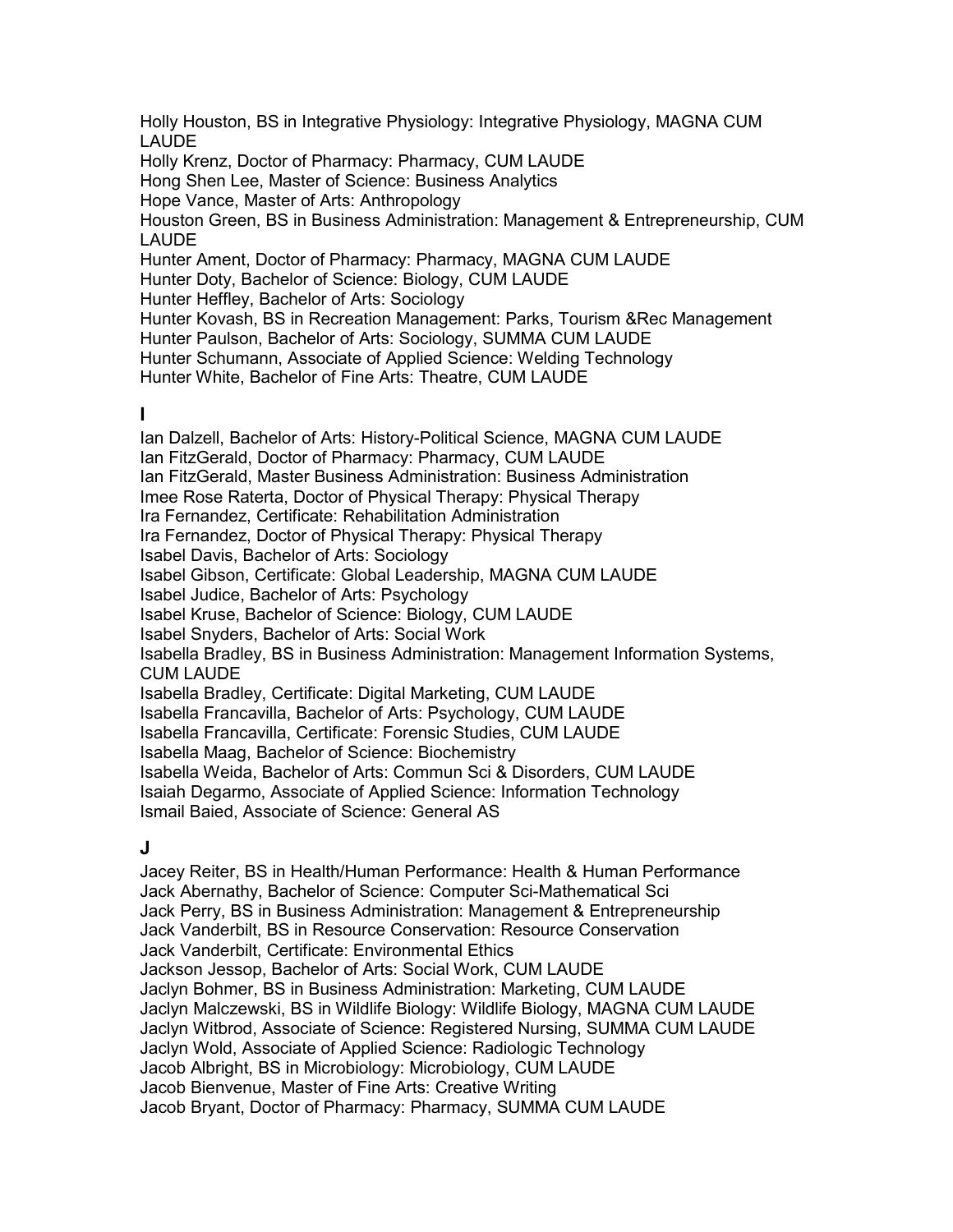Holly Houston, BS in Integrative Physiology: Integrative Physiology, MAGNA CUM LAUDE
Holly Krenz, Doctor of Pharmacy: Pharmacy, CUM LAUDE
Hong Shen Lee, Master of Science: Business Analytics
Hope Vance, Master of Arts: Anthropology
Houston Green, BS in Business Administration: Management & Entrepreneurship, CUM LAUDE
Hunter Ament, Doctor of Pharmacy: Pharmacy, MAGNA CUM LAUDE
Hunter Doty, Bachelor of Science: Biology, CUM LAUDE
Hunter Heffley, Bachelor of Arts: Sociology
Hunter Kovash, BS in Recreation Management: Parks, Tourism &Rec Management
Hunter Paulson, Bachelor of Arts: Sociology, SUMMA CUM LAUDE
Hunter Schumann, Associate of Applied Science: Welding Technology
Hunter White, Bachelor of Fine Arts: Theatre, CUM LAUDE

## I

Ian Dalzell, Bachelor of Arts: History-Political Science, MAGNA CUM LAUDE
Ian FitzGerald, Doctor of Pharmacy: Pharmacy, CUM LAUDE
Ian FitzGerald, Master Business Administration: Business Administration
Imee Rose Raterta, Doctor of Physical Therapy: Physical Therapy
Ira Fernandez, Certificate: Rehabilitation Administration
Ira Fernandez, Doctor of Physical Therapy: Physical Therapy
Isabel Davis, Bachelor of Arts: Sociology
Isabel Gibson, Certificate: Global Leadership, MAGNA CUM LAUDE
Isabel Judice, Bachelor of Arts: Psychology
Isabel Kruse, Bachelor of Science: Biology, CUM LAUDE
Isabel Snyders, Bachelor of Arts: Social Work
Isabella Bradley, BS in Business Administration: Management Information Systems, CUM LAUDE
Isabella Bradley, Certificate: Digital Marketing, CUM LAUDE
Isabella Francavilla, Bachelor of Arts: Psychology, CUM LAUDE
Isabella Francavilla, Certificate: Forensic Studies, CUM LAUDE
Isabella Maag, Bachelor of Science: Biochemistry
Isabella Weida, Bachelor of Arts: Commun Sci & Disorders, CUM LAUDE
Isaiah Degarmo, Associate of Applied Science: Information Technology
Ismail Baied, Associate of Science: General AS

## J

Jacey Reiter, BS in Health/Human Performance: Health & Human Performance
Jack Abernathy, Bachelor of Science: Computer Sci-Mathematical Sci
Jack Perry, BS in Business Administration: Management & Entrepreneurship
Jack Vanderbilt, BS in Resource Conservation: Resource Conservation
Jack Vanderbilt, Certificate: Environmental Ethics
Jackson Jessop, Bachelor of Arts: Social Work, CUM LAUDE
Jaclyn Bohmer, BS in Business Administration: Marketing, CUM LAUDE
Jaclyn Malczewski, BS in Wildlife Biology: Wildlife Biology, MAGNA CUM LAUDE
Jaclyn Witbrod, Associate of Science: Registered Nursing, SUMMA CUM LAUDE
Jaclyn Wold, Associate of Applied Science: Radiologic Technology
Jacob Albright, BS in Microbiology: Microbiology, CUM LAUDE
Jacob Bienvenue, Master of Fine Arts: Creative Writing
Jacob Bryant, Doctor of Pharmacy: Pharmacy, SUMMA CUM LAUDE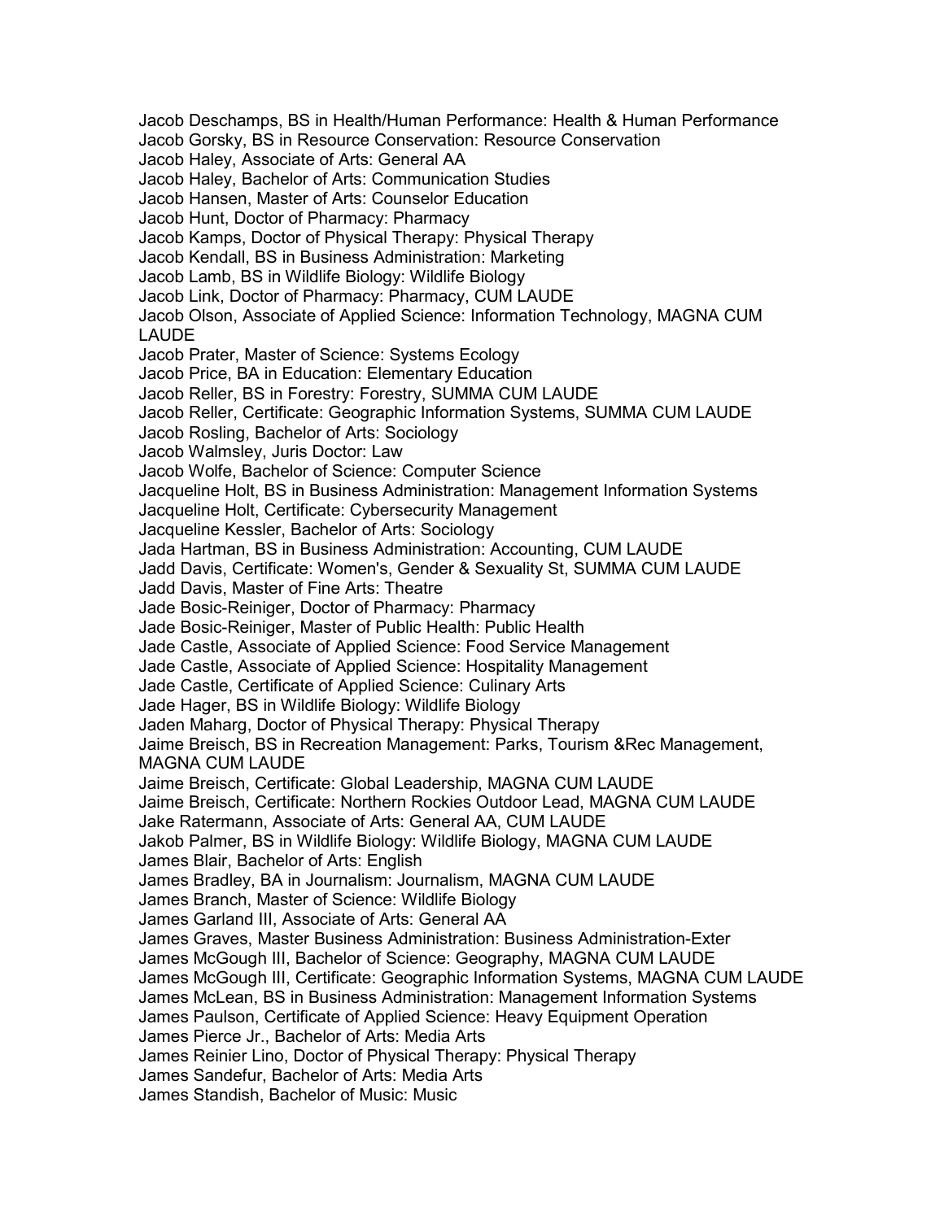Jacob Deschamps, BS in Health/Human Performance: Health & Human Performance
Jacob Gorsky, BS in Resource Conservation: Resource Conservation
Jacob Haley, Associate of Arts: General AA
Jacob Haley, Bachelor of Arts: Communication Studies
Jacob Hansen, Master of Arts: Counselor Education
Jacob Hunt, Doctor of Pharmacy: Pharmacy
Jacob Kamps, Doctor of Physical Therapy: Physical Therapy
Jacob Kendall, BS in Business Administration: Marketing
Jacob Lamb, BS in Wildlife Biology: Wildlife Biology
Jacob Link, Doctor of Pharmacy: Pharmacy, CUM LAUDE
Jacob Olson, Associate of Applied Science: Information Technology, MAGNA CUM LAUDE
Jacob Prater, Master of Science: Systems Ecology
Jacob Price, BA in Education: Elementary Education
Jacob Reller, BS in Forestry: Forestry, SUMMA CUM LAUDE
Jacob Reller, Certificate: Geographic Information Systems, SUMMA CUM LAUDE
Jacob Rosling, Bachelor of Arts: Sociology
Jacob Walmsley, Juris Doctor: Law
Jacob Wolfe, Bachelor of Science: Computer Science
Jacqueline Holt, BS in Business Administration: Management Information Systems
Jacqueline Holt, Certificate: Cybersecurity Management
Jacqueline Kessler, Bachelor of Arts: Sociology
Jada Hartman, BS in Business Administration: Accounting, CUM LAUDE
Jadd Davis, Certificate: Women's, Gender & Sexuality St, SUMMA CUM LAUDE
Jadd Davis, Master of Fine Arts: Theatre
Jade Bosic-Reiniger, Doctor of Pharmacy: Pharmacy
Jade Bosic-Reiniger, Master of Public Health: Public Health
Jade Castle, Associate of Applied Science: Food Service Management
Jade Castle, Associate of Applied Science: Hospitality Management
Jade Castle, Certificate of Applied Science: Culinary Arts
Jade Hager, BS in Wildlife Biology: Wildlife Biology
Jaden Maharg, Doctor of Physical Therapy: Physical Therapy
Jaime Breisch, BS in Recreation Management: Parks, Tourism &Rec Management, MAGNA CUM LAUDE
Jaime Breisch, Certificate: Global Leadership, MAGNA CUM LAUDE
Jaime Breisch, Certificate: Northern Rockies Outdoor Lead, MAGNA CUM LAUDE
Jake Ratermann, Associate of Arts: General AA, CUM LAUDE
Jakob Palmer, BS in Wildlife Biology: Wildlife Biology, MAGNA CUM LAUDE
James Blair, Bachelor of Arts: English
James Bradley, BA in Journalism: Journalism, MAGNA CUM LAUDE
James Branch, Master of Science: Wildlife Biology
James Garland III, Associate of Arts: General AA
James Graves, Master Business Administration: Business Administration-Exter
James McGough III, Bachelor of Science: Geography, MAGNA CUM LAUDE
James McGough III, Certificate: Geographic Information Systems, MAGNA CUM LAUDE
James McLean, BS in Business Administration: Management Information Systems
James Paulson, Certificate of Applied Science: Heavy Equipment Operation
James Pierce Jr., Bachelor of Arts: Media Arts
James Reinier Lino, Doctor of Physical Therapy: Physical Therapy
James Sandefur, Bachelor of Arts: Media Arts
James Standish, Bachelor of Music: Music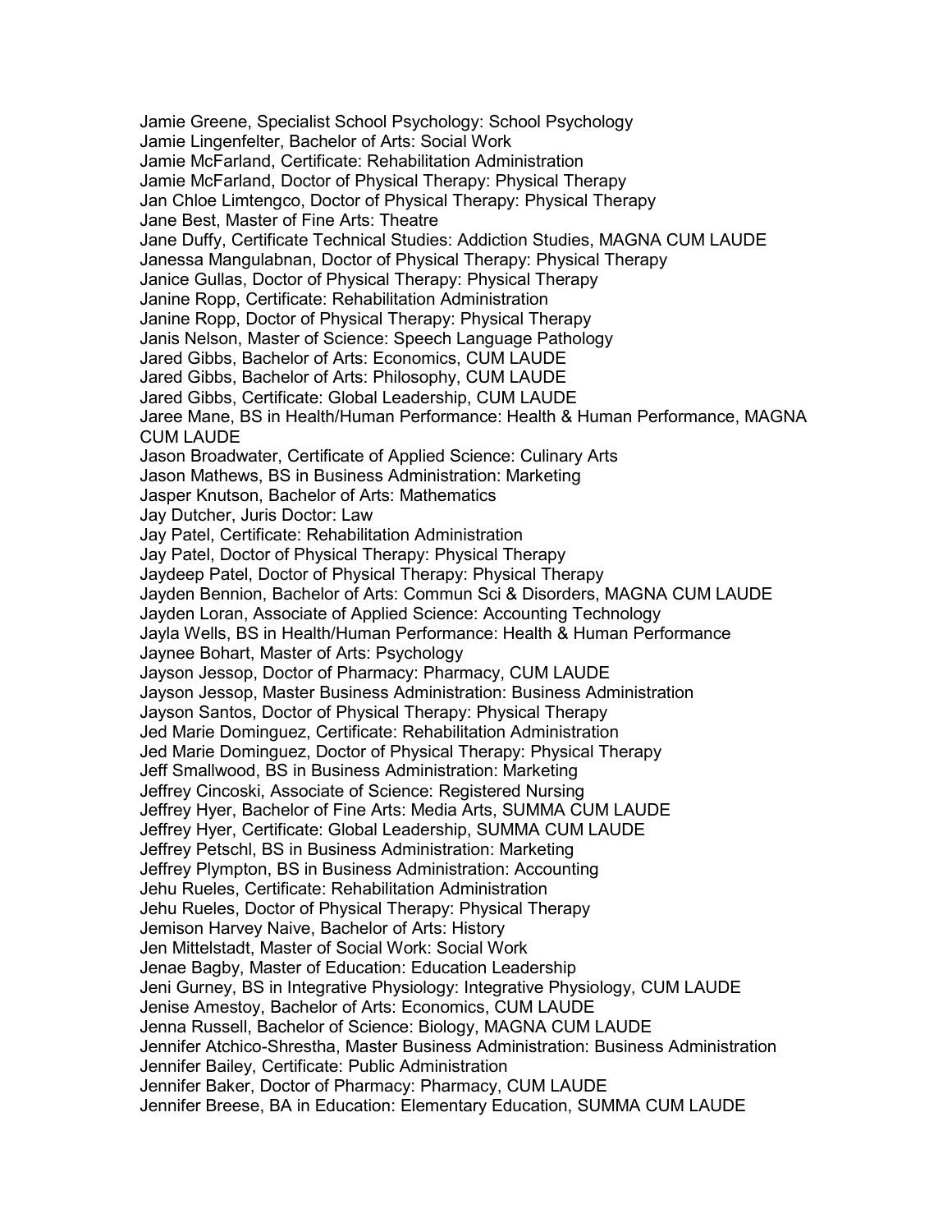Jamie Greene, Specialist School Psychology: School Psychology
Jamie Lingenfelter, Bachelor of Arts: Social Work
Jamie McFarland, Certificate: Rehabilitation Administration
Jamie McFarland, Doctor of Physical Therapy: Physical Therapy
Jan Chloe Limtengco, Doctor of Physical Therapy: Physical Therapy
Jane Best, Master of Fine Arts: Theatre
Jane Duffy, Certificate Technical Studies: Addiction Studies, MAGNA CUM LAUDE
Janessa Mangulabnan, Doctor of Physical Therapy: Physical Therapy
Janice Gullas, Doctor of Physical Therapy: Physical Therapy
Janine Ropp, Certificate: Rehabilitation Administration
Janine Ropp, Doctor of Physical Therapy: Physical Therapy
Janis Nelson, Master of Science: Speech Language Pathology
Jared Gibbs, Bachelor of Arts: Economics, CUM LAUDE
Jared Gibbs, Bachelor of Arts: Philosophy, CUM LAUDE
Jared Gibbs, Certificate: Global Leadership, CUM LAUDE
Jaree Mane, BS in Health/Human Performance: Health & Human Performance, MAGNA CUM LAUDE
Jason Broadwater, Certificate of Applied Science: Culinary Arts
Jason Mathews, BS in Business Administration: Marketing
Jasper Knutson, Bachelor of Arts: Mathematics
Jay Dutcher, Juris Doctor: Law
Jay Patel, Certificate: Rehabilitation Administration
Jay Patel, Doctor of Physical Therapy: Physical Therapy
Jaydeep Patel, Doctor of Physical Therapy: Physical Therapy
Jayden Bennion, Bachelor of Arts: Commun Sci & Disorders, MAGNA CUM LAUDE
Jayden Loran, Associate of Applied Science: Accounting Technology
Jayla Wells, BS in Health/Human Performance: Health & Human Performance
Jaynee Bohart, Master of Arts: Psychology
Jayson Jessop, Doctor of Pharmacy: Pharmacy, CUM LAUDE
Jayson Jessop, Master Business Administration: Business Administration
Jayson Santos, Doctor of Physical Therapy: Physical Therapy
Jed Marie Dominguez, Certificate: Rehabilitation Administration
Jed Marie Dominguez, Doctor of Physical Therapy: Physical Therapy
Jeff Smallwood, BS in Business Administration: Marketing
Jeffrey Cincoski, Associate of Science: Registered Nursing
Jeffrey Hyer, Bachelor of Fine Arts: Media Arts, SUMMA CUM LAUDE
Jeffrey Hyer, Certificate: Global Leadership, SUMMA CUM LAUDE
Jeffrey Petschl, BS in Business Administration: Marketing
Jeffrey Plympton, BS in Business Administration: Accounting
Jehu Rueles, Certificate: Rehabilitation Administration
Jehu Rueles, Doctor of Physical Therapy: Physical Therapy
Jemison Harvey Naive, Bachelor of Arts: History
Jen Mittelstadt, Master of Social Work: Social Work
Jenae Bagby, Master of Education: Education Leadership
Jeni Gurney, BS in Integrative Physiology: Integrative Physiology, CUM LAUDE
Jenise Amestoy, Bachelor of Arts: Economics, CUM LAUDE
Jenna Russell, Bachelor of Science: Biology, MAGNA CUM LAUDE
Jennifer Atchico-Shrestha, Master Business Administration: Business Administration
Jennifer Bailey, Certificate: Public Administration
Jennifer Baker, Doctor of Pharmacy: Pharmacy, CUM LAUDE
Jennifer Breese, BA in Education: Elementary Education, SUMMA CUM LAUDE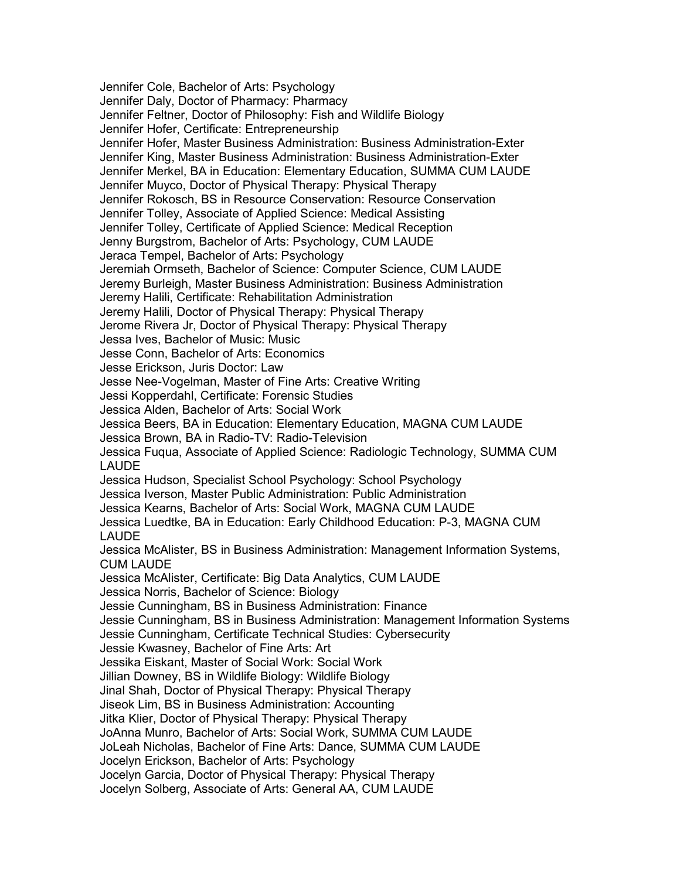Jennifer Cole, Bachelor of Arts: Psychology
Jennifer Daly, Doctor of Pharmacy: Pharmacy
Jennifer Feltner, Doctor of Philosophy: Fish and Wildlife Biology
Jennifer Hofer, Certificate: Entrepreneurship
Jennifer Hofer, Master Business Administration: Business Administration-Exter
Jennifer King, Master Business Administration: Business Administration-Exter
Jennifer Merkel, BA in Education: Elementary Education, SUMMA CUM LAUDE
Jennifer Muyco, Doctor of Physical Therapy: Physical Therapy
Jennifer Rokosch, BS in Resource Conservation: Resource Conservation
Jennifer Tolley, Associate of Applied Science: Medical Assisting
Jennifer Tolley, Certificate of Applied Science: Medical Reception
Jenny Burgstrom, Bachelor of Arts: Psychology, CUM LAUDE
Jeraca Tempel, Bachelor of Arts: Psychology
Jeremiah Ormseth, Bachelor of Science: Computer Science, CUM LAUDE
Jeremy Burleigh, Master Business Administration: Business Administration
Jeremy Halili, Certificate: Rehabilitation Administration
Jeremy Halili, Doctor of Physical Therapy: Physical Therapy
Jerome Rivera Jr, Doctor of Physical Therapy: Physical Therapy
Jessa Ives, Bachelor of Music: Music
Jesse Conn, Bachelor of Arts: Economics
Jesse Erickson, Juris Doctor: Law
Jesse Nee-Vogelman, Master of Fine Arts: Creative Writing
Jessi Kopperdahl, Certificate: Forensic Studies
Jessica Alden, Bachelor of Arts: Social Work
Jessica Beers, BA in Education: Elementary Education, MAGNA CUM LAUDE
Jessica Brown, BA in Radio-TV: Radio-Television
Jessica Fuqua, Associate of Applied Science: Radiologic Technology, SUMMA CUM LAUDE
Jessica Hudson, Specialist School Psychology: School Psychology
Jessica Iverson, Master Public Administration: Public Administration
Jessica Kearns, Bachelor of Arts: Social Work, MAGNA CUM LAUDE
Jessica Luedtke, BA in Education: Early Childhood Education: P-3, MAGNA CUM LAUDE
Jessica McAlister, BS in Business Administration: Management Information Systems, CUM LAUDE
Jessica McAlister, Certificate: Big Data Analytics, CUM LAUDE
Jessica Norris, Bachelor of Science: Biology
Jessie Cunningham, BS in Business Administration: Finance
Jessie Cunningham, BS in Business Administration: Management Information Systems
Jessie Cunningham, Certificate Technical Studies: Cybersecurity
Jessie Kwasney, Bachelor of Fine Arts: Art
Jessika Eiskant, Master of Social Work: Social Work
Jillian Downey, BS in Wildlife Biology: Wildlife Biology
Jinal Shah, Doctor of Physical Therapy: Physical Therapy
Jiseok Lim, BS in Business Administration: Accounting
Jitka Klier, Doctor of Physical Therapy: Physical Therapy
JoAnna Munro, Bachelor of Arts: Social Work, SUMMA CUM LAUDE
JoLeah Nicholas, Bachelor of Fine Arts: Dance, SUMMA CUM LAUDE
Jocelyn Erickson, Bachelor of Arts: Psychology
Jocelyn Garcia, Doctor of Physical Therapy: Physical Therapy
Jocelyn Solberg, Associate of Arts: General AA, CUM LAUDE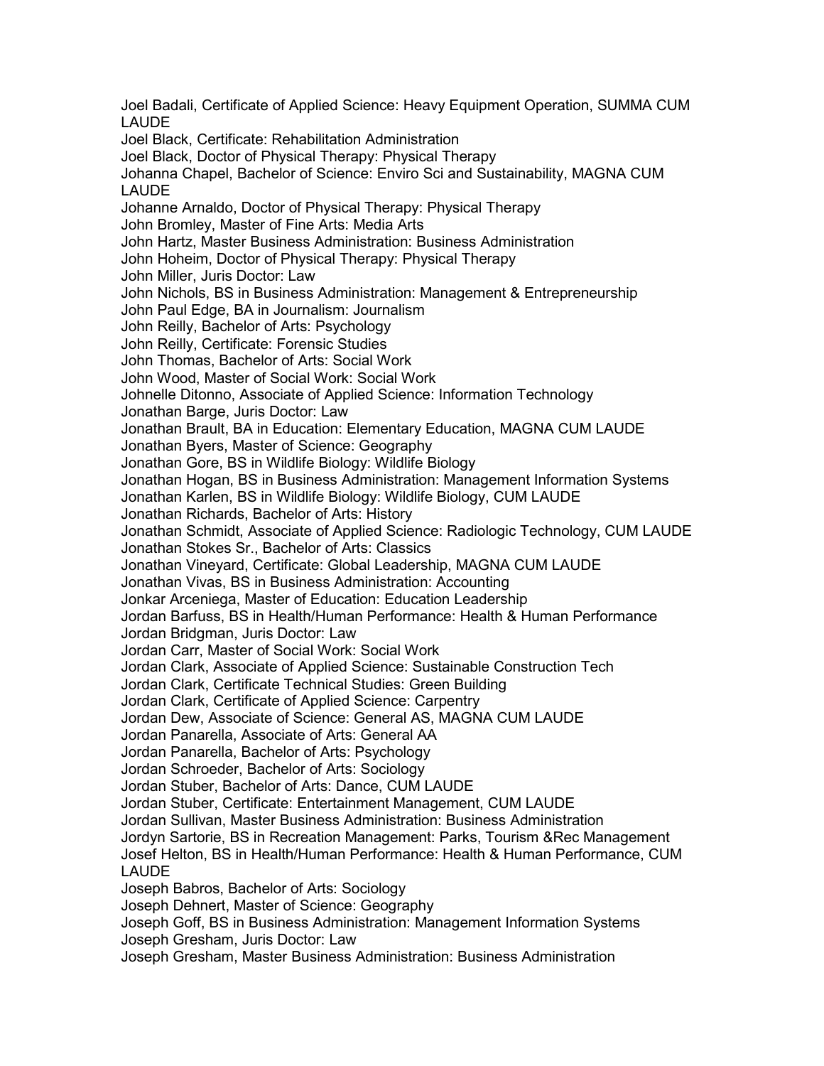Joel Badali, Certificate of Applied Science: Heavy Equipment Operation, SUMMA CUM LAUDE  
Joel Black, Certificate: Rehabilitation Administration  
Joel Black, Doctor of Physical Therapy: Physical Therapy  
Johanna Chapel, Bachelor of Science: Enviro Sci and Sustainability, MAGNA CUM LAUDE  
Johanne Arnaldo, Doctor of Physical Therapy: Physical Therapy  
John Bromley, Master of Fine Arts: Media Arts  
John Hartz, Master Business Administration: Business Administration  
John Hoheim, Doctor of Physical Therapy: Physical Therapy  
John Miller, Juris Doctor: Law  
John Nichols, BS in Business Administration: Management & Entrepreneurship  
John Paul Edge, BA in Journalism: Journalism  
John Reilly, Bachelor of Arts: Psychology  
John Reilly, Certificate: Forensic Studies  
John Thomas, Bachelor of Arts: Social Work  
John Wood, Master of Social Work: Social Work  
Johnelle Ditonno, Associate of Applied Science: Information Technology  
Jonathan Barge, Juris Doctor: Law  
Jonathan Brault, BA in Education: Elementary Education, MAGNA CUM LAUDE  
Jonathan Byers, Master of Science: Geography  
Jonathan Gore, BS in Wildlife Biology: Wildlife Biology  
Jonathan Hogan, BS in Business Administration: Management Information Systems  
Jonathan Karlen, BS in Wildlife Biology: Wildlife Biology, CUM LAUDE  
Jonathan Richards, Bachelor of Arts: History  
Jonathan Schmidt, Associate of Applied Science: Radiologic Technology, CUM LAUDE  
Jonathan Stokes Sr., Bachelor of Arts: Classics  
Jonathan Vineyard, Certificate: Global Leadership, MAGNA CUM LAUDE  
Jonathan Vivas, BS in Business Administration: Accounting  
Jonkar Arceniega, Master of Education: Education Leadership  
Jordan Barfuss, BS in Health/Human Performance: Health & Human Performance  
Jordan Bridgman, Juris Doctor: Law  
Jordan Carr, Master of Social Work: Social Work  
Jordan Clark, Associate of Applied Science: Sustainable Construction Tech  
Jordan Clark, Certificate Technical Studies: Green Building  
Jordan Clark, Certificate of Applied Science: Carpentry  
Jordan Dew, Associate of Science: General AS, MAGNA CUM LAUDE  
Jordan Panarella, Associate of Arts: General AA  
Jordan Panarella, Bachelor of Arts: Psychology  
Jordan Schroeder, Bachelor of Arts: Sociology  
Jordan Stuber, Bachelor of Arts: Dance, CUM LAUDE  
Jordan Stuber, Certificate: Entertainment Management, CUM LAUDE  
Jordan Sullivan, Master Business Administration: Business Administration  
Jordyn Sartorie, BS in Recreation Management: Parks, Tourism &Rec Management  
Josef Helton, BS in Health/Human Performance: Health & Human Performance, CUM LAUDE  
Joseph Babros, Bachelor of Arts: Sociology  
Joseph Dehnert, Master of Science: Geography  
Joseph Goff, BS in Business Administration: Management Information Systems  
Joseph Gresham, Juris Doctor: Law  
Joseph Gresham, Master Business Administration: Business Administration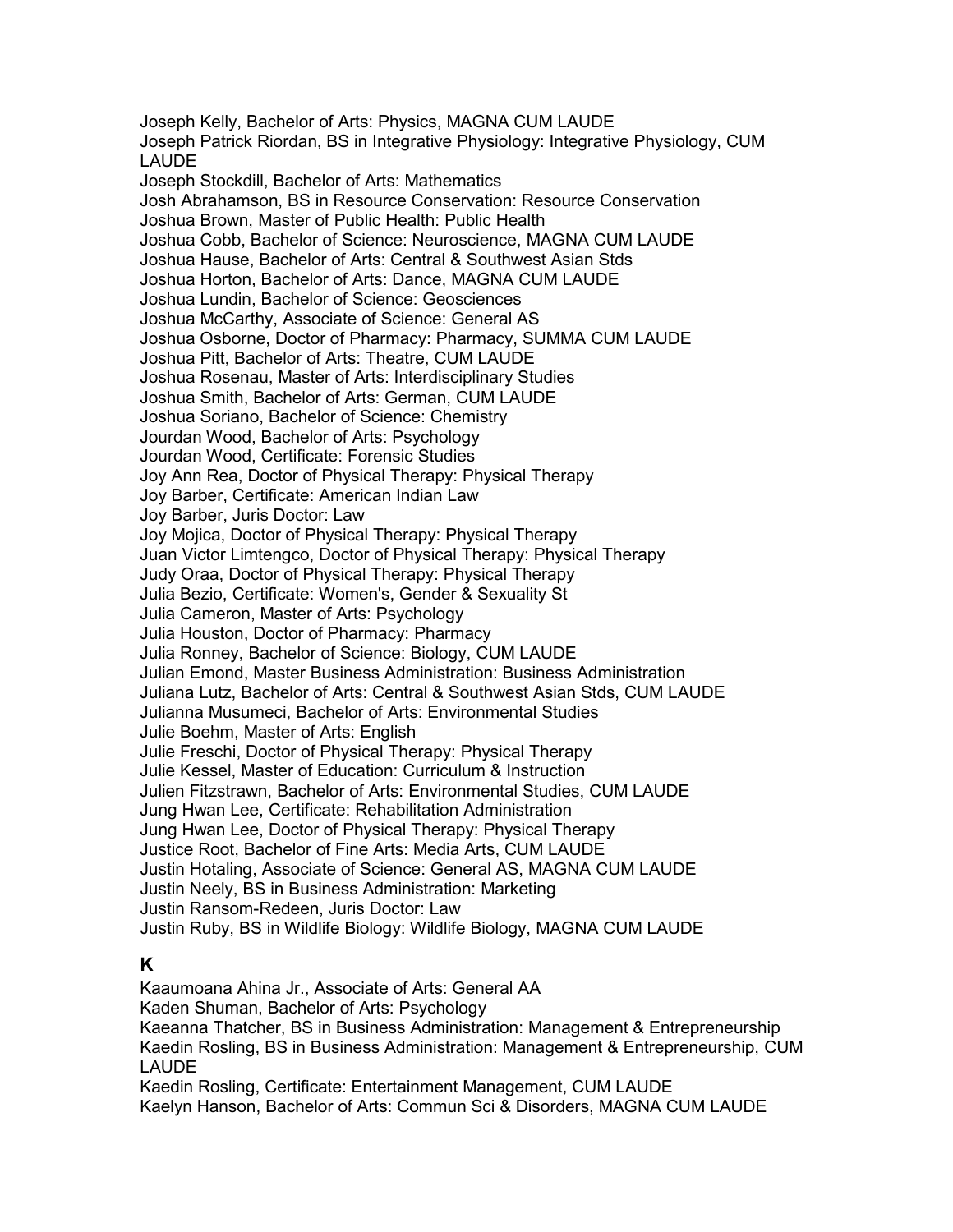Joseph Kelly, Bachelor of Arts: Physics, MAGNA CUM LAUDE
Joseph Patrick Riordan, BS in Integrative Physiology: Integrative Physiology, CUM LAUDE
Joseph Stockdill, Bachelor of Arts: Mathematics
Josh Abrahamson, BS in Resource Conservation: Resource Conservation
Joshua Brown, Master of Public Health: Public Health
Joshua Cobb, Bachelor of Science: Neuroscience, MAGNA CUM LAUDE
Joshua Hause, Bachelor of Arts: Central & Southwest Asian Stds
Joshua Horton, Bachelor of Arts: Dance, MAGNA CUM LAUDE
Joshua Lundin, Bachelor of Science: Geosciences
Joshua McCarthy, Associate of Science: General AS
Joshua Osborne, Doctor of Pharmacy: Pharmacy, SUMMA CUM LAUDE
Joshua Pitt, Bachelor of Arts: Theatre, CUM LAUDE
Joshua Rosenau, Master of Arts: Interdisciplinary Studies
Joshua Smith, Bachelor of Arts: German, CUM LAUDE
Joshua Soriano, Bachelor of Science: Chemistry
Jourdan Wood, Bachelor of Arts: Psychology
Jourdan Wood, Certificate: Forensic Studies
Joy Ann Rea, Doctor of Physical Therapy: Physical Therapy
Joy Barber, Certificate: American Indian Law
Joy Barber, Juris Doctor: Law
Joy Mojica, Doctor of Physical Therapy: Physical Therapy
Juan Victor Limtengco, Doctor of Physical Therapy: Physical Therapy
Judy Oraa, Doctor of Physical Therapy: Physical Therapy
Julia Bezio, Certificate: Women's, Gender & Sexuality St
Julia Cameron, Master of Arts: Psychology
Julia Houston, Doctor of Pharmacy: Pharmacy
Julia Ronney, Bachelor of Science: Biology, CUM LAUDE
Julian Emond, Master Business Administration: Business Administration
Juliana Lutz, Bachelor of Arts: Central & Southwest Asian Stds, CUM LAUDE
Julianna Musumeci, Bachelor of Arts: Environmental Studies
Julie Boehm, Master of Arts: English
Julie Freschi, Doctor of Physical Therapy: Physical Therapy
Julie Kessel, Master of Education: Curriculum & Instruction
Julien Fitzstrawn, Bachelor of Arts: Environmental Studies, CUM LAUDE
Jung Hwan Lee, Certificate: Rehabilitation Administration
Jung Hwan Lee, Doctor of Physical Therapy: Physical Therapy
Justice Root, Bachelor of Fine Arts: Media Arts, CUM LAUDE
Justin Hotaling, Associate of Science: General AS, MAGNA CUM LAUDE
Justin Neely, BS in Business Administration: Marketing
Justin Ransom-Redeen, Juris Doctor: Law
Justin Ruby, BS in Wildlife Biology: Wildlife Biology, MAGNA CUM LAUDE

## K

Kaaumoana Ahina Jr., Associate of Arts: General AA
Kaden Shuman, Bachelor of Arts: Psychology
Kaeanna Thatcher, BS in Business Administration: Management & Entrepreneurship
Kaedin Rosling, BS in Business Administration: Management & Entrepreneurship, CUM LAUDE
Kaedin Rosling, Certificate: Entertainment Management, CUM LAUDE
Kaelyn Hanson, Bachelor of Arts: Commun Sci & Disorders, MAGNA CUM LAUDE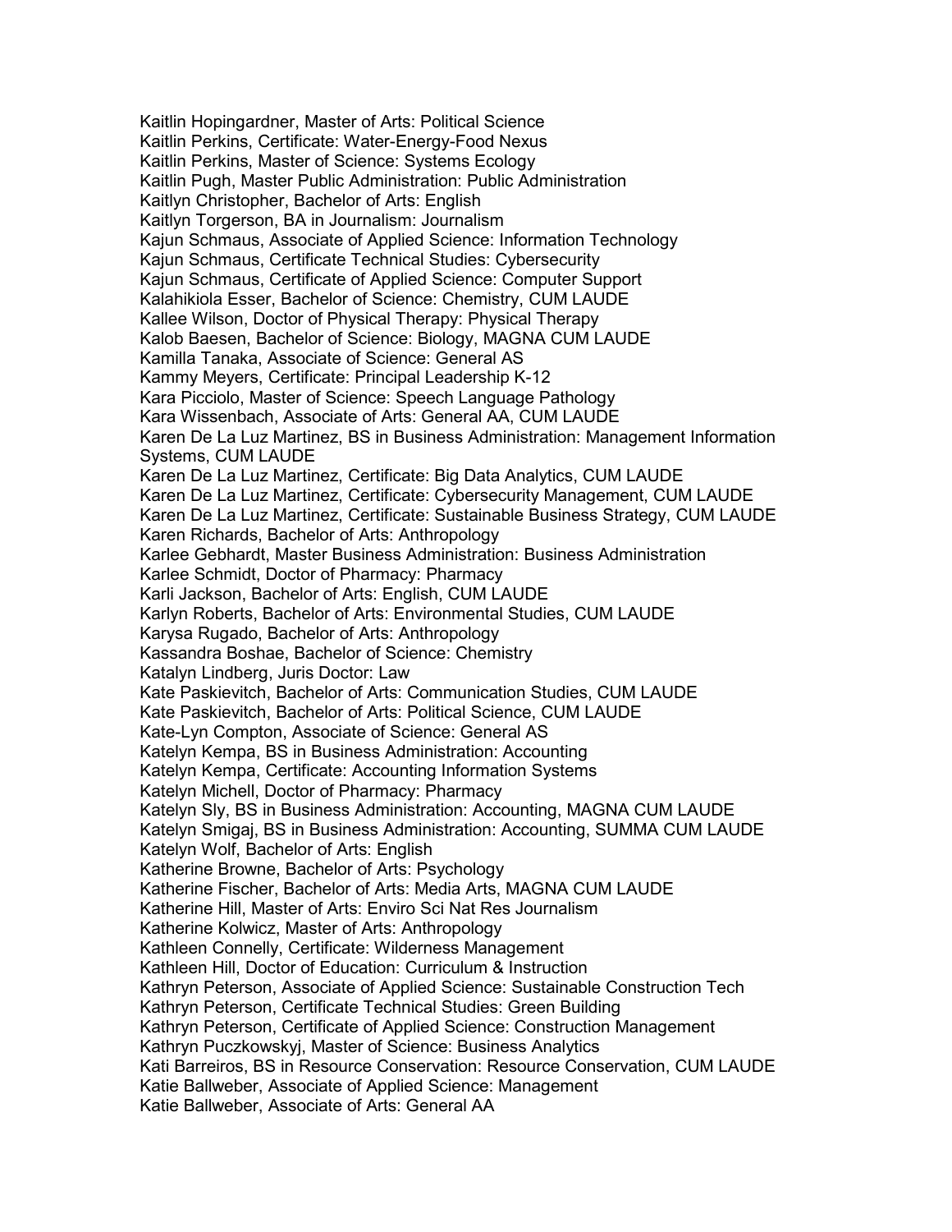Kaitlin Hopingardner, Master of Arts: Political Science
Kaitlin Perkins, Certificate: Water-Energy-Food Nexus
Kaitlin Perkins, Master of Science: Systems Ecology
Kaitlin Pugh, Master Public Administration: Public Administration
Kaitlyn Christopher, Bachelor of Arts: English
Kaitlyn Torgerson, BA in Journalism: Journalism
Kajun Schmaus, Associate of Applied Science: Information Technology
Kajun Schmaus, Certificate Technical Studies: Cybersecurity
Kajun Schmaus, Certificate of Applied Science: Computer Support
Kalahikiola Esser, Bachelor of Science: Chemistry, CUM LAUDE
Kallee Wilson, Doctor of Physical Therapy: Physical Therapy
Kalob Baesen, Bachelor of Science: Biology, MAGNA CUM LAUDE
Kamilla Tanaka, Associate of Science: General AS
Kammy Meyers, Certificate: Principal Leadership K-12
Kara Picciolo, Master of Science: Speech Language Pathology
Kara Wissenbach, Associate of Arts: General AA, CUM LAUDE
Karen De La Luz Martinez, BS in Business Administration: Management Information Systems, CUM LAUDE
Karen De La Luz Martinez, Certificate: Big Data Analytics, CUM LAUDE
Karen De La Luz Martinez, Certificate: Cybersecurity Management, CUM LAUDE
Karen De La Luz Martinez, Certificate: Sustainable Business Strategy, CUM LAUDE
Karen Richards, Bachelor of Arts: Anthropology
Karlee Gebhardt, Master Business Administration: Business Administration
Karlee Schmidt, Doctor of Pharmacy: Pharmacy
Karli Jackson, Bachelor of Arts: English, CUM LAUDE
Karlyn Roberts, Bachelor of Arts: Environmental Studies, CUM LAUDE
Karysa Rugado, Bachelor of Arts: Anthropology
Kassandra Boshae, Bachelor of Science: Chemistry
Katalyn Lindberg, Juris Doctor: Law
Kate Paskievitch, Bachelor of Arts: Communication Studies, CUM LAUDE
Kate Paskievitch, Bachelor of Arts: Political Science, CUM LAUDE
Kate-Lyn Compton, Associate of Science: General AS
Katelyn Kempa, BS in Business Administration: Accounting
Katelyn Kempa, Certificate: Accounting Information Systems
Katelyn Michell, Doctor of Pharmacy: Pharmacy
Katelyn Sly, BS in Business Administration: Accounting, MAGNA CUM LAUDE
Katelyn Smigaj, BS in Business Administration: Accounting, SUMMA CUM LAUDE
Katelyn Wolf, Bachelor of Arts: English
Katherine Browne, Bachelor of Arts: Psychology
Katherine Fischer, Bachelor of Arts: Media Arts, MAGNA CUM LAUDE
Katherine Hill, Master of Arts: Enviro Sci Nat Res Journalism
Katherine Kolwicz, Master of Arts: Anthropology
Kathleen Connelly, Certificate: Wilderness Management
Kathleen Hill, Doctor of Education: Curriculum & Instruction
Kathryn Peterson, Associate of Applied Science: Sustainable Construction Tech
Kathryn Peterson, Certificate Technical Studies: Green Building
Kathryn Peterson, Certificate of Applied Science: Construction Management
Kathryn Puczkowskyj, Master of Science: Business Analytics
Kati Barreiros, BS in Resource Conservation: Resource Conservation, CUM LAUDE
Katie Ballweber, Associate of Applied Science: Management
Katie Ballweber, Associate of Arts: General AA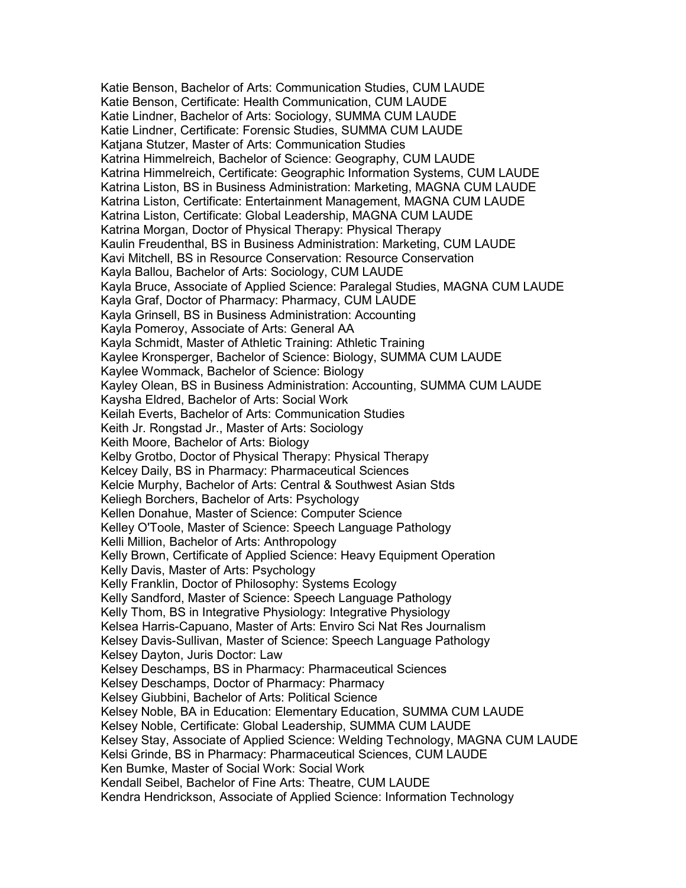Katie Benson, Bachelor of Arts: Communication Studies, CUM LAUDE
Katie Benson, Certificate: Health Communication, CUM LAUDE
Katie Lindner, Bachelor of Arts: Sociology, SUMMA CUM LAUDE
Katie Lindner, Certificate: Forensic Studies, SUMMA CUM LAUDE
Katjana Stutzer, Master of Arts: Communication Studies
Katrina Himmelreich, Bachelor of Science: Geography, CUM LAUDE
Katrina Himmelreich, Certificate: Geographic Information Systems, CUM LAUDE
Katrina Liston, BS in Business Administration: Marketing, MAGNA CUM LAUDE
Katrina Liston, Certificate: Entertainment Management, MAGNA CUM LAUDE
Katrina Liston, Certificate: Global Leadership, MAGNA CUM LAUDE
Katrina Morgan, Doctor of Physical Therapy: Physical Therapy
Kaulin Freudenthal, BS in Business Administration: Marketing, CUM LAUDE
Kavi Mitchell, BS in Resource Conservation: Resource Conservation
Kayla Ballou, Bachelor of Arts: Sociology, CUM LAUDE
Kayla Bruce, Associate of Applied Science: Paralegal Studies, MAGNA CUM LAUDE
Kayla Graf, Doctor of Pharmacy: Pharmacy, CUM LAUDE
Kayla Grinsell, BS in Business Administration: Accounting
Kayla Pomeroy, Associate of Arts: General AA
Kayla Schmidt, Master of Athletic Training: Athletic Training
Kaylee Kronsperger, Bachelor of Science: Biology, SUMMA CUM LAUDE
Kaylee Wommack, Bachelor of Science: Biology
Kayley Olean, BS in Business Administration: Accounting, SUMMA CUM LAUDE
Kaysha Eldred, Bachelor of Arts: Social Work
Keilah Everts, Bachelor of Arts: Communication Studies
Keith Jr. Rongstad Jr., Master of Arts: Sociology
Keith Moore, Bachelor of Arts: Biology
Kelby Grotbo, Doctor of Physical Therapy: Physical Therapy
Kelcey Daily, BS in Pharmacy: Pharmaceutical Sciences
Kelcie Murphy, Bachelor of Arts: Central & Southwest Asian Stds
Keliegh Borchers, Bachelor of Arts: Psychology
Kellen Donahue, Master of Science: Computer Science
Kelley O'Toole, Master of Science: Speech Language Pathology
Kelli Million, Bachelor of Arts: Anthropology
Kelly Brown, Certificate of Applied Science: Heavy Equipment Operation
Kelly Davis, Master of Arts: Psychology
Kelly Franklin, Doctor of Philosophy: Systems Ecology
Kelly Sandford, Master of Science: Speech Language Pathology
Kelly Thom, BS in Integrative Physiology: Integrative Physiology
Kelsea Harris-Capuano, Master of Arts: Enviro Sci Nat Res Journalism
Kelsey Davis-Sullivan, Master of Science: Speech Language Pathology
Kelsey Dayton, Juris Doctor: Law
Kelsey Deschamps, BS in Pharmacy: Pharmaceutical Sciences
Kelsey Deschamps, Doctor of Pharmacy: Pharmacy
Kelsey Giubbini, Bachelor of Arts: Political Science
Kelsey Noble, BA in Education: Elementary Education, SUMMA CUM LAUDE
Kelsey Noble, Certificate: Global Leadership, SUMMA CUM LAUDE
Kelsey Stay, Associate of Applied Science: Welding Technology, MAGNA CUM LAUDE
Kelsi Grinde, BS in Pharmacy: Pharmaceutical Sciences, CUM LAUDE
Ken Bumke, Master of Social Work: Social Work
Kendall Seibel, Bachelor of Fine Arts: Theatre, CUM LAUDE
Kendra Hendrickson, Associate of Applied Science: Information Technology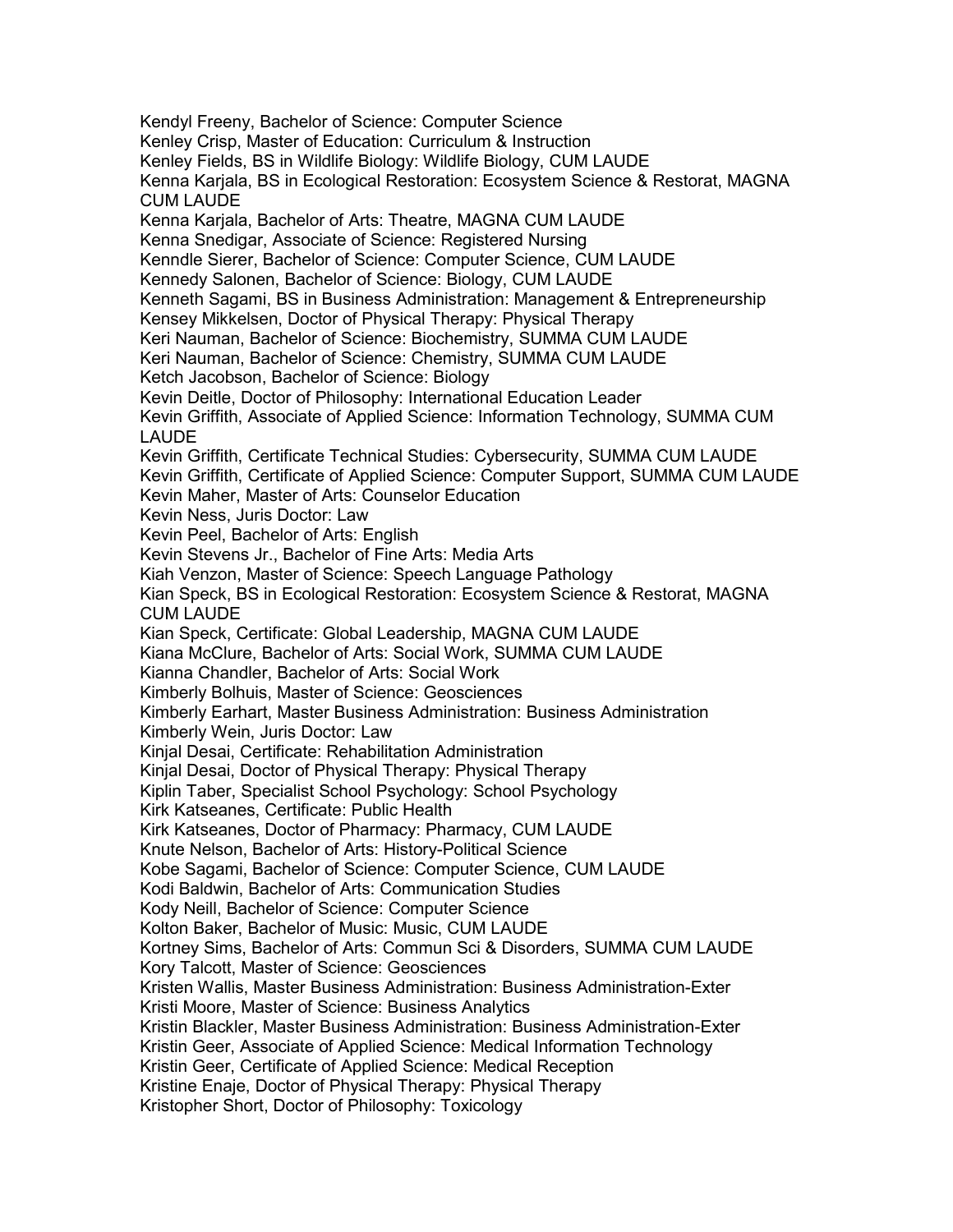Kendyl Freeny, Bachelor of Science: Computer Science
Kenley Crisp, Master of Education: Curriculum & Instruction
Kenley Fields, BS in Wildlife Biology: Wildlife Biology, CUM LAUDE
Kenna Karjala, BS in Ecological Restoration: Ecosystem Science & Restorat, MAGNA CUM LAUDE
Kenna Karjala, Bachelor of Arts: Theatre, MAGNA CUM LAUDE
Kenna Snedigar, Associate of Science: Registered Nursing
Kenndle Sierer, Bachelor of Science: Computer Science, CUM LAUDE
Kennedy Salonen, Bachelor of Science: Biology, CUM LAUDE
Kenneth Sagami, BS in Business Administration: Management & Entrepreneurship
Kensey Mikkelsen, Doctor of Physical Therapy: Physical Therapy
Keri Nauman, Bachelor of Science: Biochemistry, SUMMA CUM LAUDE
Keri Nauman, Bachelor of Science: Chemistry, SUMMA CUM LAUDE
Ketch Jacobson, Bachelor of Science: Biology
Kevin Deitle, Doctor of Philosophy: International Education Leader
Kevin Griffith, Associate of Applied Science: Information Technology, SUMMA CUM LAUDE
Kevin Griffith, Certificate Technical Studies: Cybersecurity, SUMMA CUM LAUDE
Kevin Griffith, Certificate of Applied Science: Computer Support, SUMMA CUM LAUDE
Kevin Maher, Master of Arts: Counselor Education
Kevin Ness, Juris Doctor: Law
Kevin Peel, Bachelor of Arts: English
Kevin Stevens Jr., Bachelor of Fine Arts: Media Arts
Kiah Venzon, Master of Science: Speech Language Pathology
Kian Speck, BS in Ecological Restoration: Ecosystem Science & Restorat, MAGNA CUM LAUDE
Kian Speck, Certificate: Global Leadership, MAGNA CUM LAUDE
Kiana McClure, Bachelor of Arts: Social Work, SUMMA CUM LAUDE
Kianna Chandler, Bachelor of Arts: Social Work
Kimberly Bolhuis, Master of Science: Geosciences
Kimberly Earhart, Master Business Administration: Business Administration
Kimberly Wein, Juris Doctor: Law
Kinjal Desai, Certificate: Rehabilitation Administration
Kinjal Desai, Doctor of Physical Therapy: Physical Therapy
Kiplin Taber, Specialist School Psychology: School Psychology
Kirk Katseanes, Certificate: Public Health
Kirk Katseanes, Doctor of Pharmacy: Pharmacy, CUM LAUDE
Knute Nelson, Bachelor of Arts: History-Political Science
Kobe Sagami, Bachelor of Science: Computer Science, CUM LAUDE
Kodi Baldwin, Bachelor of Arts: Communication Studies
Kody Neill, Bachelor of Science: Computer Science
Kolton Baker, Bachelor of Music: Music, CUM LAUDE
Kortney Sims, Bachelor of Arts: Commun Sci & Disorders, SUMMA CUM LAUDE
Kory Talcott, Master of Science: Geosciences
Kristen Wallis, Master Business Administration: Business Administration-Exter
Kristi Moore, Master of Science: Business Analytics
Kristin Blackler, Master Business Administration: Business Administration-Exter
Kristin Geer, Associate of Applied Science: Medical Information Technology
Kristin Geer, Certificate of Applied Science: Medical Reception
Kristine Enaje, Doctor of Physical Therapy: Physical Therapy
Kristopher Short, Doctor of Philosophy: Toxicology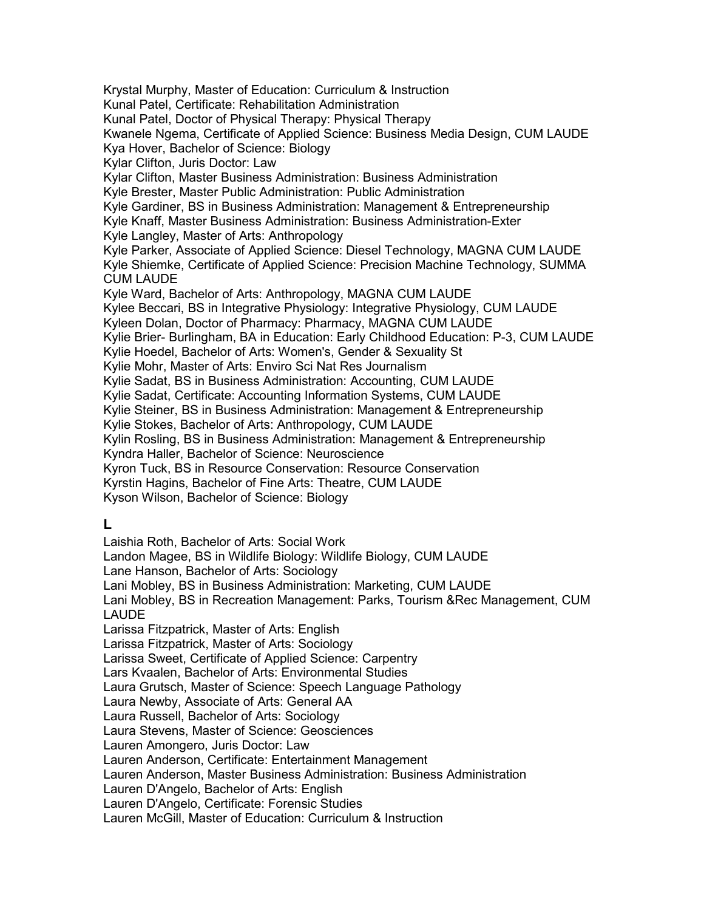Krystal Murphy, Master of Education: Curriculum & Instruction
Kunal Patel, Certificate: Rehabilitation Administration
Kunal Patel, Doctor of Physical Therapy: Physical Therapy
Kwanele Ngema, Certificate of Applied Science: Business Media Design, CUM LAUDE
Kya Hover, Bachelor of Science: Biology
Kylar Clifton, Juris Doctor: Law
Kylar Clifton, Master Business Administration: Business Administration
Kyle Brester, Master Public Administration: Public Administration
Kyle Gardiner, BS in Business Administration: Management & Entrepreneurship
Kyle Knaff, Master Business Administration: Business Administration-Exter
Kyle Langley, Master of Arts: Anthropology
Kyle Parker, Associate of Applied Science: Diesel Technology, MAGNA CUM LAUDE
Kyle Shiemke, Certificate of Applied Science: Precision Machine Technology, SUMMA CUM LAUDE
Kyle Ward, Bachelor of Arts: Anthropology, MAGNA CUM LAUDE
Kylee Beccari, BS in Integrative Physiology: Integrative Physiology, CUM LAUDE
Kyleen Dolan, Doctor of Pharmacy: Pharmacy, MAGNA CUM LAUDE
Kylie Brier- Burlingham, BA in Education: Early Childhood Education: P-3, CUM LAUDE
Kylie Hoedel, Bachelor of Arts: Women's, Gender & Sexuality St
Kylie Mohr, Master of Arts: Enviro Sci Nat Res Journalism
Kylie Sadat, BS in Business Administration: Accounting, CUM LAUDE
Kylie Sadat, Certificate: Accounting Information Systems, CUM LAUDE
Kylie Steiner, BS in Business Administration: Management & Entrepreneurship
Kylie Stokes, Bachelor of Arts: Anthropology, CUM LAUDE
Kylin Rosling, BS in Business Administration: Management & Entrepreneurship
Kyndra Haller, Bachelor of Science: Neuroscience
Kyron Tuck, BS in Resource Conservation: Resource Conservation
Kyrstin Hagins, Bachelor of Fine Arts: Theatre, CUM LAUDE
Kyson Wilson, Bachelor of Science: Biology

## L

Laishia Roth, Bachelor of Arts: Social Work
Landon Magee, BS in Wildlife Biology: Wildlife Biology, CUM LAUDE
Lane Hanson, Bachelor of Arts: Sociology
Lani Mobley, BS in Business Administration: Marketing, CUM LAUDE
Lani Mobley, BS in Recreation Management: Parks, Tourism &Rec Management, CUM LAUDE
Larissa Fitzpatrick, Master of Arts: English
Larissa Fitzpatrick, Master of Arts: Sociology
Larissa Sweet, Certificate of Applied Science: Carpentry
Lars Kvaalen, Bachelor of Arts: Environmental Studies
Laura Grutsch, Master of Science: Speech Language Pathology
Laura Newby, Associate of Arts: General AA
Laura Russell, Bachelor of Arts: Sociology
Laura Stevens, Master of Science: Geosciences
Lauren Amongero, Juris Doctor: Law
Lauren Anderson, Certificate: Entertainment Management
Lauren Anderson, Master Business Administration: Business Administration
Lauren D'Angelo, Bachelor of Arts: English
Lauren D'Angelo, Certificate: Forensic Studies
Lauren McGill, Master of Education: Curriculum & Instruction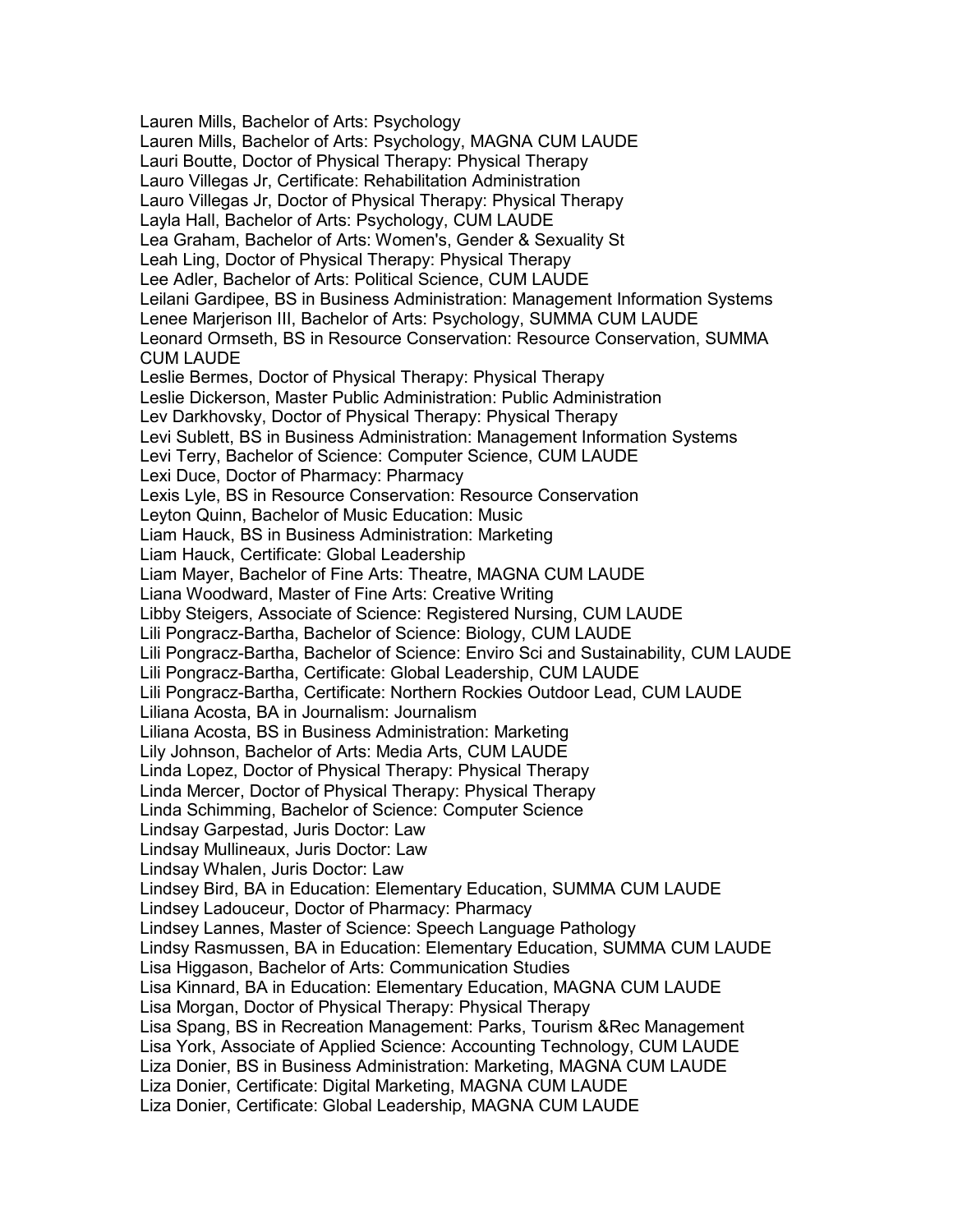Lauren Mills, Bachelor of Arts: Psychology
Lauren Mills, Bachelor of Arts: Psychology, MAGNA CUM LAUDE
Lauri Boutte, Doctor of Physical Therapy: Physical Therapy
Lauro Villegas Jr, Certificate: Rehabilitation Administration
Lauro Villegas Jr, Doctor of Physical Therapy: Physical Therapy
Layla Hall, Bachelor of Arts: Psychology, CUM LAUDE
Lea Graham, Bachelor of Arts: Women's, Gender & Sexuality St
Leah Ling, Doctor of Physical Therapy: Physical Therapy
Lee Adler, Bachelor of Arts: Political Science, CUM LAUDE
Leilani Gardipee, BS in Business Administration: Management Information Systems
Lenee Marjerison III, Bachelor of Arts: Psychology, SUMMA CUM LAUDE
Leonard Ormseth, BS in Resource Conservation: Resource Conservation, SUMMA CUM LAUDE
Leslie Bermes, Doctor of Physical Therapy: Physical Therapy
Leslie Dickerson, Master Public Administration: Public Administration
Lev Darkhovsky, Doctor of Physical Therapy: Physical Therapy
Levi Sublett, BS in Business Administration: Management Information Systems
Levi Terry, Bachelor of Science: Computer Science, CUM LAUDE
Lexi Duce, Doctor of Pharmacy: Pharmacy
Lexis Lyle, BS in Resource Conservation: Resource Conservation
Leyton Quinn, Bachelor of Music Education: Music
Liam Hauck, BS in Business Administration: Marketing
Liam Hauck, Certificate: Global Leadership
Liam Mayer, Bachelor of Fine Arts: Theatre, MAGNA CUM LAUDE
Liana Woodward, Master of Fine Arts: Creative Writing
Libby Steigers, Associate of Science: Registered Nursing, CUM LAUDE
Lili Pongracz-Bartha, Bachelor of Science: Biology, CUM LAUDE
Lili Pongracz-Bartha, Bachelor of Science: Enviro Sci and Sustainability, CUM LAUDE
Lili Pongracz-Bartha, Certificate: Global Leadership, CUM LAUDE
Lili Pongracz-Bartha, Certificate: Northern Rockies Outdoor Lead, CUM LAUDE
Liliana Acosta, BA in Journalism: Journalism
Liliana Acosta, BS in Business Administration: Marketing
Lily Johnson, Bachelor of Arts: Media Arts, CUM LAUDE
Linda Lopez, Doctor of Physical Therapy: Physical Therapy
Linda Mercer, Doctor of Physical Therapy: Physical Therapy
Linda Schimming, Bachelor of Science: Computer Science
Lindsay Garpestad, Juris Doctor: Law
Lindsay Mullineaux, Juris Doctor: Law
Lindsay Whalen, Juris Doctor: Law
Lindsey Bird, BA in Education: Elementary Education, SUMMA CUM LAUDE
Lindsey Ladouceur, Doctor of Pharmacy: Pharmacy
Lindsey Lannes, Master of Science: Speech Language Pathology
Lindsy Rasmussen, BA in Education: Elementary Education, SUMMA CUM LAUDE
Lisa Higgason, Bachelor of Arts: Communication Studies
Lisa Kinnard, BA in Education: Elementary Education, MAGNA CUM LAUDE
Lisa Morgan, Doctor of Physical Therapy: Physical Therapy
Lisa Spang, BS in Recreation Management: Parks, Tourism &Rec Management
Lisa York, Associate of Applied Science: Accounting Technology, CUM LAUDE
Liza Donier, BS in Business Administration: Marketing, MAGNA CUM LAUDE
Liza Donier, Certificate: Digital Marketing, MAGNA CUM LAUDE
Liza Donier, Certificate: Global Leadership, MAGNA CUM LAUDE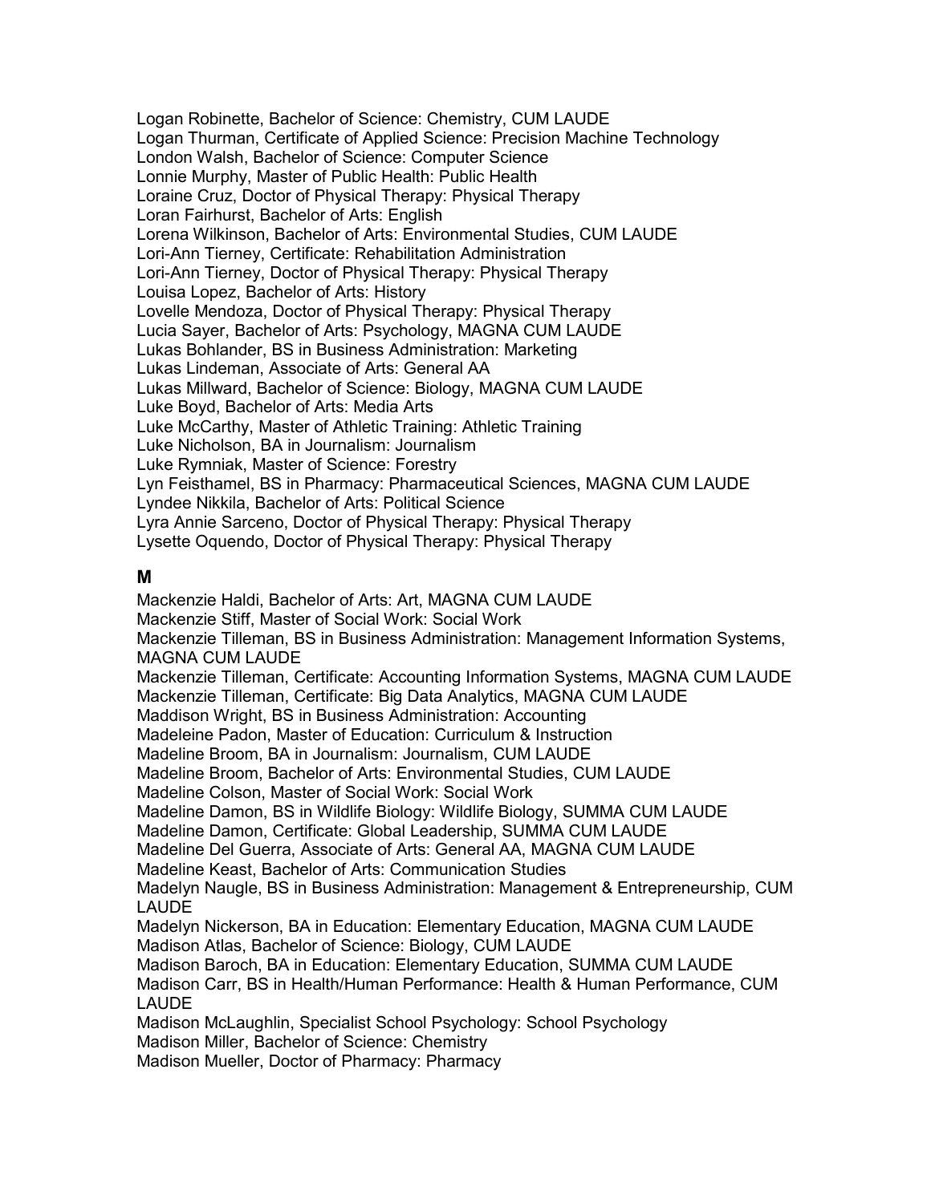Logan Robinette, Bachelor of Science: Chemistry, CUM LAUDE
Logan Thurman, Certificate of Applied Science: Precision Machine Technology
London Walsh, Bachelor of Science: Computer Science
Lonnie Murphy, Master of Public Health: Public Health
Loraine Cruz, Doctor of Physical Therapy: Physical Therapy
Loran Fairhurst, Bachelor of Arts: English
Lorena Wilkinson, Bachelor of Arts: Environmental Studies, CUM LAUDE
Lori-Ann Tierney, Certificate: Rehabilitation Administration
Lori-Ann Tierney, Doctor of Physical Therapy: Physical Therapy
Louisa Lopez, Bachelor of Arts: History
Lovelle Mendoza, Doctor of Physical Therapy: Physical Therapy
Lucia Sayer, Bachelor of Arts: Psychology, MAGNA CUM LAUDE
Lukas Bohlander, BS in Business Administration: Marketing
Lukas Lindeman, Associate of Arts: General AA
Lukas Millward, Bachelor of Science: Biology, MAGNA CUM LAUDE
Luke Boyd, Bachelor of Arts: Media Arts
Luke McCarthy, Master of Athletic Training: Athletic Training
Luke Nicholson, BA in Journalism: Journalism
Luke Rymniak, Master of Science: Forestry
Lyn Feisthamel, BS in Pharmacy: Pharmaceutical Sciences, MAGNA CUM LAUDE
Lyndee Nikkila, Bachelor of Arts: Political Science
Lyra Annie Sarceno, Doctor of Physical Therapy: Physical Therapy
Lysette Oquendo, Doctor of Physical Therapy: Physical Therapy

**M**

Mackenzie Haldi, Bachelor of Arts: Art, MAGNA CUM LAUDE
Mackenzie Stiff, Master of Social Work: Social Work
Mackenzie Tilleman, BS in Business Administration: Management Information Systems, MAGNA CUM LAUDE
Mackenzie Tilleman, Certificate: Accounting Information Systems, MAGNA CUM LAUDE
Mackenzie Tilleman, Certificate: Big Data Analytics, MAGNA CUM LAUDE
Maddison Wright, BS in Business Administration: Accounting
Madeleine Padon, Master of Education: Curriculum & Instruction
Madeline Broom, BA in Journalism: Journalism, CUM LAUDE
Madeline Broom, Bachelor of Arts: Environmental Studies, CUM LAUDE
Madeline Colson, Master of Social Work: Social Work
Madeline Damon, BS in Wildlife Biology: Wildlife Biology, SUMMA CUM LAUDE
Madeline Damon, Certificate: Global Leadership, SUMMA CUM LAUDE
Madeline Del Guerra, Associate of Arts: General AA, MAGNA CUM LAUDE
Madeline Keast, Bachelor of Arts: Communication Studies
Madelyn Naugle, BS in Business Administration: Management & Entrepreneurship, CUM LAUDE
Madelyn Nickerson, BA in Education: Elementary Education, MAGNA CUM LAUDE
Madison Atlas, Bachelor of Science: Biology, CUM LAUDE
Madison Baroch, BA in Education: Elementary Education, SUMMA CUM LAUDE
Madison Carr, BS in Health/Human Performance: Health & Human Performance, CUM LAUDE
Madison McLaughlin, Specialist School Psychology: School Psychology
Madison Miller, Bachelor of Science: Chemistry
Madison Mueller, Doctor of Pharmacy: Pharmacy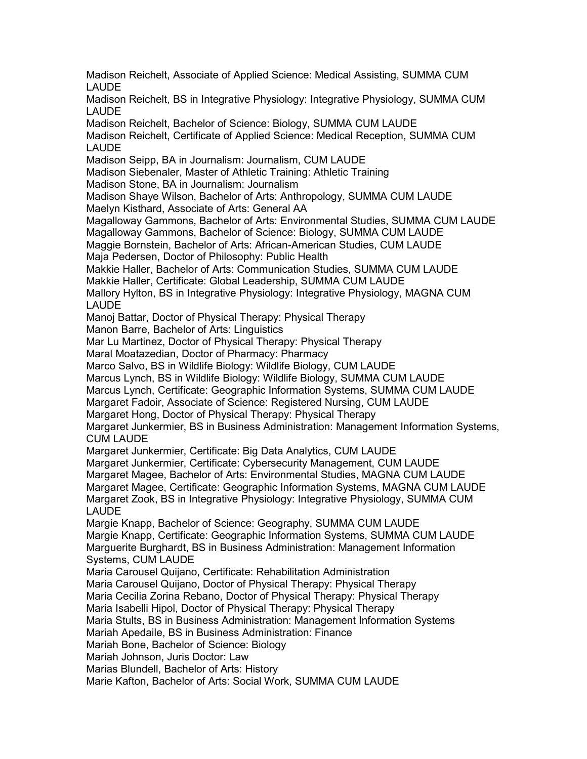Madison Reichelt, Associate of Applied Science: Medical Assisting, SUMMA CUM LAUDE
Madison Reichelt, BS in Integrative Physiology: Integrative Physiology, SUMMA CUM LAUDE
Madison Reichelt, Bachelor of Science: Biology, SUMMA CUM LAUDE
Madison Reichelt, Certificate of Applied Science: Medical Reception, SUMMA CUM LAUDE
Madison Seipp, BA in Journalism: Journalism, CUM LAUDE
Madison Siebenaler, Master of Athletic Training: Athletic Training
Madison Stone, BA in Journalism: Journalism
Madison Shaye Wilson, Bachelor of Arts: Anthropology, SUMMA CUM LAUDE
Maelyn Kisthard, Associate of Arts: General AA
Magalloway Gammons, Bachelor of Arts: Environmental Studies, SUMMA CUM LAUDE
Magalloway Gammons, Bachelor of Science: Biology, SUMMA CUM LAUDE
Maggie Bornstein, Bachelor of Arts: African-American Studies, CUM LAUDE
Maja Pedersen, Doctor of Philosophy: Public Health
Makkie Haller, Bachelor of Arts: Communication Studies, SUMMA CUM LAUDE
Makkie Haller, Certificate: Global Leadership, SUMMA CUM LAUDE
Mallory Hylton, BS in Integrative Physiology: Integrative Physiology, MAGNA CUM LAUDE
Manoj Battar, Doctor of Physical Therapy: Physical Therapy
Manon Barre, Bachelor of Arts: Linguistics
Mar Lu Martinez, Doctor of Physical Therapy: Physical Therapy
Maral Moatazedian, Doctor of Pharmacy: Pharmacy
Marco Salvo, BS in Wildlife Biology: Wildlife Biology, CUM LAUDE
Marcus Lynch, BS in Wildlife Biology: Wildlife Biology, SUMMA CUM LAUDE
Marcus Lynch, Certificate: Geographic Information Systems, SUMMA CUM LAUDE
Margaret Fadoir, Associate of Science: Registered Nursing, CUM LAUDE
Margaret Hong, Doctor of Physical Therapy: Physical Therapy
Margaret Junkermier, BS in Business Administration: Management Information Systems, CUM LAUDE
Margaret Junkermier, Certificate: Big Data Analytics, CUM LAUDE
Margaret Junkermier, Certificate: Cybersecurity Management, CUM LAUDE
Margaret Magee, Bachelor of Arts: Environmental Studies, MAGNA CUM LAUDE
Margaret Magee, Certificate: Geographic Information Systems, MAGNA CUM LAUDE
Margaret Zook, BS in Integrative Physiology: Integrative Physiology, SUMMA CUM LAUDE
Margie Knapp, Bachelor of Science: Geography, SUMMA CUM LAUDE
Margie Knapp, Certificate: Geographic Information Systems, SUMMA CUM LAUDE
Marguerite Burghardt, BS in Business Administration: Management Information Systems, CUM LAUDE
Maria Carousel Quijano, Certificate: Rehabilitation Administration
Maria Carousel Quijano, Doctor of Physical Therapy: Physical Therapy
Maria Cecilia Zorina Rebano, Doctor of Physical Therapy: Physical Therapy
Maria Isabelli Hipol, Doctor of Physical Therapy: Physical Therapy
Maria Stults, BS in Business Administration: Management Information Systems
Mariah Apedaile, BS in Business Administration: Finance
Mariah Bone, Bachelor of Science: Biology
Mariah Johnson, Juris Doctor: Law
Marias Blundell, Bachelor of Arts: History
Marie Kafton, Bachelor of Arts: Social Work, SUMMA CUM LAUDE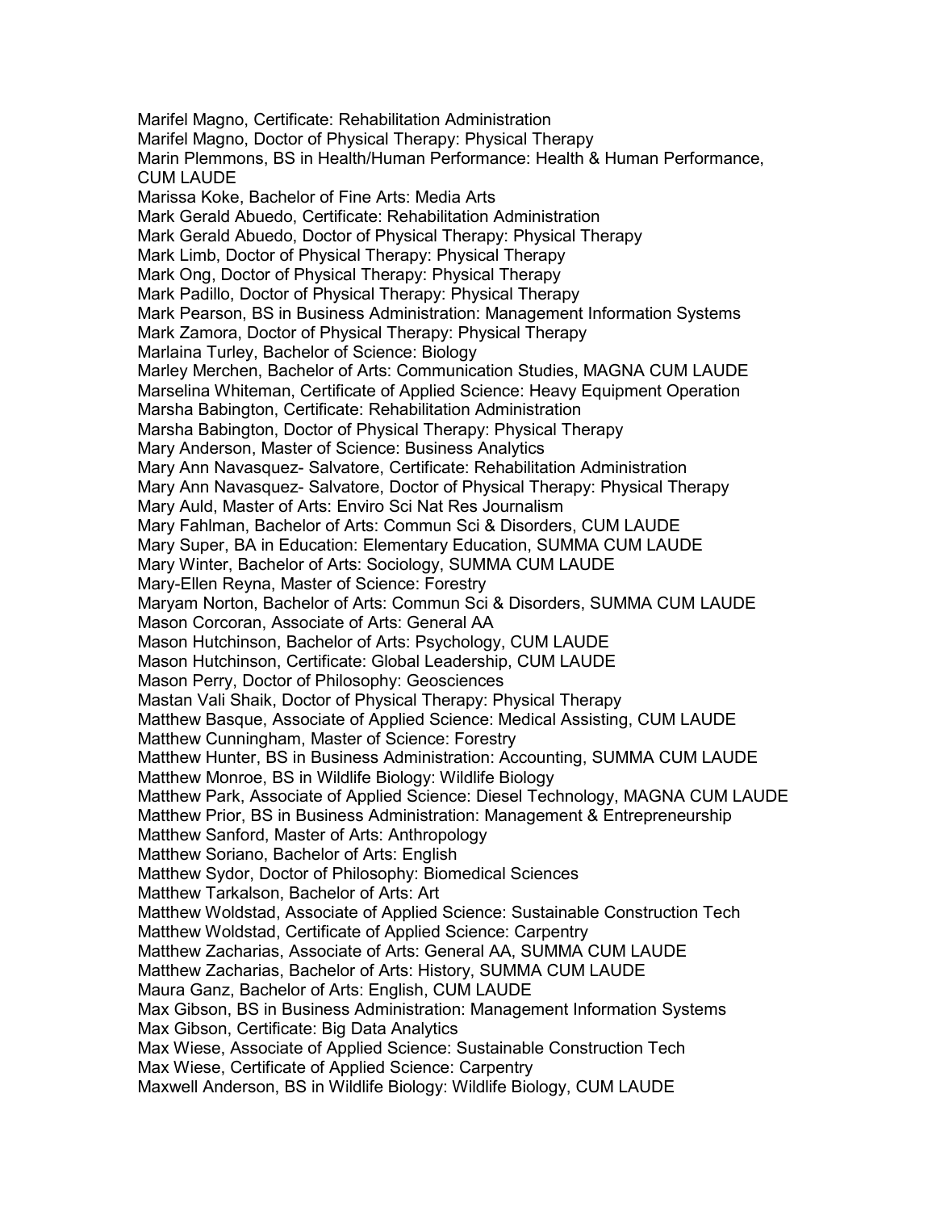Marifel Magno, Certificate: Rehabilitation Administration
Marifel Magno, Doctor of Physical Therapy: Physical Therapy
Marin Plemmons, BS in Health/Human Performance: Health & Human Performance, CUM LAUDE
Marissa Koke, Bachelor of Fine Arts: Media Arts
Mark Gerald Abuedo, Certificate: Rehabilitation Administration
Mark Gerald Abuedo, Doctor of Physical Therapy: Physical Therapy
Mark Limb, Doctor of Physical Therapy: Physical Therapy
Mark Ong, Doctor of Physical Therapy: Physical Therapy
Mark Padillo, Doctor of Physical Therapy: Physical Therapy
Mark Pearson, BS in Business Administration: Management Information Systems
Mark Zamora, Doctor of Physical Therapy: Physical Therapy
Marlaina Turley, Bachelor of Science: Biology
Marley Merchen, Bachelor of Arts: Communication Studies, MAGNA CUM LAUDE
Marselina Whiteman, Certificate of Applied Science: Heavy Equipment Operation
Marsha Babington, Certificate: Rehabilitation Administration
Marsha Babington, Doctor of Physical Therapy: Physical Therapy
Mary Anderson, Master of Science: Business Analytics
Mary Ann Navasquez- Salvatore, Certificate: Rehabilitation Administration
Mary Ann Navasquez- Salvatore, Doctor of Physical Therapy: Physical Therapy
Mary Auld, Master of Arts: Enviro Sci Nat Res Journalism
Mary Fahlman, Bachelor of Arts: Commun Sci & Disorders, CUM LAUDE
Mary Super, BA in Education: Elementary Education, SUMMA CUM LAUDE
Mary Winter, Bachelor of Arts: Sociology, SUMMA CUM LAUDE
Mary-Ellen Reyna, Master of Science: Forestry
Maryam Norton, Bachelor of Arts: Commun Sci & Disorders, SUMMA CUM LAUDE
Mason Corcoran, Associate of Arts: General AA
Mason Hutchinson, Bachelor of Arts: Psychology, CUM LAUDE
Mason Hutchinson, Certificate: Global Leadership, CUM LAUDE
Mason Perry, Doctor of Philosophy: Geosciences
Mastan Vali Shaik, Doctor of Physical Therapy: Physical Therapy
Matthew Basque, Associate of Applied Science: Medical Assisting, CUM LAUDE
Matthew Cunningham, Master of Science: Forestry
Matthew Hunter, BS in Business Administration: Accounting, SUMMA CUM LAUDE
Matthew Monroe, BS in Wildlife Biology: Wildlife Biology
Matthew Park, Associate of Applied Science: Diesel Technology, MAGNA CUM LAUDE
Matthew Prior, BS in Business Administration: Management & Entrepreneurship
Matthew Sanford, Master of Arts: Anthropology
Matthew Soriano, Bachelor of Arts: English
Matthew Sydor, Doctor of Philosophy: Biomedical Sciences
Matthew Tarkalson, Bachelor of Arts: Art
Matthew Woldstad, Associate of Applied Science: Sustainable Construction Tech
Matthew Woldstad, Certificate of Applied Science: Carpentry
Matthew Zacharias, Associate of Arts: General AA, SUMMA CUM LAUDE
Matthew Zacharias, Bachelor of Arts: History, SUMMA CUM LAUDE
Maura Ganz, Bachelor of Arts: English, CUM LAUDE
Max Gibson, BS in Business Administration: Management Information Systems
Max Gibson, Certificate: Big Data Analytics
Max Wiese, Associate of Applied Science: Sustainable Construction Tech
Max Wiese, Certificate of Applied Science: Carpentry
Maxwell Anderson, BS in Wildlife Biology: Wildlife Biology, CUM LAUDE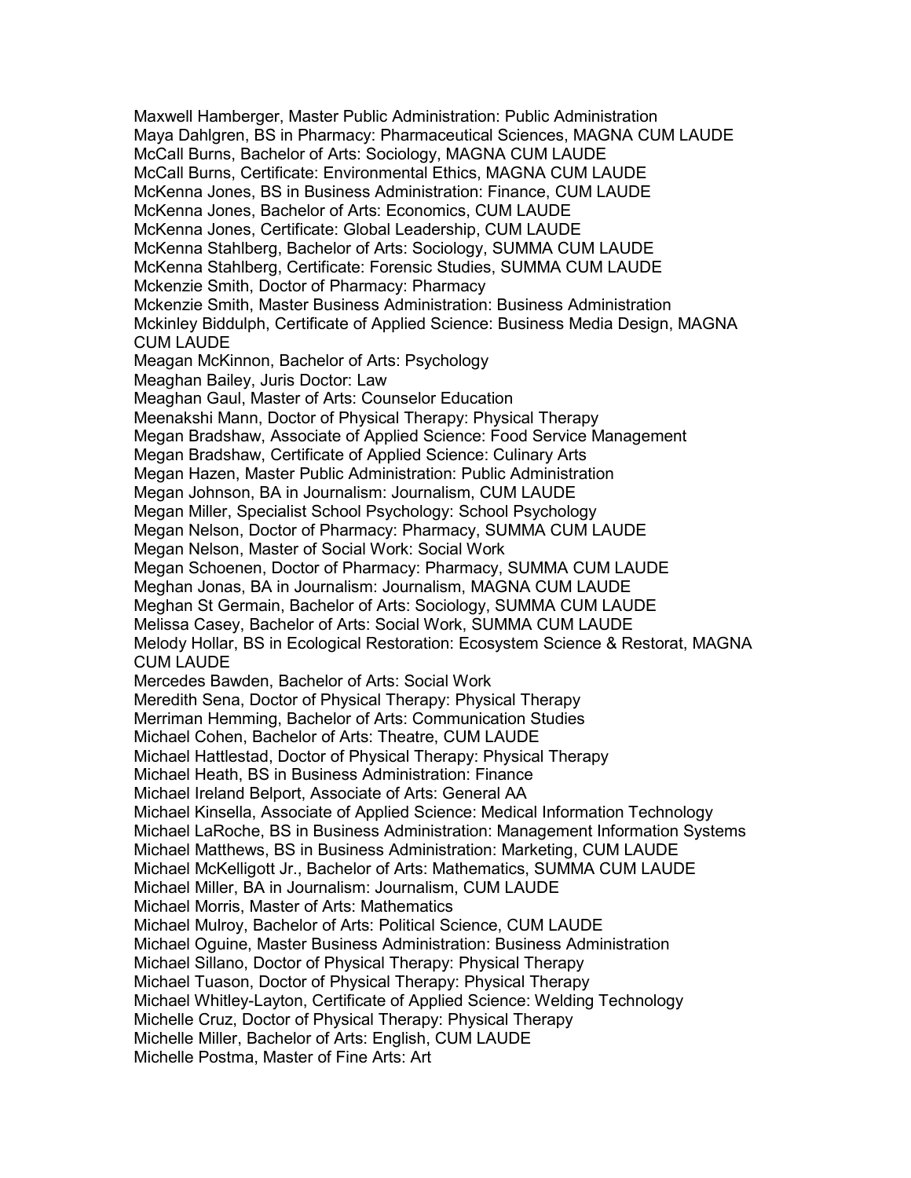Maxwell Hamberger, Master Public Administration: Public Administration
Maya Dahlgren, BS in Pharmacy: Pharmaceutical Sciences, MAGNA CUM LAUDE
McCall Burns, Bachelor of Arts: Sociology, MAGNA CUM LAUDE
McCall Burns, Certificate: Environmental Ethics, MAGNA CUM LAUDE
McKenna Jones, BS in Business Administration: Finance, CUM LAUDE
McKenna Jones, Bachelor of Arts: Economics, CUM LAUDE
McKenna Jones, Certificate: Global Leadership, CUM LAUDE
McKenna Stahlberg, Bachelor of Arts: Sociology, SUMMA CUM LAUDE
McKenna Stahlberg, Certificate: Forensic Studies, SUMMA CUM LAUDE
Mckenzie Smith, Doctor of Pharmacy: Pharmacy
Mckenzie Smith, Master Business Administration: Business Administration
Mckinley Biddulph, Certificate of Applied Science: Business Media Design, MAGNA CUM LAUDE
Meagan McKinnon, Bachelor of Arts: Psychology
Meaghan Bailey, Juris Doctor: Law
Meaghan Gaul, Master of Arts: Counselor Education
Meenakshi Mann, Doctor of Physical Therapy: Physical Therapy
Megan Bradshaw, Associate of Applied Science: Food Service Management
Megan Bradshaw, Certificate of Applied Science: Culinary Arts
Megan Hazen, Master Public Administration: Public Administration
Megan Johnson, BA in Journalism: Journalism, CUM LAUDE
Megan Miller, Specialist School Psychology: School Psychology
Megan Nelson, Doctor of Pharmacy: Pharmacy, SUMMA CUM LAUDE
Megan Nelson, Master of Social Work: Social Work
Megan Schoenen, Doctor of Pharmacy: Pharmacy, SUMMA CUM LAUDE
Meghan Jonas, BA in Journalism: Journalism, MAGNA CUM LAUDE
Meghan St Germain, Bachelor of Arts: Sociology, SUMMA CUM LAUDE
Melissa Casey, Bachelor of Arts: Social Work, SUMMA CUM LAUDE
Melody Hollar, BS in Ecological Restoration: Ecosystem Science & Restorat, MAGNA CUM LAUDE
Mercedes Bawden, Bachelor of Arts: Social Work
Meredith Sena, Doctor of Physical Therapy: Physical Therapy
Merriman Hemming, Bachelor of Arts: Communication Studies
Michael Cohen, Bachelor of Arts: Theatre, CUM LAUDE
Michael Hattlestad, Doctor of Physical Therapy: Physical Therapy
Michael Heath, BS in Business Administration: Finance
Michael Ireland Belport, Associate of Arts: General AA
Michael Kinsella, Associate of Applied Science: Medical Information Technology
Michael LaRoche, BS in Business Administration: Management Information Systems
Michael Matthews, BS in Business Administration: Marketing, CUM LAUDE
Michael McKelligott Jr., Bachelor of Arts: Mathematics, SUMMA CUM LAUDE
Michael Miller, BA in Journalism: Journalism, CUM LAUDE
Michael Morris, Master of Arts: Mathematics
Michael Mulroy, Bachelor of Arts: Political Science, CUM LAUDE
Michael Oguine, Master Business Administration: Business Administration
Michael Sillano, Doctor of Physical Therapy: Physical Therapy
Michael Tuason, Doctor of Physical Therapy: Physical Therapy
Michael Whitley-Layton, Certificate of Applied Science: Welding Technology
Michelle Cruz, Doctor of Physical Therapy: Physical Therapy
Michelle Miller, Bachelor of Arts: English, CUM LAUDE
Michelle Postma, Master of Fine Arts: Art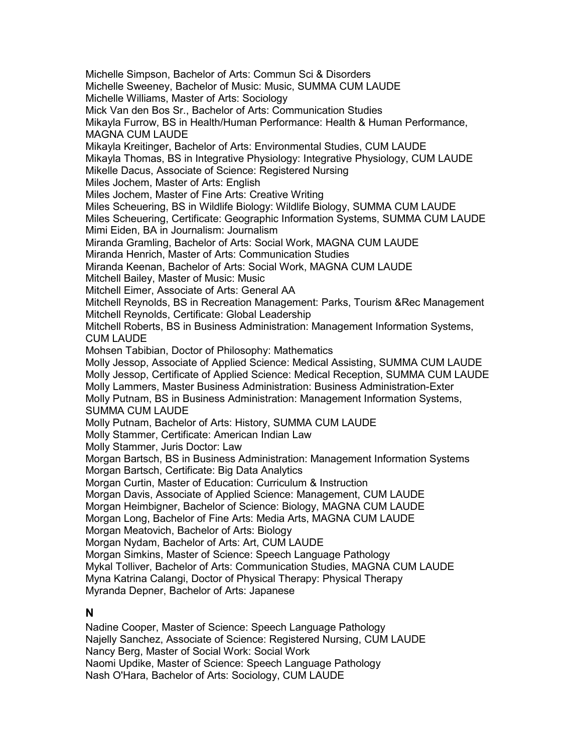Michelle Simpson, Bachelor of Arts: Commun Sci & Disorders
Michelle Sweeney, Bachelor of Music: Music, SUMMA CUM LAUDE
Michelle Williams, Master of Arts: Sociology
Mick Van den Bos Sr., Bachelor of Arts: Communication Studies
Mikayla Furrow, BS in Health/Human Performance: Health & Human Performance, MAGNA CUM LAUDE
Mikayla Kreitinger, Bachelor of Arts: Environmental Studies, CUM LAUDE
Mikayla Thomas, BS in Integrative Physiology: Integrative Physiology, CUM LAUDE
Mikelle Dacus, Associate of Science: Registered Nursing
Miles Jochem, Master of Arts: English
Miles Jochem, Master of Fine Arts: Creative Writing
Miles Scheuering, BS in Wildlife Biology: Wildlife Biology, SUMMA CUM LAUDE
Miles Scheuering, Certificate: Geographic Information Systems, SUMMA CUM LAUDE
Mimi Eiden, BA in Journalism: Journalism
Miranda Gramling, Bachelor of Arts: Social Work, MAGNA CUM LAUDE
Miranda Henrich, Master of Arts: Communication Studies
Miranda Keenan, Bachelor of Arts: Social Work, MAGNA CUM LAUDE
Mitchell Bailey, Master of Music: Music
Mitchell Eimer, Associate of Arts: General AA
Mitchell Reynolds, BS in Recreation Management: Parks, Tourism &Rec Management
Mitchell Reynolds, Certificate: Global Leadership
Mitchell Roberts, BS in Business Administration: Management Information Systems, CUM LAUDE
Mohsen Tabibian, Doctor of Philosophy: Mathematics
Molly Jessop, Associate of Applied Science: Medical Assisting, SUMMA CUM LAUDE
Molly Jessop, Certificate of Applied Science: Medical Reception, SUMMA CUM LAUDE
Molly Lammers, Master Business Administration: Business Administration-Exter
Molly Putnam, BS in Business Administration: Management Information Systems, SUMMA CUM LAUDE
Molly Putnam, Bachelor of Arts: History, SUMMA CUM LAUDE
Molly Stammer, Certificate: American Indian Law
Molly Stammer, Juris Doctor: Law
Morgan Bartsch, BS in Business Administration: Management Information Systems
Morgan Bartsch, Certificate: Big Data Analytics
Morgan Curtin, Master of Education: Curriculum & Instruction
Morgan Davis, Associate of Applied Science: Management, CUM LAUDE
Morgan Heimbigner, Bachelor of Science: Biology, MAGNA CUM LAUDE
Morgan Long, Bachelor of Fine Arts: Media Arts, MAGNA CUM LAUDE
Morgan Meatovich, Bachelor of Arts: Biology
Morgan Nydam, Bachelor of Arts: Art, CUM LAUDE
Morgan Simkins, Master of Science: Speech Language Pathology
Mykal Tolliver, Bachelor of Arts: Communication Studies, MAGNA CUM LAUDE
Myna Katrina Calangi, Doctor of Physical Therapy: Physical Therapy
Myranda Depner, Bachelor of Arts: Japanese

## N

Nadine Cooper, Master of Science: Speech Language Pathology
Najelly Sanchez, Associate of Science: Registered Nursing, CUM LAUDE
Nancy Berg, Master of Social Work: Social Work
Naomi Updike, Master of Science: Speech Language Pathology
Nash O'Hara, Bachelor of Arts: Sociology, CUM LAUDE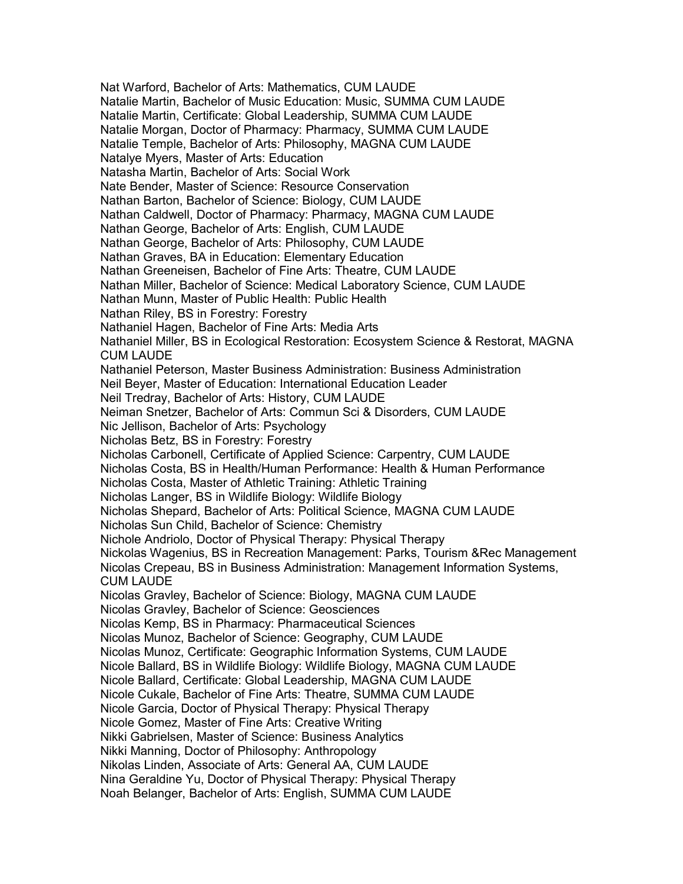Nat Warford, Bachelor of Arts: Mathematics, CUM LAUDE
Natalie Martin, Bachelor of Music Education: Music, SUMMA CUM LAUDE
Natalie Martin, Certificate: Global Leadership, SUMMA CUM LAUDE
Natalie Morgan, Doctor of Pharmacy: Pharmacy, SUMMA CUM LAUDE
Natalie Temple, Bachelor of Arts: Philosophy, MAGNA CUM LAUDE
Natalye Myers, Master of Arts: Education
Natasha Martin, Bachelor of Arts: Social Work
Nate Bender, Master of Science: Resource Conservation
Nathan Barton, Bachelor of Science: Biology, CUM LAUDE
Nathan Caldwell, Doctor of Pharmacy: Pharmacy, MAGNA CUM LAUDE
Nathan George, Bachelor of Arts: English, CUM LAUDE
Nathan George, Bachelor of Arts: Philosophy, CUM LAUDE
Nathan Graves, BA in Education: Elementary Education
Nathan Greeneisen, Bachelor of Fine Arts: Theatre, CUM LAUDE
Nathan Miller, Bachelor of Science: Medical Laboratory Science, CUM LAUDE
Nathan Munn, Master of Public Health: Public Health
Nathan Riley, BS in Forestry: Forestry
Nathaniel Hagen, Bachelor of Fine Arts: Media Arts
Nathaniel Miller, BS in Ecological Restoration: Ecosystem Science & Restorat, MAGNA CUM LAUDE
Nathaniel Peterson, Master Business Administration: Business Administration
Neil Beyer, Master of Education: International Education Leader
Neil Tredray, Bachelor of Arts: History, CUM LAUDE
Neiman Snetzer, Bachelor of Arts: Commun Sci & Disorders, CUM LAUDE
Nic Jellison, Bachelor of Arts: Psychology
Nicholas Betz, BS in Forestry: Forestry
Nicholas Carbonell, Certificate of Applied Science: Carpentry, CUM LAUDE
Nicholas Costa, BS in Health/Human Performance: Health & Human Performance
Nicholas Costa, Master of Athletic Training: Athletic Training
Nicholas Langer, BS in Wildlife Biology: Wildlife Biology
Nicholas Shepard, Bachelor of Arts: Political Science, MAGNA CUM LAUDE
Nicholas Sun Child, Bachelor of Science: Chemistry
Nichole Andriolo, Doctor of Physical Therapy: Physical Therapy
Nickolas Wagenius, BS in Recreation Management: Parks, Tourism &Rec Management
Nicolas Crepeau, BS in Business Administration: Management Information Systems, CUM LAUDE
Nicolas Gravley, Bachelor of Science: Biology, MAGNA CUM LAUDE
Nicolas Gravley, Bachelor of Science: Geosciences
Nicolas Kemp, BS in Pharmacy: Pharmaceutical Sciences
Nicolas Munoz, Bachelor of Science: Geography, CUM LAUDE
Nicolas Munoz, Certificate: Geographic Information Systems, CUM LAUDE
Nicole Ballard, BS in Wildlife Biology: Wildlife Biology, MAGNA CUM LAUDE
Nicole Ballard, Certificate: Global Leadership, MAGNA CUM LAUDE
Nicole Cukale, Bachelor of Fine Arts: Theatre, SUMMA CUM LAUDE
Nicole Garcia, Doctor of Physical Therapy: Physical Therapy
Nicole Gomez, Master of Fine Arts: Creative Writing
Nikki Gabrielsen, Master of Science: Business Analytics
Nikki Manning, Doctor of Philosophy: Anthropology
Nikolas Linden, Associate of Arts: General AA, CUM LAUDE
Nina Geraldine Yu, Doctor of Physical Therapy: Physical Therapy
Noah Belanger, Bachelor of Arts: English, SUMMA CUM LAUDE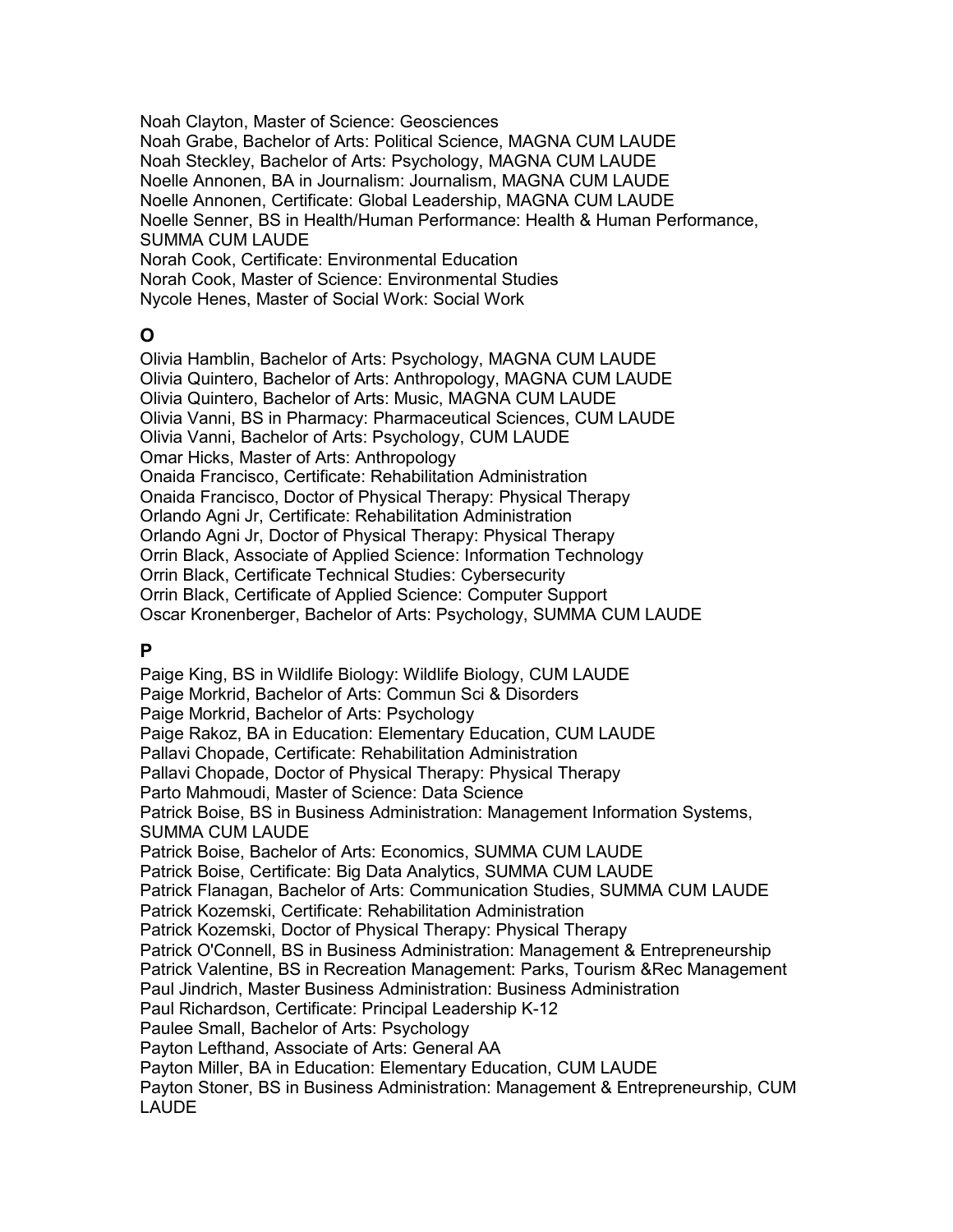Noah Clayton, Master of Science: Geosciences
Noah Grabe, Bachelor of Arts: Political Science, MAGNA CUM LAUDE
Noah Steckley, Bachelor of Arts: Psychology, MAGNA CUM LAUDE
Noelle Annonen, BA in Journalism: Journalism, MAGNA CUM LAUDE
Noelle Annonen, Certificate: Global Leadership, MAGNA CUM LAUDE
Noelle Senner, BS in Health/Human Performance: Health & Human Performance, SUMMA CUM LAUDE
Norah Cook, Certificate: Environmental Education
Norah Cook, Master of Science: Environmental Studies
Nycole Henes, Master of Social Work: Social Work

## O

Olivia Hamblin, Bachelor of Arts: Psychology, MAGNA CUM LAUDE
Olivia Quintero, Bachelor of Arts: Anthropology, MAGNA CUM LAUDE
Olivia Quintero, Bachelor of Arts: Music, MAGNA CUM LAUDE
Olivia Vanni, BS in Pharmacy: Pharmaceutical Sciences, CUM LAUDE
Olivia Vanni, Bachelor of Arts: Psychology, CUM LAUDE
Omar Hicks, Master of Arts: Anthropology
Onaida Francisco, Certificate: Rehabilitation Administration
Onaida Francisco, Doctor of Physical Therapy: Physical Therapy
Orlando Agni Jr, Certificate: Rehabilitation Administration
Orlando Agni Jr, Doctor of Physical Therapy: Physical Therapy
Orrin Black, Associate of Applied Science: Information Technology
Orrin Black, Certificate Technical Studies: Cybersecurity
Orrin Black, Certificate of Applied Science: Computer Support
Oscar Kronenberger, Bachelor of Arts: Psychology, SUMMA CUM LAUDE

## P

Paige King, BS in Wildlife Biology: Wildlife Biology, CUM LAUDE
Paige Morkrid, Bachelor of Arts: Commun Sci & Disorders
Paige Morkrid, Bachelor of Arts: Psychology
Paige Rakoz, BA in Education: Elementary Education, CUM LAUDE
Pallavi Chopade, Certificate: Rehabilitation Administration
Pallavi Chopade, Doctor of Physical Therapy: Physical Therapy
Parto Mahmoudi, Master of Science: Data Science
Patrick Boise, BS in Business Administration: Management Information Systems, SUMMA CUM LAUDE
Patrick Boise, Bachelor of Arts: Economics, SUMMA CUM LAUDE
Patrick Boise, Certificate: Big Data Analytics, SUMMA CUM LAUDE
Patrick Flanagan, Bachelor of Arts: Communication Studies, SUMMA CUM LAUDE
Patrick Kozemski, Certificate: Rehabilitation Administration
Patrick Kozemski, Doctor of Physical Therapy: Physical Therapy
Patrick O'Connell, BS in Business Administration: Management & Entrepreneurship
Patrick Valentine, BS in Recreation Management: Parks, Tourism &Rec Management
Paul Jindrich, Master Business Administration: Business Administration
Paul Richardson, Certificate: Principal Leadership K-12
Paulee Small, Bachelor of Arts: Psychology
Payton Lefthand, Associate of Arts: General AA
Payton Miller, BA in Education: Elementary Education, CUM LAUDE
Payton Stoner, BS in Business Administration: Management & Entrepreneurship, CUM LAUDE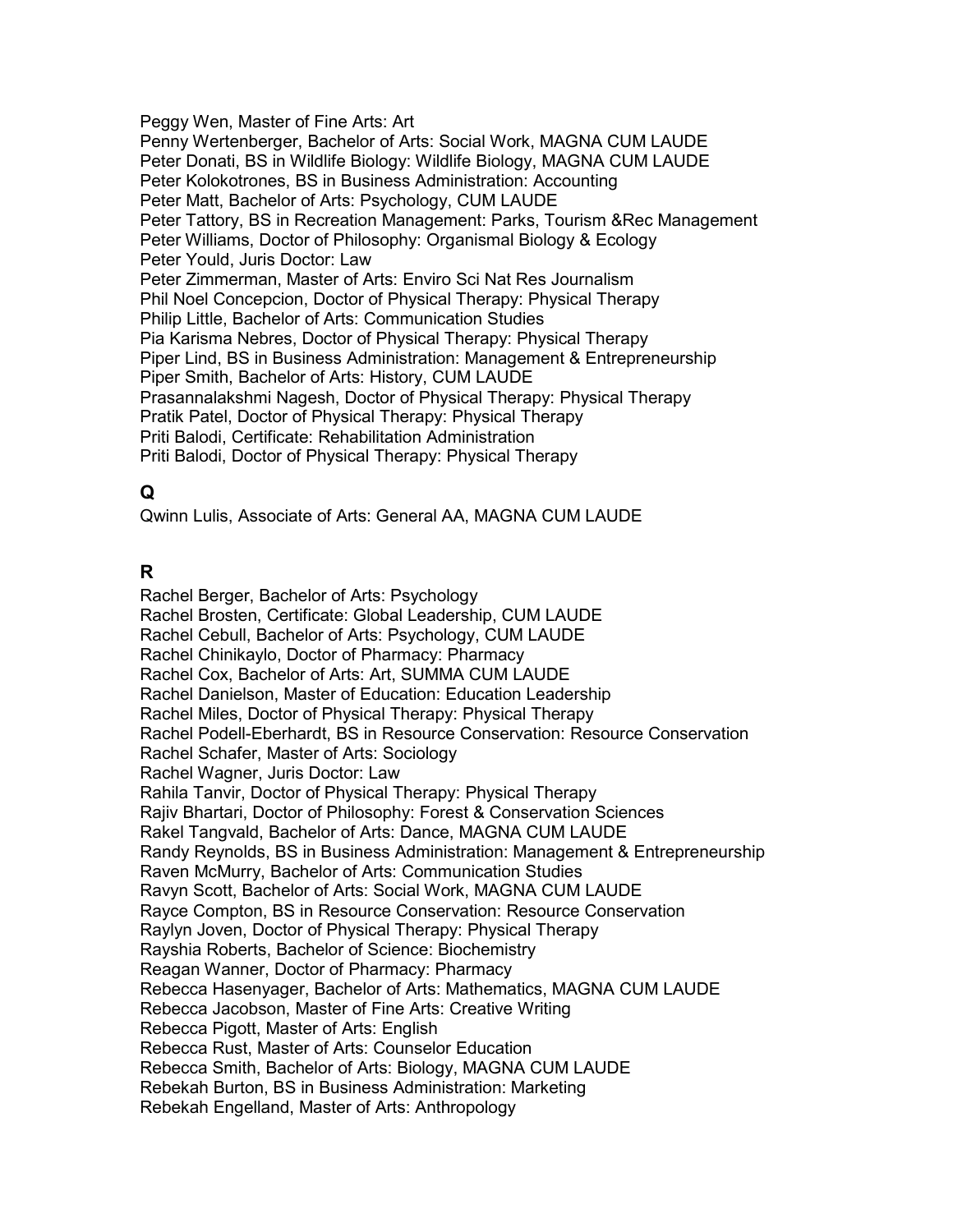Peggy Wen, Master of Fine Arts: Art
Penny Wertenberger, Bachelor of Arts: Social Work, MAGNA CUM LAUDE
Peter Donati, BS in Wildlife Biology: Wildlife Biology, MAGNA CUM LAUDE
Peter Kolokotrones, BS in Business Administration: Accounting
Peter Matt, Bachelor of Arts: Psychology, CUM LAUDE
Peter Tattory, BS in Recreation Management: Parks, Tourism &Rec Management
Peter Williams, Doctor of Philosophy: Organismal Biology & Ecology
Peter Yould, Juris Doctor: Law
Peter Zimmerman, Master of Arts: Enviro Sci Nat Res Journalism
Phil Noel Concepcion, Doctor of Physical Therapy: Physical Therapy
Philip Little, Bachelor of Arts: Communication Studies
Pia Karisma Nebres, Doctor of Physical Therapy: Physical Therapy
Piper Lind, BS in Business Administration: Management & Entrepreneurship
Piper Smith, Bachelor of Arts: History, CUM LAUDE
Prasannalakshmi Nagesh, Doctor of Physical Therapy: Physical Therapy
Pratik Patel, Doctor of Physical Therapy: Physical Therapy
Priti Balodi, Certificate: Rehabilitation Administration
Priti Balodi, Doctor of Physical Therapy: Physical Therapy

## Q

Qwinn Lulis, Associate of Arts: General AA, MAGNA CUM LAUDE

## R

Rachel Berger, Bachelor of Arts: Psychology
Rachel Brosten, Certificate: Global Leadership, CUM LAUDE
Rachel Cebull, Bachelor of Arts: Psychology, CUM LAUDE
Rachel Chinikaylo, Doctor of Pharmacy: Pharmacy
Rachel Cox, Bachelor of Arts: Art, SUMMA CUM LAUDE
Rachel Danielson, Master of Education: Education Leadership
Rachel Miles, Doctor of Physical Therapy: Physical Therapy
Rachel Podell-Eberhardt, BS in Resource Conservation: Resource Conservation
Rachel Schafer, Master of Arts: Sociology
Rachel Wagner, Juris Doctor: Law
Rahila Tanvir, Doctor of Physical Therapy: Physical Therapy
Rajiv Bhartari, Doctor of Philosophy: Forest & Conservation Sciences
Rakel Tangvald, Bachelor of Arts: Dance, MAGNA CUM LAUDE
Randy Reynolds, BS in Business Administration: Management & Entrepreneurship
Raven McMurry, Bachelor of Arts: Communication Studies
Ravyn Scott, Bachelor of Arts: Social Work, MAGNA CUM LAUDE
Rayce Compton, BS in Resource Conservation: Resource Conservation
Raylyn Joven, Doctor of Physical Therapy: Physical Therapy
Rayshia Roberts, Bachelor of Science: Biochemistry
Reagan Wanner, Doctor of Pharmacy: Pharmacy
Rebecca Hasenyager, Bachelor of Arts: Mathematics, MAGNA CUM LAUDE
Rebecca Jacobson, Master of Fine Arts: Creative Writing
Rebecca Pigott, Master of Arts: English
Rebecca Rust, Master of Arts: Counselor Education
Rebecca Smith, Bachelor of Arts: Biology, MAGNA CUM LAUDE
Rebekah Burton, BS in Business Administration: Marketing
Rebekah Engelland, Master of Arts: Anthropology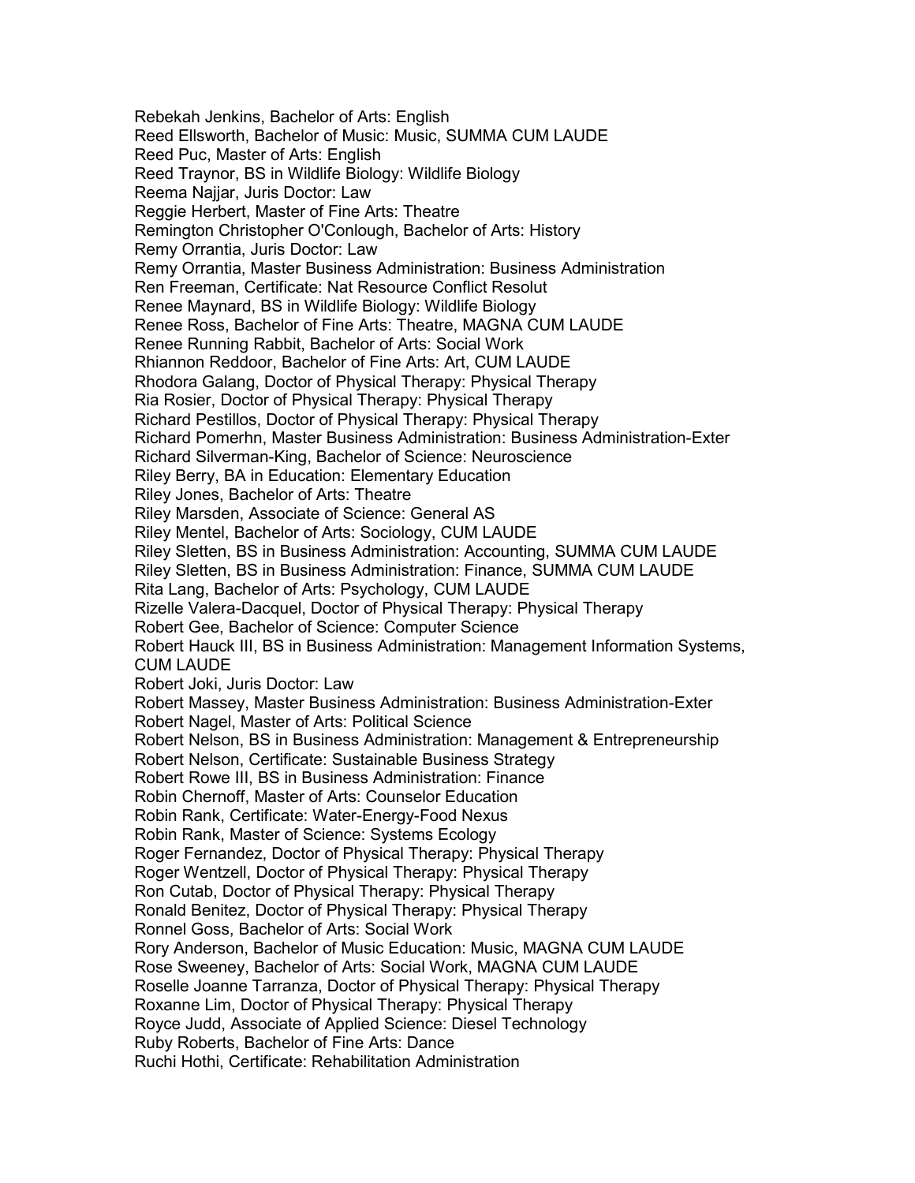Rebekah Jenkins, Bachelor of Arts: English
Reed Ellsworth, Bachelor of Music: Music, SUMMA CUM LAUDE
Reed Puc, Master of Arts: English
Reed Traynor, BS in Wildlife Biology: Wildlife Biology
Reema Najjar, Juris Doctor: Law
Reggie Herbert, Master of Fine Arts: Theatre
Remington Christopher O'Conlough, Bachelor of Arts: History
Remy Orrantia, Juris Doctor: Law
Remy Orrantia, Master Business Administration: Business Administration
Ren Freeman, Certificate: Nat Resource Conflict Resolut
Renee Maynard, BS in Wildlife Biology: Wildlife Biology
Renee Ross, Bachelor of Fine Arts: Theatre, MAGNA CUM LAUDE
Renee Running Rabbit, Bachelor of Arts: Social Work
Rhiannon Reddoor, Bachelor of Fine Arts: Art, CUM LAUDE
Rhodora Galang, Doctor of Physical Therapy: Physical Therapy
Ria Rosier, Doctor of Physical Therapy: Physical Therapy
Richard Pestillos, Doctor of Physical Therapy: Physical Therapy
Richard Pomerhn, Master Business Administration: Business Administration-Exter
Richard Silverman-King, Bachelor of Science: Neuroscience
Riley Berry, BA in Education: Elementary Education
Riley Jones, Bachelor of Arts: Theatre
Riley Marsden, Associate of Science: General AS
Riley Mentel, Bachelor of Arts: Sociology, CUM LAUDE
Riley Sletten, BS in Business Administration: Accounting, SUMMA CUM LAUDE
Riley Sletten, BS in Business Administration: Finance, SUMMA CUM LAUDE
Rita Lang, Bachelor of Arts: Psychology, CUM LAUDE
Rizelle Valera-Dacquel, Doctor of Physical Therapy: Physical Therapy
Robert Gee, Bachelor of Science: Computer Science
Robert Hauck III, BS in Business Administration: Management Information Systems, CUM LAUDE
Robert Joki, Juris Doctor: Law
Robert Massey, Master Business Administration: Business Administration-Exter
Robert Nagel, Master of Arts: Political Science
Robert Nelson, BS in Business Administration: Management & Entrepreneurship
Robert Nelson, Certificate: Sustainable Business Strategy
Robert Rowe III, BS in Business Administration: Finance
Robin Chernoff, Master of Arts: Counselor Education
Robin Rank, Certificate: Water-Energy-Food Nexus
Robin Rank, Master of Science: Systems Ecology
Roger Fernandez, Doctor of Physical Therapy: Physical Therapy
Roger Wentzell, Doctor of Physical Therapy: Physical Therapy
Ron Cutab, Doctor of Physical Therapy: Physical Therapy
Ronald Benitez, Doctor of Physical Therapy: Physical Therapy
Ronnel Goss, Bachelor of Arts: Social Work
Rory Anderson, Bachelor of Music Education: Music, MAGNA CUM LAUDE
Rose Sweeney, Bachelor of Arts: Social Work, MAGNA CUM LAUDE
Roselle Joanne Tarranza, Doctor of Physical Therapy: Physical Therapy
Roxanne Lim, Doctor of Physical Therapy: Physical Therapy
Royce Judd, Associate of Applied Science: Diesel Technology
Ruby Roberts, Bachelor of Fine Arts: Dance
Ruchi Hothi, Certificate: Rehabilitation Administration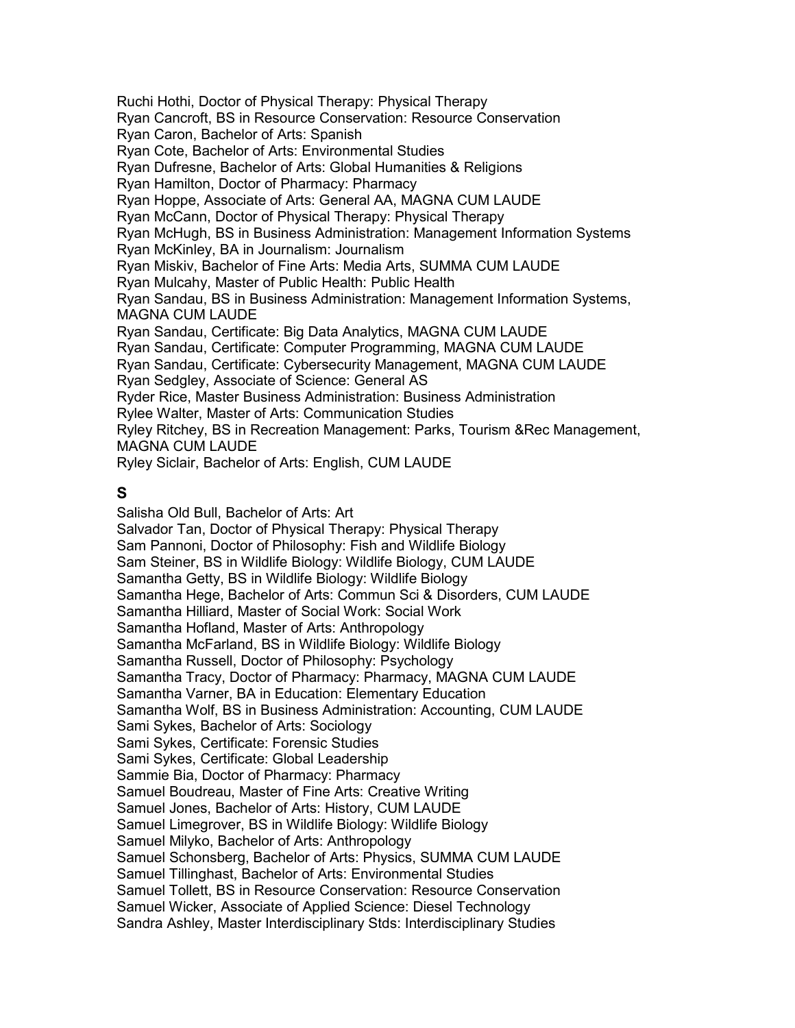Ruchi Hothi, Doctor of Physical Therapy: Physical Therapy
Ryan Cancroft, BS in Resource Conservation: Resource Conservation
Ryan Caron, Bachelor of Arts: Spanish
Ryan Cote, Bachelor of Arts: Environmental Studies
Ryan Dufresne, Bachelor of Arts: Global Humanities & Religions
Ryan Hamilton, Doctor of Pharmacy: Pharmacy
Ryan Hoppe, Associate of Arts: General AA, MAGNA CUM LAUDE
Ryan McCann, Doctor of Physical Therapy: Physical Therapy
Ryan McHugh, BS in Business Administration: Management Information Systems
Ryan McKinley, BA in Journalism: Journalism
Ryan Miskiv, Bachelor of Fine Arts: Media Arts, SUMMA CUM LAUDE
Ryan Mulcahy, Master of Public Health: Public Health
Ryan Sandau, BS in Business Administration: Management Information Systems, MAGNA CUM LAUDE
Ryan Sandau, Certificate: Big Data Analytics, MAGNA CUM LAUDE
Ryan Sandau, Certificate: Computer Programming, MAGNA CUM LAUDE
Ryan Sandau, Certificate: Cybersecurity Management, MAGNA CUM LAUDE
Ryan Sedgley, Associate of Science: General AS
Ryder Rice, Master Business Administration: Business Administration
Rylee Walter, Master of Arts: Communication Studies
Ryley Ritchey, BS in Recreation Management: Parks, Tourism &Rec Management, MAGNA CUM LAUDE
Ryley Siclair, Bachelor of Arts: English, CUM LAUDE

## S

Salisha Old Bull, Bachelor of Arts: Art
Salvador Tan, Doctor of Physical Therapy: Physical Therapy
Sam Pannoni, Doctor of Philosophy: Fish and Wildlife Biology
Sam Steiner, BS in Wildlife Biology: Wildlife Biology, CUM LAUDE
Samantha Getty, BS in Wildlife Biology: Wildlife Biology
Samantha Hege, Bachelor of Arts: Commun Sci & Disorders, CUM LAUDE
Samantha Hilliard, Master of Social Work: Social Work
Samantha Hofland, Master of Arts: Anthropology
Samantha McFarland, BS in Wildlife Biology: Wildlife Biology
Samantha Russell, Doctor of Philosophy: Psychology
Samantha Tracy, Doctor of Pharmacy: Pharmacy, MAGNA CUM LAUDE
Samantha Varner, BA in Education: Elementary Education
Samantha Wolf, BS in Business Administration: Accounting, CUM LAUDE
Sami Sykes, Bachelor of Arts: Sociology
Sami Sykes, Certificate: Forensic Studies
Sami Sykes, Certificate: Global Leadership
Sammie Bia, Doctor of Pharmacy: Pharmacy
Samuel Boudreau, Master of Fine Arts: Creative Writing
Samuel Jones, Bachelor of Arts: History, CUM LAUDE
Samuel Limegrover, BS in Wildlife Biology: Wildlife Biology
Samuel Milyko, Bachelor of Arts: Anthropology
Samuel Schonsberg, Bachelor of Arts: Physics, SUMMA CUM LAUDE
Samuel Tillinghast, Bachelor of Arts: Environmental Studies
Samuel Tollett, BS in Resource Conservation: Resource Conservation
Samuel Wicker, Associate of Applied Science: Diesel Technology
Sandra Ashley, Master Interdisciplinary Stds: Interdisciplinary Studies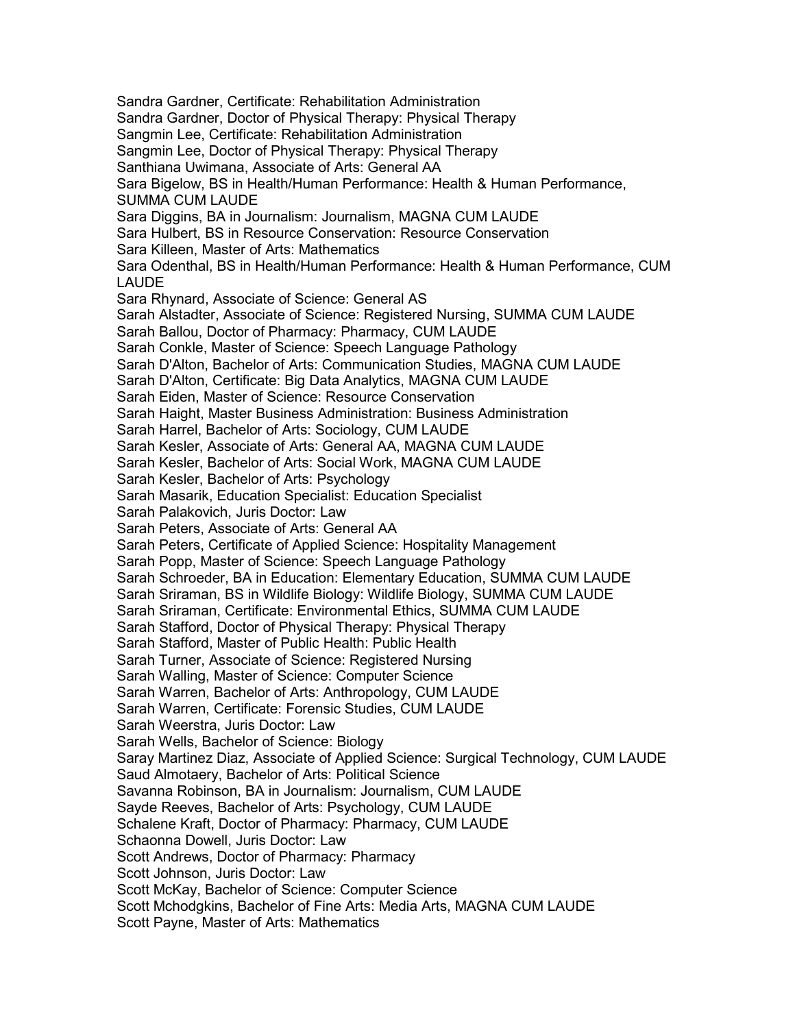Sandra Gardner, Certificate: Rehabilitation Administration
Sandra Gardner, Doctor of Physical Therapy: Physical Therapy
Sangmin Lee, Certificate: Rehabilitation Administration
Sangmin Lee, Doctor of Physical Therapy: Physical Therapy
Santhiana Uwimana, Associate of Arts: General AA
Sara Bigelow, BS in Health/Human Performance: Health & Human Performance, SUMMA CUM LAUDE
Sara Diggins, BA in Journalism: Journalism, MAGNA CUM LAUDE
Sara Hulbert, BS in Resource Conservation: Resource Conservation
Sara Killeen, Master of Arts: Mathematics
Sara Odenthal, BS in Health/Human Performance: Health & Human Performance, CUM LAUDE
Sara Rhynard, Associate of Science: General AS
Sarah Alstadter, Associate of Science: Registered Nursing, SUMMA CUM LAUDE
Sarah Ballou, Doctor of Pharmacy: Pharmacy, CUM LAUDE
Sarah Conkle, Master of Science: Speech Language Pathology
Sarah D'Alton, Bachelor of Arts: Communication Studies, MAGNA CUM LAUDE
Sarah D'Alton, Certificate: Big Data Analytics, MAGNA CUM LAUDE
Sarah Eiden, Master of Science: Resource Conservation
Sarah Haight, Master Business Administration: Business Administration
Sarah Harrel, Bachelor of Arts: Sociology, CUM LAUDE
Sarah Kesler, Associate of Arts: General AA, MAGNA CUM LAUDE
Sarah Kesler, Bachelor of Arts: Social Work, MAGNA CUM LAUDE
Sarah Kesler, Bachelor of Arts: Psychology
Sarah Masarik, Education Specialist: Education Specialist
Sarah Palakovich, Juris Doctor: Law
Sarah Peters, Associate of Arts: General AA
Sarah Peters, Certificate of Applied Science: Hospitality Management
Sarah Popp, Master of Science: Speech Language Pathology
Sarah Schroeder, BA in Education: Elementary Education, SUMMA CUM LAUDE
Sarah Sriraman, BS in Wildlife Biology: Wildlife Biology, SUMMA CUM LAUDE
Sarah Sriraman, Certificate: Environmental Ethics, SUMMA CUM LAUDE
Sarah Stafford, Doctor of Physical Therapy: Physical Therapy
Sarah Stafford, Master of Public Health: Public Health
Sarah Turner, Associate of Science: Registered Nursing
Sarah Walling, Master of Science: Computer Science
Sarah Warren, Bachelor of Arts: Anthropology, CUM LAUDE
Sarah Warren, Certificate: Forensic Studies, CUM LAUDE
Sarah Weerstra, Juris Doctor: Law
Sarah Wells, Bachelor of Science: Biology
Saray Martinez Diaz, Associate of Applied Science: Surgical Technology, CUM LAUDE
Saud Almotaery, Bachelor of Arts: Political Science
Savanna Robinson, BA in Journalism: Journalism, CUM LAUDE
Sayde Reeves, Bachelor of Arts: Psychology, CUM LAUDE
Schalene Kraft, Doctor of Pharmacy: Pharmacy, CUM LAUDE
Schaonna Dowell, Juris Doctor: Law
Scott Andrews, Doctor of Pharmacy: Pharmacy
Scott Johnson, Juris Doctor: Law
Scott McKay, Bachelor of Science: Computer Science
Scott Mchodgkins, Bachelor of Fine Arts: Media Arts, MAGNA CUM LAUDE
Scott Payne, Master of Arts: Mathematics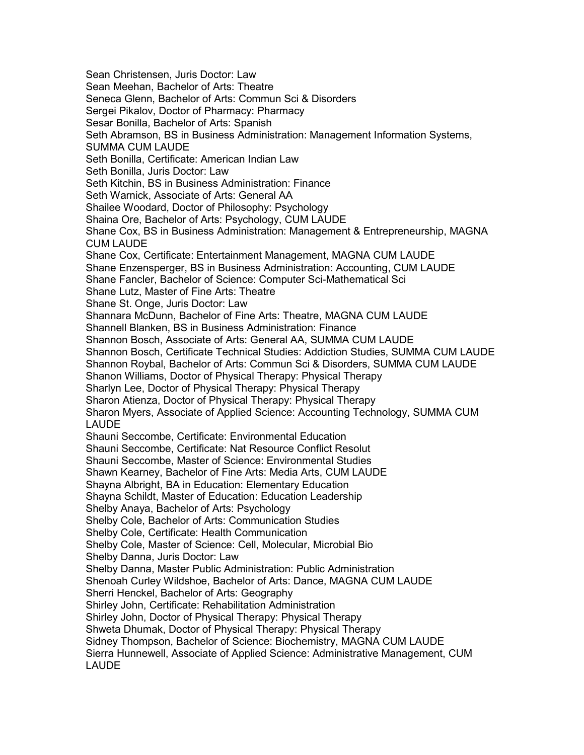Sean Christensen, Juris Doctor: Law
Sean Meehan, Bachelor of Arts: Theatre
Seneca Glenn, Bachelor of Arts: Commun Sci & Disorders
Sergei Pikalov, Doctor of Pharmacy: Pharmacy
Sesar Bonilla, Bachelor of Arts: Spanish
Seth Abramson, BS in Business Administration: Management Information Systems, SUMMA CUM LAUDE
Seth Bonilla, Certificate: American Indian Law
Seth Bonilla, Juris Doctor: Law
Seth Kitchin, BS in Business Administration: Finance
Seth Warnick, Associate of Arts: General AA
Shailee Woodard, Doctor of Philosophy: Psychology
Shaina Ore, Bachelor of Arts: Psychology, CUM LAUDE
Shane Cox, BS in Business Administration: Management & Entrepreneurship, MAGNA CUM LAUDE
Shane Cox, Certificate: Entertainment Management, MAGNA CUM LAUDE
Shane Enzensperger, BS in Business Administration: Accounting, CUM LAUDE
Shane Fancler, Bachelor of Science: Computer Sci-Mathematical Sci
Shane Lutz, Master of Fine Arts: Theatre
Shane St. Onge, Juris Doctor: Law
Shannara McDunn, Bachelor of Fine Arts: Theatre, MAGNA CUM LAUDE
Shannell Blanken, BS in Business Administration: Finance
Shannon Bosch, Associate of Arts: General AA, SUMMA CUM LAUDE
Shannon Bosch, Certificate Technical Studies: Addiction Studies, SUMMA CUM LAUDE
Shannon Roybal, Bachelor of Arts: Commun Sci & Disorders, SUMMA CUM LAUDE
Shanon Williams, Doctor of Physical Therapy: Physical Therapy
Sharlyn Lee, Doctor of Physical Therapy: Physical Therapy
Sharon Atienza, Doctor of Physical Therapy: Physical Therapy
Sharon Myers, Associate of Applied Science: Accounting Technology, SUMMA CUM LAUDE
Shauni Seccombe, Certificate: Environmental Education
Shauni Seccombe, Certificate: Nat Resource Conflict Resolut
Shauni Seccombe, Master of Science: Environmental Studies
Shawn Kearney, Bachelor of Fine Arts: Media Arts, CUM LAUDE
Shayna Albright, BA in Education: Elementary Education
Shayna Schildt, Master of Education: Education Leadership
Shelby Anaya, Bachelor of Arts: Psychology
Shelby Cole, Bachelor of Arts: Communication Studies
Shelby Cole, Certificate: Health Communication
Shelby Cole, Master of Science: Cell, Molecular, Microbial Bio
Shelby Danna, Juris Doctor: Law
Shelby Danna, Master Public Administration: Public Administration
Shenoah Curley Wildshoe, Bachelor of Arts: Dance, MAGNA CUM LAUDE
Sherri Henckel, Bachelor of Arts: Geography
Shirley John, Certificate: Rehabilitation Administration
Shirley John, Doctor of Physical Therapy: Physical Therapy
Shweta Dhumak, Doctor of Physical Therapy: Physical Therapy
Sidney Thompson, Bachelor of Science: Biochemistry, MAGNA CUM LAUDE
Sierra Hunnewell, Associate of Applied Science: Administrative Management, CUM LAUDE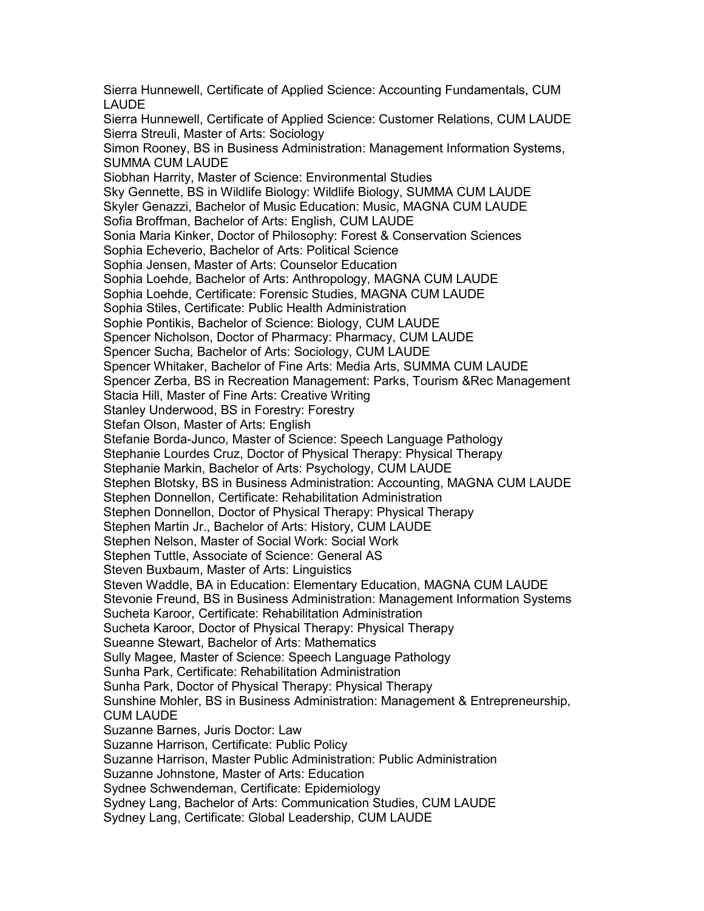Sierra Hunnewell, Certificate of Applied Science: Accounting Fundamentals, CUM LAUDE
Sierra Hunnewell, Certificate of Applied Science: Customer Relations, CUM LAUDE
Sierra Streuli, Master of Arts: Sociology
Simon Rooney, BS in Business Administration: Management Information Systems, SUMMA CUM LAUDE
Siobhan Harrity, Master of Science: Environmental Studies
Sky Gennette, BS in Wildlife Biology: Wildlife Biology, SUMMA CUM LAUDE
Skyler Genazzi, Bachelor of Music Education: Music, MAGNA CUM LAUDE
Sofia Broffman, Bachelor of Arts: English, CUM LAUDE
Sonia Maria Kinker, Doctor of Philosophy: Forest & Conservation Sciences
Sophia Echeverio, Bachelor of Arts: Political Science
Sophia Jensen, Master of Arts: Counselor Education
Sophia Loehde, Bachelor of Arts: Anthropology, MAGNA CUM LAUDE
Sophia Loehde, Certificate: Forensic Studies, MAGNA CUM LAUDE
Sophia Stiles, Certificate: Public Health Administration
Sophie Pontikis, Bachelor of Science: Biology, CUM LAUDE
Spencer Nicholson, Doctor of Pharmacy: Pharmacy, CUM LAUDE
Spencer Sucha, Bachelor of Arts: Sociology, CUM LAUDE
Spencer Whitaker, Bachelor of Fine Arts: Media Arts, SUMMA CUM LAUDE
Spencer Zerba, BS in Recreation Management: Parks, Tourism &Rec Management
Stacia Hill, Master of Fine Arts: Creative Writing
Stanley Underwood, BS in Forestry: Forestry
Stefan Olson, Master of Arts: English
Stefanie Borda-Junco, Master of Science: Speech Language Pathology
Stephanie Lourdes Cruz, Doctor of Physical Therapy: Physical Therapy
Stephanie Markin, Bachelor of Arts: Psychology, CUM LAUDE
Stephen Blotsky, BS in Business Administration: Accounting, MAGNA CUM LAUDE
Stephen Donnellon, Certificate: Rehabilitation Administration
Stephen Donnellon, Doctor of Physical Therapy: Physical Therapy
Stephen Martin Jr., Bachelor of Arts: History, CUM LAUDE
Stephen Nelson, Master of Social Work: Social Work
Stephen Tuttle, Associate of Science: General AS
Steven Buxbaum, Master of Arts: Linguistics
Steven Waddle, BA in Education: Elementary Education, MAGNA CUM LAUDE
Stevonie Freund, BS in Business Administration: Management Information Systems
Sucheta Karoor, Certificate: Rehabilitation Administration
Sucheta Karoor, Doctor of Physical Therapy: Physical Therapy
Sueanne Stewart, Bachelor of Arts: Mathematics
Sully Magee, Master of Science: Speech Language Pathology
Sunha Park, Certificate: Rehabilitation Administration
Sunha Park, Doctor of Physical Therapy: Physical Therapy
Sunshine Mohler, BS in Business Administration: Management & Entrepreneurship, CUM LAUDE
Suzanne Barnes, Juris Doctor: Law
Suzanne Harrison, Certificate: Public Policy
Suzanne Harrison, Master Public Administration: Public Administration
Suzanne Johnstone, Master of Arts: Education
Sydnee Schwendeman, Certificate: Epidemiology
Sydney Lang, Bachelor of Arts: Communication Studies, CUM LAUDE
Sydney Lang, Certificate: Global Leadership, CUM LAUDE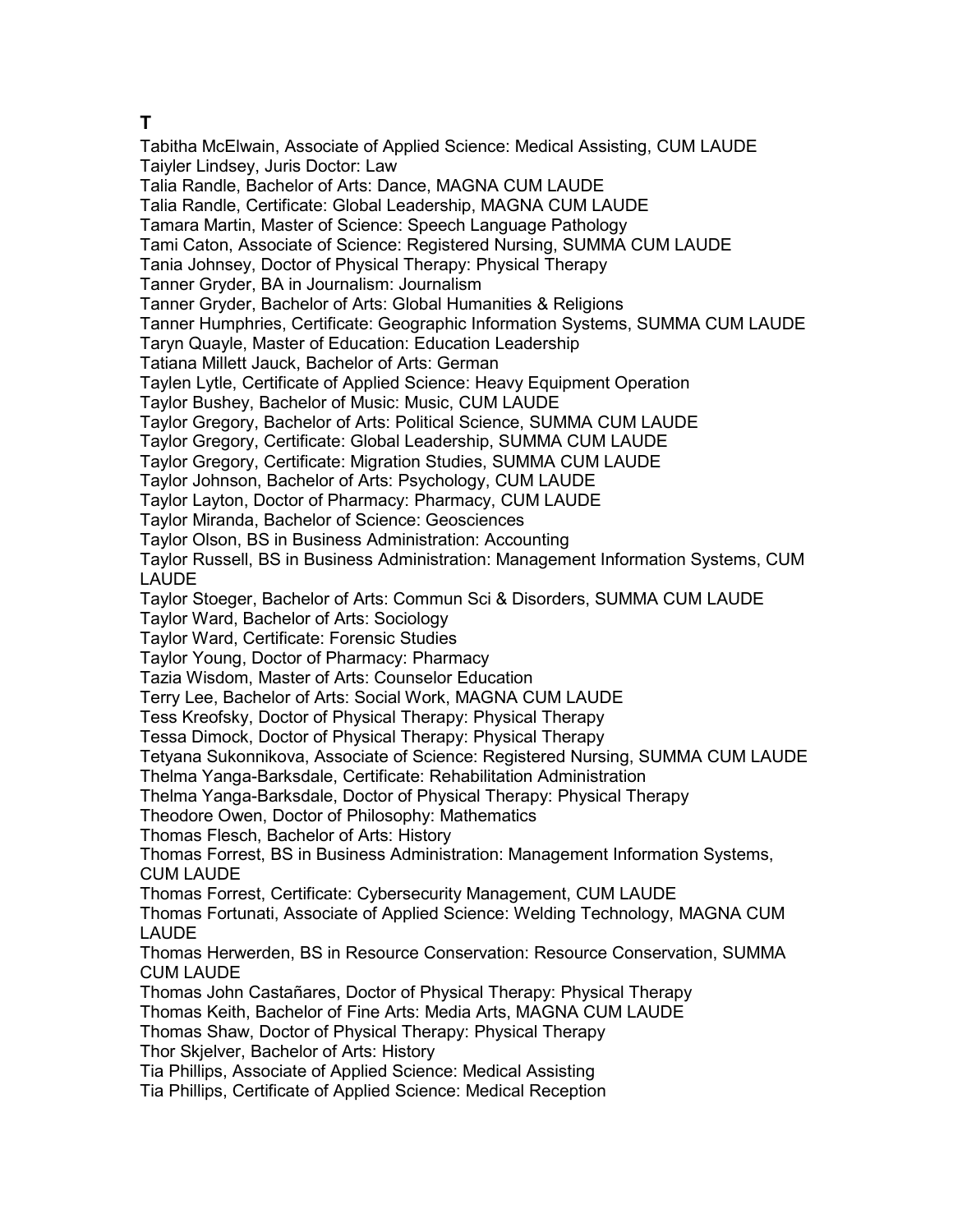## T

Tabitha McElwain, Associate of Applied Science: Medical Assisting, CUM LAUDE
Taiyler Lindsey, Juris Doctor: Law
Talia Randle, Bachelor of Arts: Dance, MAGNA CUM LAUDE
Talia Randle, Certificate: Global Leadership, MAGNA CUM LAUDE
Tamara Martin, Master of Science: Speech Language Pathology
Tami Caton, Associate of Science: Registered Nursing, SUMMA CUM LAUDE
Tania Johnsey, Doctor of Physical Therapy: Physical Therapy
Tanner Gryder, BA in Journalism: Journalism
Tanner Gryder, Bachelor of Arts: Global Humanities & Religions
Tanner Humphries, Certificate: Geographic Information Systems, SUMMA CUM LAUDE
Taryn Quayle, Master of Education: Education Leadership
Tatiana Millett Jauck, Bachelor of Arts: German
Taylen Lytle, Certificate of Applied Science: Heavy Equipment Operation
Taylor Bushey, Bachelor of Music: Music, CUM LAUDE
Taylor Gregory, Bachelor of Arts: Political Science, SUMMA CUM LAUDE
Taylor Gregory, Certificate: Global Leadership, SUMMA CUM LAUDE
Taylor Gregory, Certificate: Migration Studies, SUMMA CUM LAUDE
Taylor Johnson, Bachelor of Arts: Psychology, CUM LAUDE
Taylor Layton, Doctor of Pharmacy: Pharmacy, CUM LAUDE
Taylor Miranda, Bachelor of Science: Geosciences
Taylor Olson, BS in Business Administration: Accounting
Taylor Russell, BS in Business Administration: Management Information Systems, CUM LAUDE
Taylor Stoeger, Bachelor of Arts: Commun Sci & Disorders, SUMMA CUM LAUDE
Taylor Ward, Bachelor of Arts: Sociology
Taylor Ward, Certificate: Forensic Studies
Taylor Young, Doctor of Pharmacy: Pharmacy
Tazia Wisdom, Master of Arts: Counselor Education
Terry Lee, Bachelor of Arts: Social Work, MAGNA CUM LAUDE
Tess Kreofsky, Doctor of Physical Therapy: Physical Therapy
Tessa Dimock, Doctor of Physical Therapy: Physical Therapy
Tetyana Sukonnikova, Associate of Science: Registered Nursing, SUMMA CUM LAUDE
Thelma Yanga-Barksdale, Certificate: Rehabilitation Administration
Thelma Yanga-Barksdale, Doctor of Physical Therapy: Physical Therapy
Theodore Owen, Doctor of Philosophy: Mathematics
Thomas Flesch, Bachelor of Arts: History
Thomas Forrest, BS in Business Administration: Management Information Systems, CUM LAUDE
Thomas Forrest, Certificate: Cybersecurity Management, CUM LAUDE
Thomas Fortunati, Associate of Applied Science: Welding Technology, MAGNA CUM LAUDE
Thomas Herwerden, BS in Resource Conservation: Resource Conservation, SUMMA CUM LAUDE
Thomas John Castañares, Doctor of Physical Therapy: Physical Therapy
Thomas Keith, Bachelor of Fine Arts: Media Arts, MAGNA CUM LAUDE
Thomas Shaw, Doctor of Physical Therapy: Physical Therapy
Thor Skjelver, Bachelor of Arts: History
Tia Phillips, Associate of Applied Science: Medical Assisting
Tia Phillips, Certificate of Applied Science: Medical Reception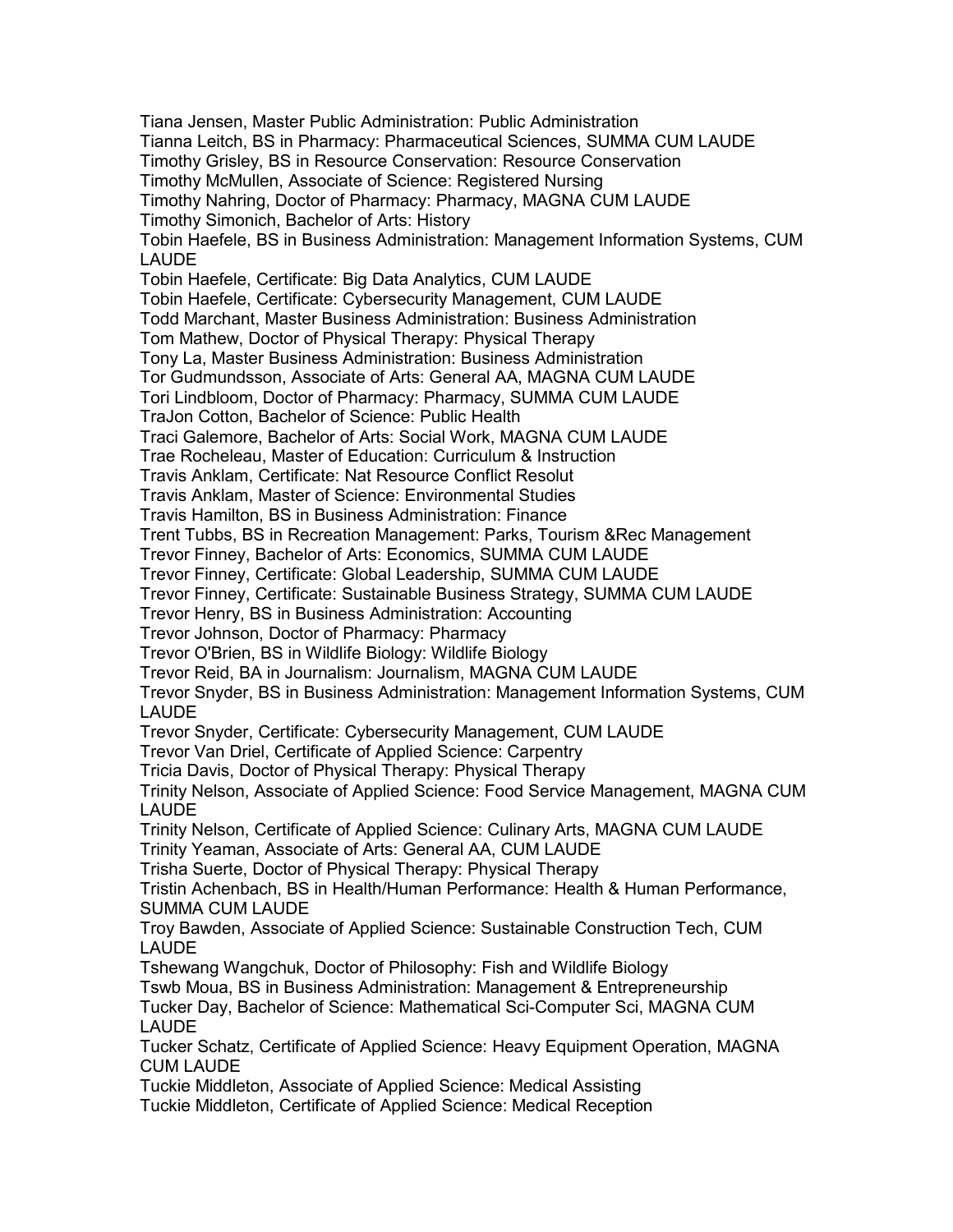Tiana Jensen, Master Public Administration: Public Administration
Tianna Leitch, BS in Pharmacy: Pharmaceutical Sciences, SUMMA CUM LAUDE
Timothy Grisley, BS in Resource Conservation: Resource Conservation
Timothy McMullen, Associate of Science: Registered Nursing
Timothy Nahring, Doctor of Pharmacy: Pharmacy, MAGNA CUM LAUDE
Timothy Simonich, Bachelor of Arts: History
Tobin Haefele, BS in Business Administration: Management Information Systems, CUM LAUDE
Tobin Haefele, Certificate: Big Data Analytics, CUM LAUDE
Tobin Haefele, Certificate: Cybersecurity Management, CUM LAUDE
Todd Marchant, Master Business Administration: Business Administration
Tom Mathew, Doctor of Physical Therapy: Physical Therapy
Tony La, Master Business Administration: Business Administration
Tor Gudmundsson, Associate of Arts: General AA, MAGNA CUM LAUDE
Tori Lindbloom, Doctor of Pharmacy: Pharmacy, SUMMA CUM LAUDE
TraJon Cotton, Bachelor of Science: Public Health
Traci Galemore, Bachelor of Arts: Social Work, MAGNA CUM LAUDE
Trae Rocheleau, Master of Education: Curriculum & Instruction
Travis Anklam, Certificate: Nat Resource Conflict Resolut
Travis Anklam, Master of Science: Environmental Studies
Travis Hamilton, BS in Business Administration: Finance
Trent Tubbs, BS in Recreation Management: Parks, Tourism &Rec Management
Trevor Finney, Bachelor of Arts: Economics, SUMMA CUM LAUDE
Trevor Finney, Certificate: Global Leadership, SUMMA CUM LAUDE
Trevor Finney, Certificate: Sustainable Business Strategy, SUMMA CUM LAUDE
Trevor Henry, BS in Business Administration: Accounting
Trevor Johnson, Doctor of Pharmacy: Pharmacy
Trevor O'Brien, BS in Wildlife Biology: Wildlife Biology
Trevor Reid, BA in Journalism: Journalism, MAGNA CUM LAUDE
Trevor Snyder, BS in Business Administration: Management Information Systems, CUM LAUDE
Trevor Snyder, Certificate: Cybersecurity Management, CUM LAUDE
Trevor Van Driel, Certificate of Applied Science: Carpentry
Tricia Davis, Doctor of Physical Therapy: Physical Therapy
Trinity Nelson, Associate of Applied Science: Food Service Management, MAGNA CUM LAUDE
Trinity Nelson, Certificate of Applied Science: Culinary Arts, MAGNA CUM LAUDE
Trinity Yeaman, Associate of Arts: General AA, CUM LAUDE
Trisha Suerte, Doctor of Physical Therapy: Physical Therapy
Tristin Achenbach, BS in Health/Human Performance: Health & Human Performance, SUMMA CUM LAUDE
Troy Bawden, Associate of Applied Science: Sustainable Construction Tech, CUM LAUDE
Tshewang Wangchuk, Doctor of Philosophy: Fish and Wildlife Biology
Tswb Moua, BS in Business Administration: Management & Entrepreneurship
Tucker Day, Bachelor of Science: Mathematical Sci-Computer Sci, MAGNA CUM LAUDE
Tucker Schatz, Certificate of Applied Science: Heavy Equipment Operation, MAGNA CUM LAUDE
Tuckie Middleton, Associate of Applied Science: Medical Assisting
Tuckie Middleton, Certificate of Applied Science: Medical Reception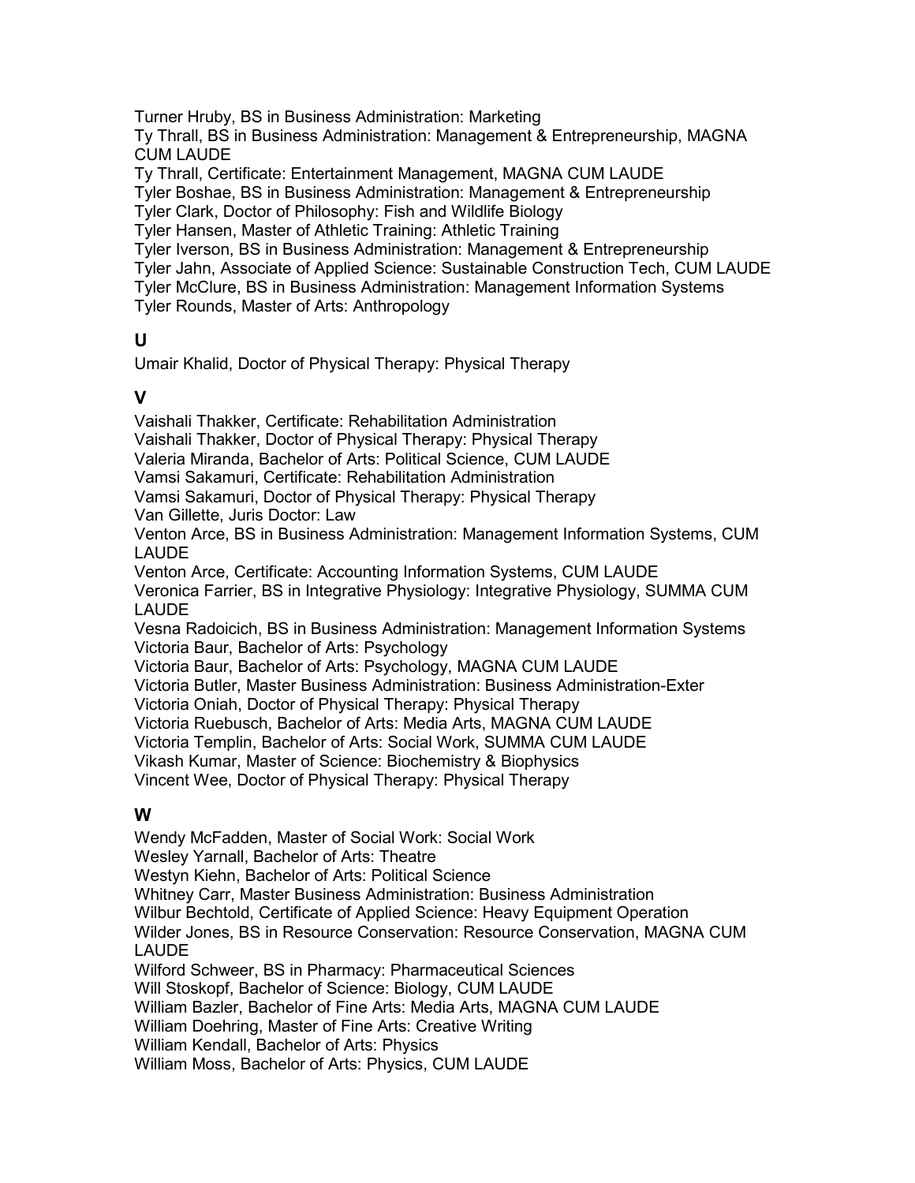Turner Hruby, BS in Business Administration: Marketing
Ty Thrall, BS in Business Administration: Management & Entrepreneurship, MAGNA CUM LAUDE
Ty Thrall, Certificate: Entertainment Management, MAGNA CUM LAUDE
Tyler Boshae, BS in Business Administration: Management & Entrepreneurship
Tyler Clark, Doctor of Philosophy: Fish and Wildlife Biology
Tyler Hansen, Master of Athletic Training: Athletic Training
Tyler Iverson, BS in Business Administration: Management & Entrepreneurship
Tyler Jahn, Associate of Applied Science: Sustainable Construction Tech, CUM LAUDE
Tyler McClure, BS in Business Administration: Management Information Systems
Tyler Rounds, Master of Arts: Anthropology

## U

Umair Khalid, Doctor of Physical Therapy: Physical Therapy

## V

Vaishali Thakker, Certificate: Rehabilitation Administration
Vaishali Thakker, Doctor of Physical Therapy: Physical Therapy
Valeria Miranda, Bachelor of Arts: Political Science, CUM LAUDE
Vamsi Sakamuri, Certificate: Rehabilitation Administration
Vamsi Sakamuri, Doctor of Physical Therapy: Physical Therapy
Van Gillette, Juris Doctor: Law
Venton Arce, BS in Business Administration: Management Information Systems, CUM LAUDE
Venton Arce, Certificate: Accounting Information Systems, CUM LAUDE
Veronica Farrier, BS in Integrative Physiology: Integrative Physiology, SUMMA CUM LAUDE
Vesna Radoicich, BS in Business Administration: Management Information Systems
Victoria Baur, Bachelor of Arts: Psychology
Victoria Baur, Bachelor of Arts: Psychology, MAGNA CUM LAUDE
Victoria Butler, Master Business Administration: Business Administration-Exter
Victoria Oniah, Doctor of Physical Therapy: Physical Therapy
Victoria Ruebusch, Bachelor of Arts: Media Arts, MAGNA CUM LAUDE
Victoria Templin, Bachelor of Arts: Social Work, SUMMA CUM LAUDE
Vikash Kumar, Master of Science: Biochemistry & Biophysics
Vincent Wee, Doctor of Physical Therapy: Physical Therapy

## W

Wendy McFadden, Master of Social Work: Social Work
Wesley Yarnall, Bachelor of Arts: Theatre
Westyn Kiehn, Bachelor of Arts: Political Science
Whitney Carr, Master Business Administration: Business Administration
Wilbur Bechtold, Certificate of Applied Science: Heavy Equipment Operation
Wilder Jones, BS in Resource Conservation: Resource Conservation, MAGNA CUM LAUDE
Wilford Schweer, BS in Pharmacy: Pharmaceutical Sciences
Will Stoskopf, Bachelor of Science: Biology, CUM LAUDE
William Bazler, Bachelor of Fine Arts: Media Arts, MAGNA CUM LAUDE
William Doehring, Master of Fine Arts: Creative Writing
William Kendall, Bachelor of Arts: Physics
William Moss, Bachelor of Arts: Physics, CUM LAUDE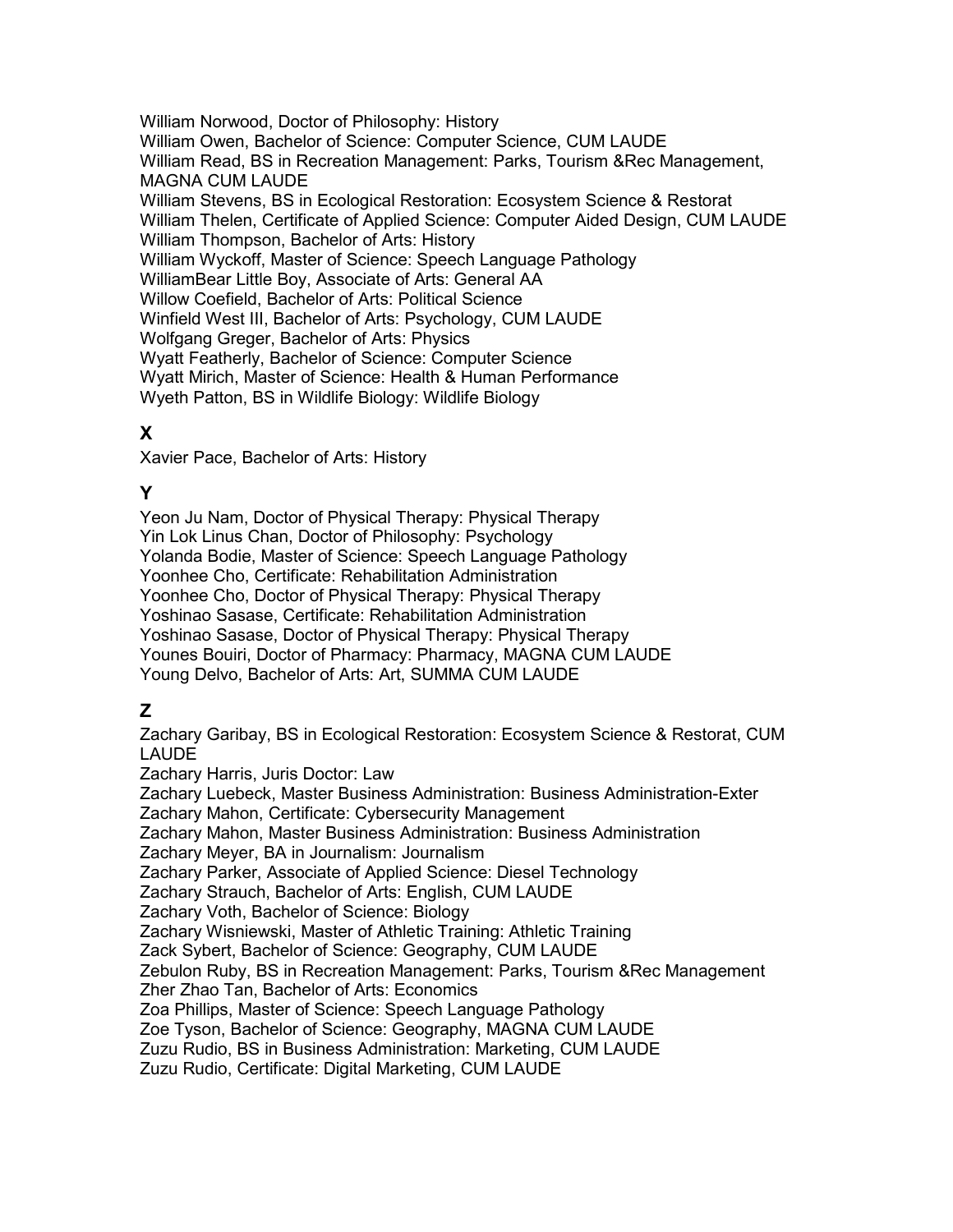William Norwood, Doctor of Philosophy: History
William Owen, Bachelor of Science: Computer Science, CUM LAUDE
William Read, BS in Recreation Management: Parks, Tourism &Rec Management, MAGNA CUM LAUDE
William Stevens, BS in Ecological Restoration: Ecosystem Science & Restorat
William Thelen, Certificate of Applied Science: Computer Aided Design, CUM LAUDE
William Thompson, Bachelor of Arts: History
William Wyckoff, Master of Science: Speech Language Pathology
WilliamBear Little Boy, Associate of Arts: General AA
Willow Coefield, Bachelor of Arts: Political Science
Winfield West III, Bachelor of Arts: Psychology, CUM LAUDE
Wolfgang Greger, Bachelor of Arts: Physics
Wyatt Featherly, Bachelor of Science: Computer Science
Wyatt Mirich, Master of Science: Health & Human Performance
Wyeth Patton, BS in Wildlife Biology: Wildlife Biology

## X

Xavier Pace, Bachelor of Arts: History

## Y

Yeon Ju Nam, Doctor of Physical Therapy: Physical Therapy
Yin Lok Linus Chan, Doctor of Philosophy: Psychology
Yolanda Bodie, Master of Science: Speech Language Pathology
Yoonhee Cho, Certificate: Rehabilitation Administration
Yoonhee Cho, Doctor of Physical Therapy: Physical Therapy
Yoshinao Sasase, Certificate: Rehabilitation Administration
Yoshinao Sasase, Doctor of Physical Therapy: Physical Therapy
Younes Bouiri, Doctor of Pharmacy: Pharmacy, MAGNA CUM LAUDE
Young Delvo, Bachelor of Arts: Art, SUMMA CUM LAUDE

## Z

Zachary Garibay, BS in Ecological Restoration: Ecosystem Science & Restorat, CUM LAUDE
Zachary Harris, Juris Doctor: Law
Zachary Luebeck, Master Business Administration: Business Administration-Exter
Zachary Mahon, Certificate: Cybersecurity Management
Zachary Mahon, Master Business Administration: Business Administration
Zachary Meyer, BA in Journalism: Journalism
Zachary Parker, Associate of Applied Science: Diesel Technology
Zachary Strauch, Bachelor of Arts: English, CUM LAUDE
Zachary Voth, Bachelor of Science: Biology
Zachary Wisniewski, Master of Athletic Training: Athletic Training
Zack Sybert, Bachelor of Science: Geography, CUM LAUDE
Zebulon Ruby, BS in Recreation Management: Parks, Tourism &Rec Management
Zher Zhao Tan, Bachelor of Arts: Economics
Zoa Phillips, Master of Science: Speech Language Pathology
Zoe Tyson, Bachelor of Science: Geography, MAGNA CUM LAUDE
Zuzu Rudio, BS in Business Administration: Marketing, CUM LAUDE
Zuzu Rudio, Certificate: Digital Marketing, CUM LAUDE